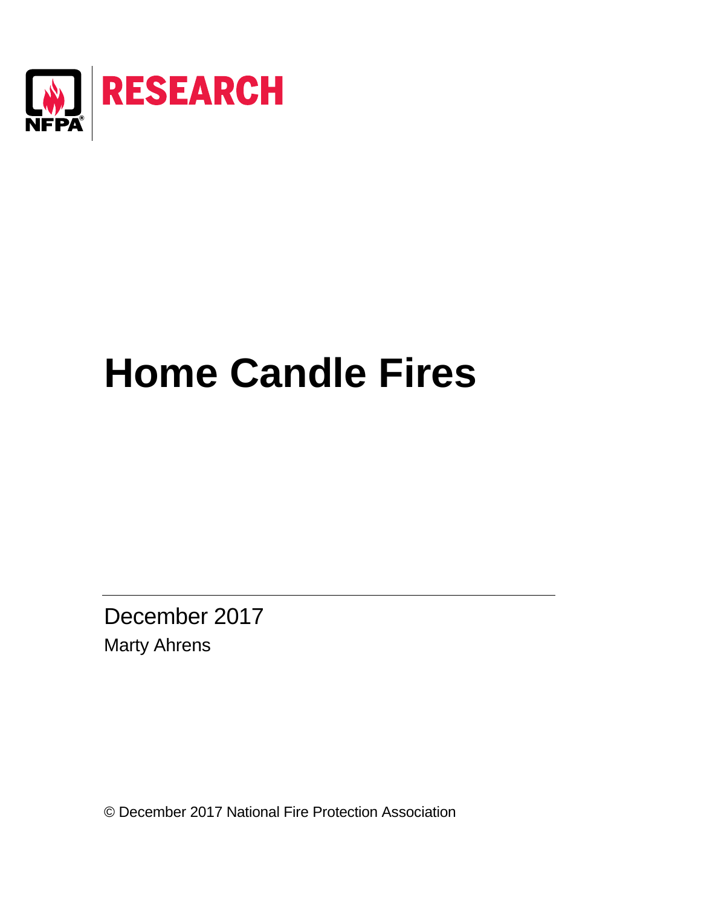NFPA RESEARCH

# Home Candle Fires

December 2017

Marty Ahrens

© December 2017 National Fire Protection Association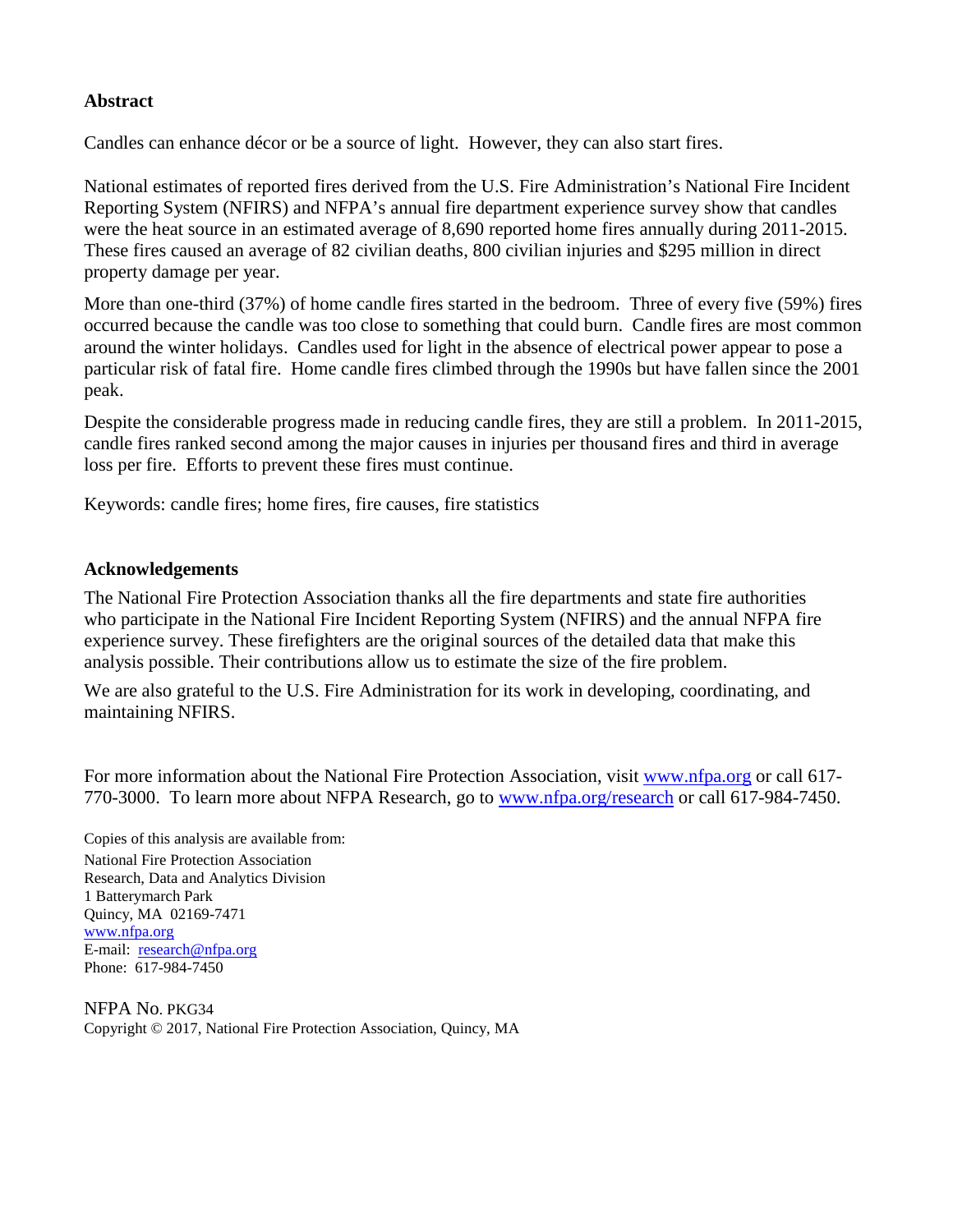## Abstract

Candles can enhance décor or be a source of light. However, they can also start fires.

National estimates of reported fires derived from the U.S. Fire Administration's National Fire Incident Reporting System (NFIRS) and NFPA's annual fire department experience survey show that candles were the heat source in an estimated average of 8,690 reported home fires annually during 2011-2015. These fires caused an average of 82 civilian deaths, 800 civilian injuries and $295 million in direct property damage per year.

More than one-third (37%) of home candle fires started in the bedroom. Three of every five (59%) fires occurred because the candle was too close to something that could burn. Candle fires are most common around the winter holidays. Candles used for light in the absence of electrical power appear to pose a particular risk of fatal fire. Home candle fires climbed through the 1990s but have fallen since the 2001 peak.

Despite the considerable progress made in reducing candle fires, they are still a problem. In 2011-2015, candle fires ranked second among the major causes in injuries per thousand fires and third in average loss per fire. Efforts to prevent these fires must continue.

Keywords: candle fires; home fires, fire causes, fire statistics

## Acknowledgements

The National Fire Protection Association thanks all the fire departments and state fire authorities who participate in the National Fire Incident Reporting System (NFIRS) and the annual NFPA fire experience survey. These firefighters are the original sources of the detailed data that make this analysis possible. Their contributions allow us to estimate the size of the fire problem.

We are also grateful to the U.S. Fire Administration for its work in developing, coordinating, and maintaining NFIRS.

For more information about the National Fire Protection Association, visit [www.nfpa.org](http://www.nfpa.org) or call 617-770-3000. To learn more about NFPA Research, go to [www.nfpa.org/research](http://www.nfpa.org/research) or call 617-984-7450.

Copies of this analysis are available from:
National Fire Protection Association
Research, Data and Analytics Division
1 Batterymarch Park
Quincy, MA 02169-7471
[www.nfpa.org](http://www.nfpa.org)
E-mail: [research@nfpa.org](mailto:research@nfpa.org)
Phone: 617-984-7450

NFPA No. PKG34
Copyright © 2017, National Fire Protection Association, Quincy, MA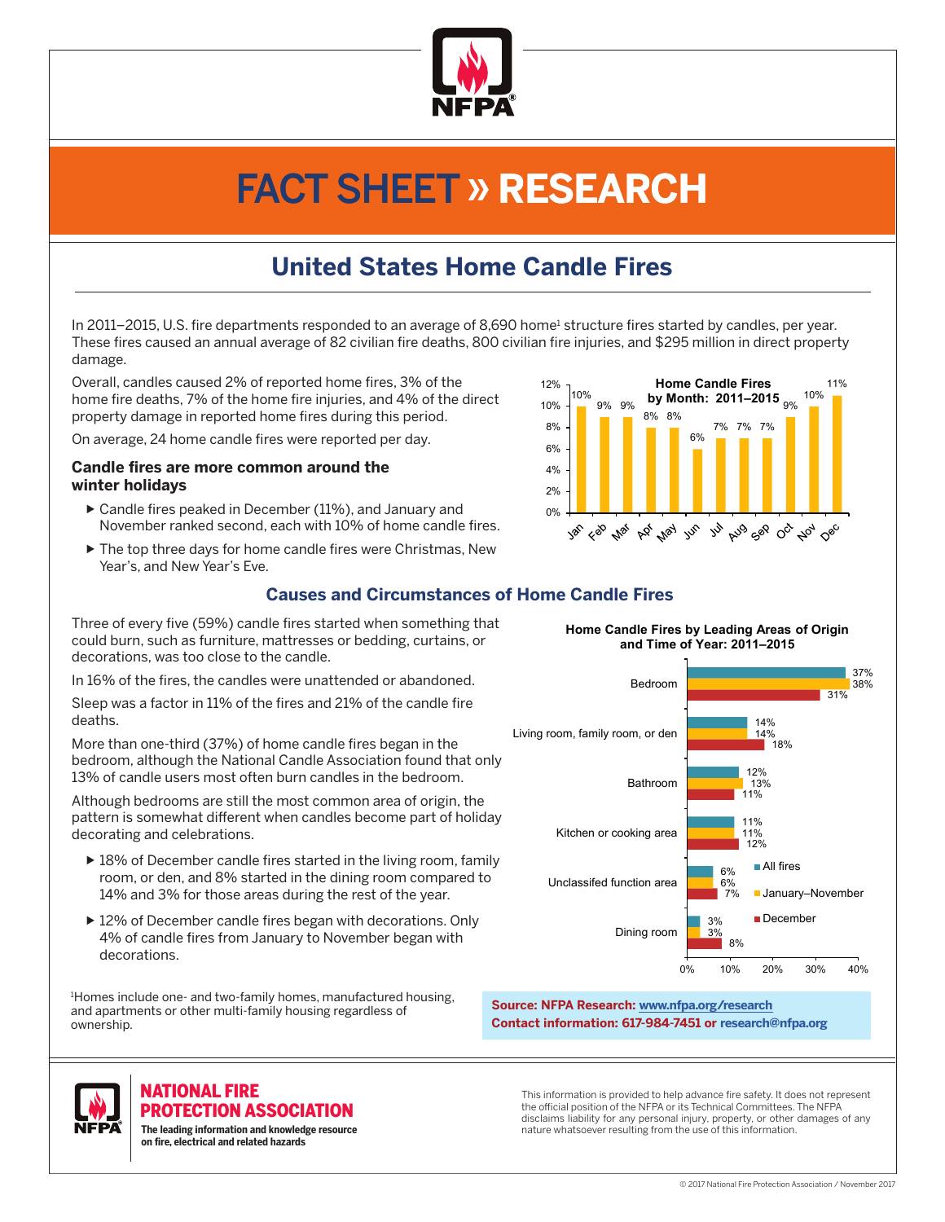# FACT SHEET » RESEARCH

## United States Home Candle Fires

In 2011–2015, U.S. fire departments responded to an average of 8,690 home[1] structure fires started by candles, per year. These fires caused an annual average of 82 civilian fire deaths, 800 civilian fire injuries, and $295 million in direct property damage.

Overall, candles caused 2% of reported home fires, 3% of the home fire deaths, 7% of the home fire injuries, and 4% of the direct property damage in reported home fires during this period.

On average, 24 home candle fires were reported per day.

### Candle fires are more common around the winter holidays

- Candle fires peaked in December (11%), and January and November ranked second, each with 10% of home candle fires.
- The top three days for home candle fires were Christmas, New Year's, and New Year's Eve.

**Home Candle Fires by Month: 2011–2015**

| Month | Share |
|---|---|
| Jan | 10% |
| Feb | 9% |
| Mar | 9% |
| Apr | 8% |
| May | 8% |
| Jun | 6% |
| Jul | 7% |
| Aug | 7% |
| Sep | 7% |
| Oct | 9% |
| Nov | 10% |
| Dec | 11% |

### Causes and Circumstances of Home Candle Fires

Three of every five (59%) candle fires started when something that could burn, such as furniture, mattresses or bedding, curtains, or decorations, was too close to the candle.

In 16% of the fires, the candles were unattended or abandoned.

Sleep was a factor in 11% of the fires and 21% of the candle fire deaths.

More than one-third (37%) of home candle fires began in the bedroom, although the National Candle Association found that only 13% of candle users most often burn candles in the bedroom.

Although bedrooms are still the most common area of origin, the pattern is somewhat different when candles become part of holiday decorating and celebrations.

- 18% of December candle fires started in the living room, family room, or den, and 8% started in the dining room compared to 14% and 3% for those areas during the rest of the year.
- 12% of December candle fires began with decorations. Only 4% of candle fires from January to November began with decorations.

**Home Candle Fires by Leading Areas of Origin and Time of Year: 2011–2015**

| Area of origin | All fires | January–November | December |
|---|---|---|---|
| Bedroom | 37% | 38% | 31% |
| Living room, family room, or den | 14% | 14% | 18% |
| Bathroom | 12% | 13% | 11% |
| Kitchen or cooking area | 11% | 11% | 12% |
| Unclassifed function area | 6% | 6% | 7% |
| Dining room | 3% | 3% | 8% |

[1]Homes include one- and two-family homes, manufactured housing, and apartments or other multi-family housing regardless of ownership.

**Source: NFPA Research: www.nfpa.org/research**
**Contact information: 617-984-7451 or research@nfpa.org**

**NATIONAL FIRE PROTECTION ASSOCIATION**
**The leading information and knowledge resource on fire, electrical and related hazards**

This information is provided to help advance fire safety. It does not represent the official position of the NFPA or its Technical Committees. The NFPA disclaims liability for any personal injury, property, or other damages of any nature whatsoever resulting from the use of this information.

© 2017 National Fire Protection Association / November 2017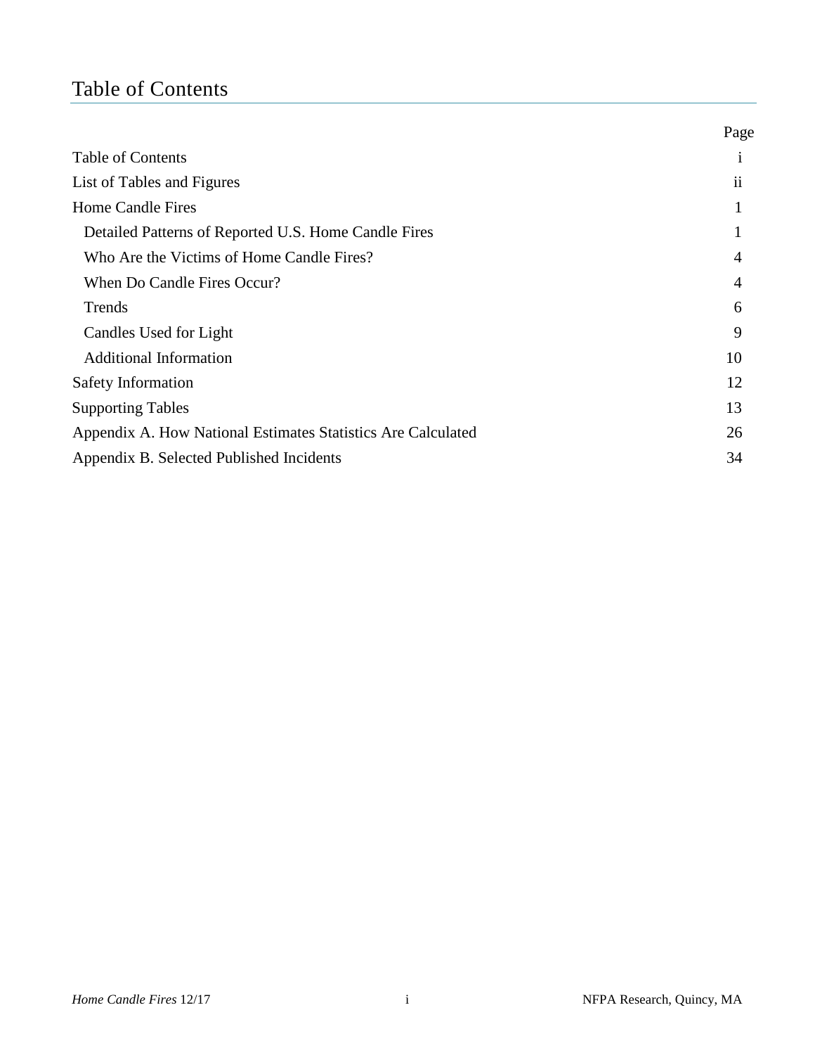# Table of Contents

| | Page |
|---|---|
| Table of Contents | i |
| List of Tables and Figures | ii |
| Home Candle Fires | 1 |
| Detailed Patterns of Reported U.S. Home Candle Fires | 1 |
| Who Are the Victims of Home Candle Fires? | 4 |
| When Do Candle Fires Occur? | 4 |
| Trends | 6 |
| Candles Used for Light | 9 |
| Additional Information | 10 |
| Safety Information | 12 |
| Supporting Tables | 13 |
| Appendix A. How National Estimates Statistics Are Calculated | 26 |
| Appendix B. Selected Published Incidents | 34 |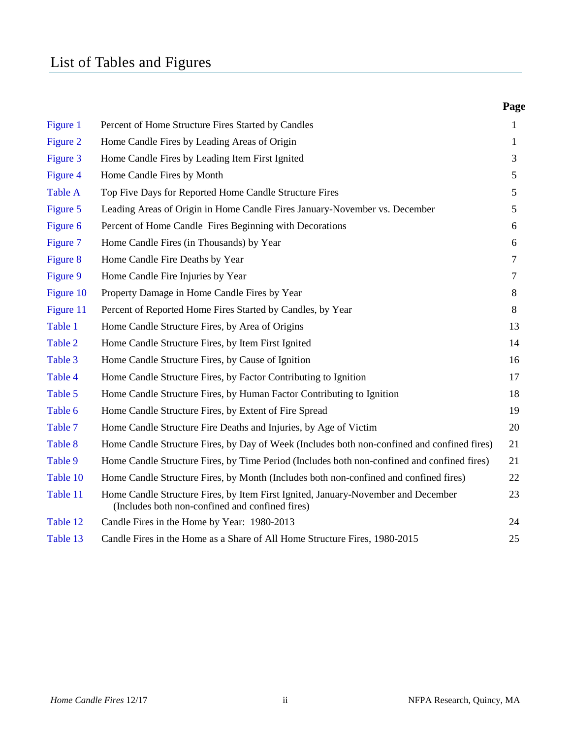# List of Tables and Figures

| | | Page |
|---|---|---|
| Figure 1 | Percent of Home Structure Fires Started by Candles | 1 |
| Figure 2 | Home Candle Fires by Leading Areas of Origin | 1 |
| Figure 3 | Home Candle Fires by Leading Item First Ignited | 3 |
| Figure 4 | Home Candle Fires by Month | 5 |
| Table A | Top Five Days for Reported Home Candle Structure Fires | 5 |
| Figure 5 | Leading Areas of Origin in Home Candle Fires January-November vs. December | 5 |
| Figure 6 | Percent of Home Candle Fires Beginning with Decorations | 6 |
| Figure 7 | Home Candle Fires (in Thousands) by Year | 6 |
| Figure 8 | Home Candle Fire Deaths by Year | 7 |
| Figure 9 | Home Candle Fire Injuries by Year | 7 |
| Figure 10 | Property Damage in Home Candle Fires by Year | 8 |
| Figure 11 | Percent of Reported Home Fires Started by Candles, by Year | 8 |
| Table 1 | Home Candle Structure Fires, by Area of Origins | 13 |
| Table 2 | Home Candle Structure Fires, by Item First Ignited | 14 |
| Table 3 | Home Candle Structure Fires, by Cause of Ignition | 16 |
| Table 4 | Home Candle Structure Fires, by Factor Contributing to Ignition | 17 |
| Table 5 | Home Candle Structure Fires, by Human Factor Contributing to Ignition | 18 |
| Table 6 | Home Candle Structure Fires, by Extent of Fire Spread | 19 |
| Table 7 | Home Candle Structure Fire Deaths and Injuries, by Age of Victim | 20 |
| Table 8 | Home Candle Structure Fires, by Day of Week (Includes both non-confined and confined fires) | 21 |
| Table 9 | Home Candle Structure Fires, by Time Period (Includes both non-confined and confined fires) | 21 |
| Table 10 | Home Candle Structure Fires, by Month (Includes both non-confined and confined fires) | 22 |
| Table 11 | Home Candle Structure Fires, by Item First Ignited, January-November and December (Includes both non-confined and confined fires) | 23 |
| Table 12 | Candle Fires in the Home by Year: 1980-2013 | 24 |
| Table 13 | Candle Fires in the Home as a Share of All Home Structure Fires, 1980-2015 | 25 |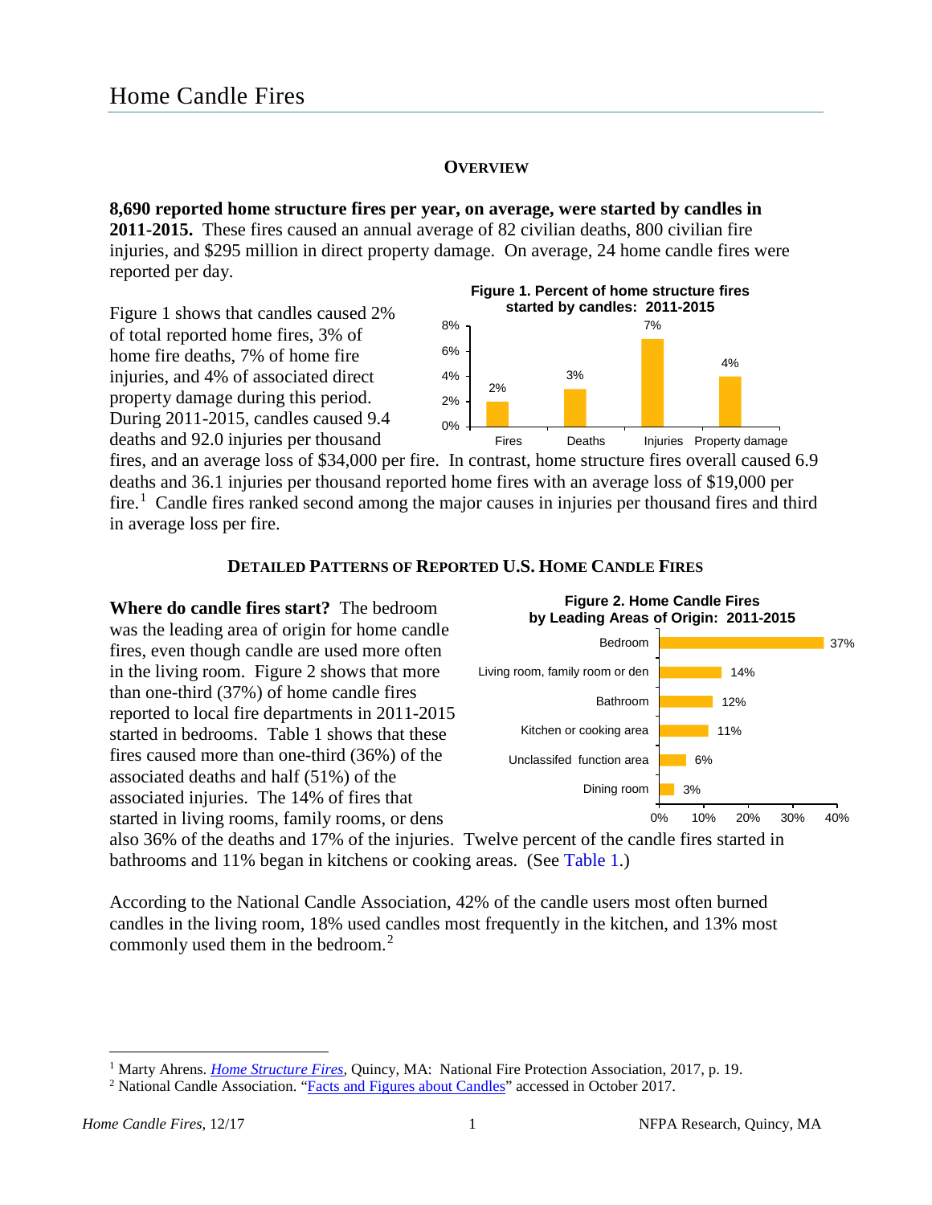# Home Candle Fires

## OVERVIEW

**8,690 reported home structure fires per year, on average, were started by candles in 2011-2015.** These fires caused an annual average of 82 civilian deaths, 800 civilian fire injuries, and $295 million in direct property damage. On average, 24 home candle fires were reported per day.

Figure 1 shows that candles caused 2% of total reported home fires, 3% of home fire deaths, 7% of home fire injuries, and 4% of associated direct property damage during this period. During 2011-2015, candles caused 9.4 deaths and 92.0 injuries per thousand fires, and an average loss of $34,000 per fire. In contrast, home structure fires overall caused 6.9 deaths and 36.1 injuries per thousand reported home fires with an average loss of $19,000 per fire.[1] Candle fires ranked second among the major causes in injuries per thousand fires and third in average loss per fire.

**Figure 1. Percent of home structure fires started by candles: 2011-2015**

| | Fires | Deaths | Injuries | Property damage |
|---|---|---|---|---|
| Percent | 2% | 3% | 7% | 4% |

## DETAILED PATTERNS OF REPORTED U.S. HOME CANDLE FIRES

**Where do candle fires start?** The bedroom was the leading area of origin for home candle fires, even though candle are used more often in the living room. Figure 2 shows that more than one-third (37%) of home candle fires reported to local fire departments in 2011-2015 started in bedrooms. Table 1 shows that these fires caused more than one-third (36%) of the associated deaths and half (51%) of the associated injuries. The 14% of fires that started in living rooms, family rooms, or dens also 36% of the deaths and 17% of the injuries. Twelve percent of the candle fires started in bathrooms and 11% began in kitchens or cooking areas. (See Table 1.)

**Figure 2. Home Candle Fires by Leading Areas of Origin: 2011-2015**

| Area of Origin | Percent |
|---|---|
| Bedroom | 37% |
| Living room, family room or den | 14% |
| Bathroom | 12% |
| Kitchen or cooking area | 11% |
| Unclassifed function area | 6% |
| Dining room | 3% |

According to the National Candle Association, 42% of the candle users most often burned candles in the living room, 18% used candles most frequently in the kitchen, and 13% most commonly used them in the bedroom.[2]

---

[1] Marty Ahrens. *Home Structure Fires*, Quincy, MA: National Fire Protection Association, 2017, p. 19.

[2] National Candle Association. "Facts and Figures about Candles" accessed in October 2017.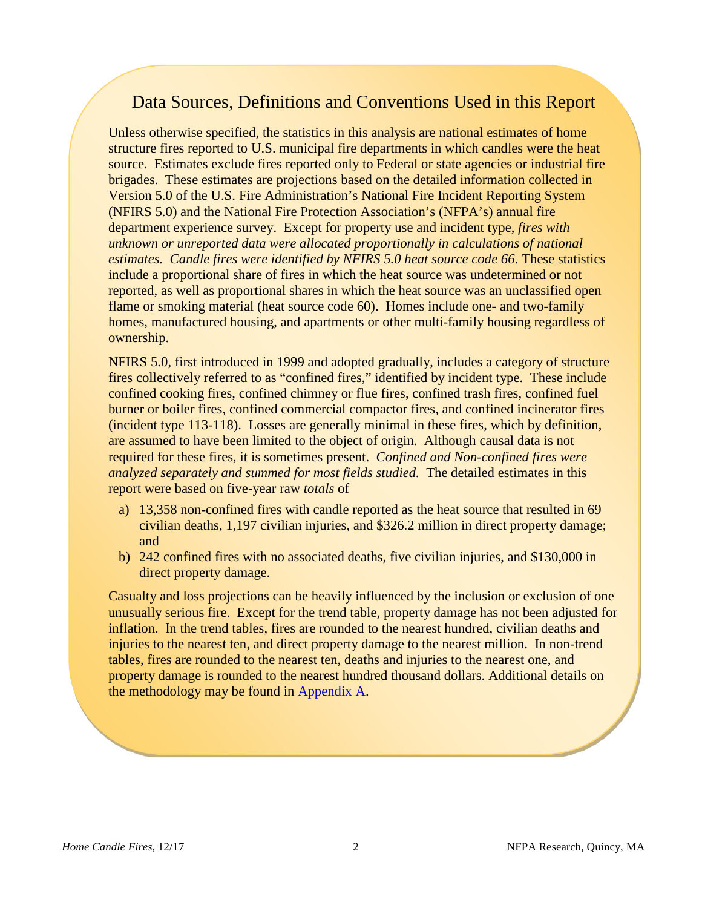## Data Sources, Definitions and Conventions Used in this Report

Unless otherwise specified, the statistics in this analysis are national estimates of home structure fires reported to U.S. municipal fire departments in which candles were the heat source. Estimates exclude fires reported only to Federal or state agencies or industrial fire brigades. These estimates are projections based on the detailed information collected in Version 5.0 of the U.S. Fire Administration's National Fire Incident Reporting System (NFIRS 5.0) and the National Fire Protection Association's (NFPA's) annual fire department experience survey. Except for property use and incident type, *fires with unknown or unreported data were allocated proportionally in calculations of national estimates. Candle fires were identified by NFIRS 5.0 heat source code 66*. These statistics include a proportional share of fires in which the heat source was undetermined or not reported, as well as proportional shares in which the heat source was an unclassified open flame or smoking material (heat source code 60). Homes include one- and two-family homes, manufactured housing, and apartments or other multi-family housing regardless of ownership.

NFIRS 5.0, first introduced in 1999 and adopted gradually, includes a category of structure fires collectively referred to as "confined fires," identified by incident type. These include confined cooking fires, confined chimney or flue fires, confined trash fires, confined fuel burner or boiler fires, confined commercial compactor fires, and confined incinerator fires (incident type 113-118). Losses are generally minimal in these fires, which by definition, are assumed to have been limited to the object of origin. Although causal data is not required for these fires, it is sometimes present. *Confined and Non-confined fires were analyzed separately and summed for most fields studied.* The detailed estimates in this report were based on five-year raw *totals* of

a) 13,358 non-confined fires with candle reported as the heat source that resulted in 69 civilian deaths, 1,197 civilian injuries, and $326.2 million in direct property damage; and
b) 242 confined fires with no associated deaths, five civilian injuries, and $130,000 in direct property damage.

Casualty and loss projections can be heavily influenced by the inclusion or exclusion of one unusually serious fire. Except for the trend table, property damage has not been adjusted for inflation. In the trend tables, fires are rounded to the nearest hundred, civilian deaths and injuries to the nearest ten, and direct property damage to the nearest million. In non-trend tables, fires are rounded to the nearest ten, deaths and injuries to the nearest one, and property damage is rounded to the nearest hundred thousand dollars. Additional details on the methodology may be found in Appendix A.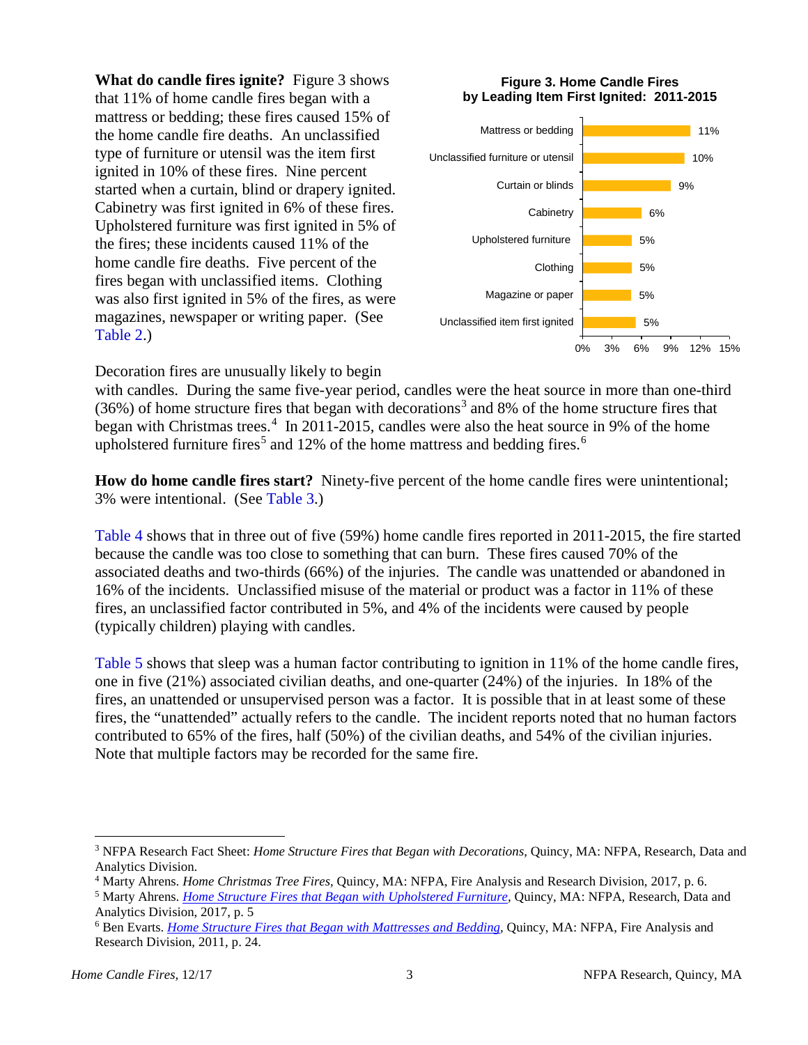**What do candle fires ignite?** Figure 3 shows that 11% of home candle fires began with a mattress or bedding; these fires caused 15% of the home candle fire deaths. An unclassified type of furniture or utensil was the item first ignited in 10% of these fires. Nine percent started when a curtain, blind or drapery ignited. Cabinetry was first ignited in 6% of these fires. Upholstered furniture was first ignited in 5% of the fires; these incidents caused 11% of the home candle fire deaths. Five percent of the fires began with unclassified items. Clothing was also first ignited in 5% of the fires, as were magazines, newspaper or writing paper. (See Table 2.)

**Figure 3. Home Candle Fires by Leading Item First Ignited: 2011-2015**

| Item first ignited | Percent |
|---|---|
| Mattress or bedding | 11% |
| Unclassified furniture or utensil | 10% |
| Curtain or blinds | 9% |
| Cabinetry | 6% |
| Upholstered furniture | 5% |
| Clothing | 5% |
| Magazine or paper | 5% |
| Unclassified item first ignited | 5% |

Decoration fires are unusually likely to begin with candles. During the same five-year period, candles were the heat source in more than one-third (36%) of home structure fires that began with decorations[3] and 8% of the home structure fires that began with Christmas trees.[4] In 2011-2015, candles were also the heat source in 9% of the home upholstered furniture fires[5] and 12% of the home mattress and bedding fires.[6]

**How do home candle fires start?** Ninety-five percent of the home candle fires were unintentional; 3% were intentional. (See Table 3.)

Table 4 shows that in three out of five (59%) home candle fires reported in 2011-2015, the fire started because the candle was too close to something that can burn. These fires caused 70% of the associated deaths and two-thirds (66%) of the injuries. The candle was unattended or abandoned in 16% of the incidents. Unclassified misuse of the material or product was a factor in 11% of these fires, an unclassified factor contributed in 5%, and 4% of the incidents were caused by people (typically children) playing with candles.

Table 5 shows that sleep was a human factor contributing to ignition in 11% of the home candle fires, one in five (21%) associated civilian deaths, and one-quarter (24%) of the injuries. In 18% of the fires, an unattended or unsupervised person was a factor. It is possible that in at least some of these fires, the "unattended" actually refers to the candle. The incident reports noted that no human factors contributed to 65% of the fires, half (50%) of the civilian deaths, and 54% of the civilian injuries. Note that multiple factors may be recorded for the same fire.

---

[3] NFPA Research Fact Sheet: *Home Structure Fires that Began with Decorations*, Quincy, MA: NFPA, Research, Data and Analytics Division.

[4] Marty Ahrens. *Home Christmas Tree Fires*, Quincy, MA: NFPA, Fire Analysis and Research Division, 2017, p. 6.

[5] Marty Ahrens. *Home Structure Fires that Began with Upholstered Furniture*, Quincy, MA: NFPA, Research, Data and Analytics Division, 2017, p. 5

[6] Ben Evarts. *Home Structure Fires that Began with Mattresses and Bedding*, Quincy, MA: NFPA, Fire Analysis and Research Division, 2011, p. 24.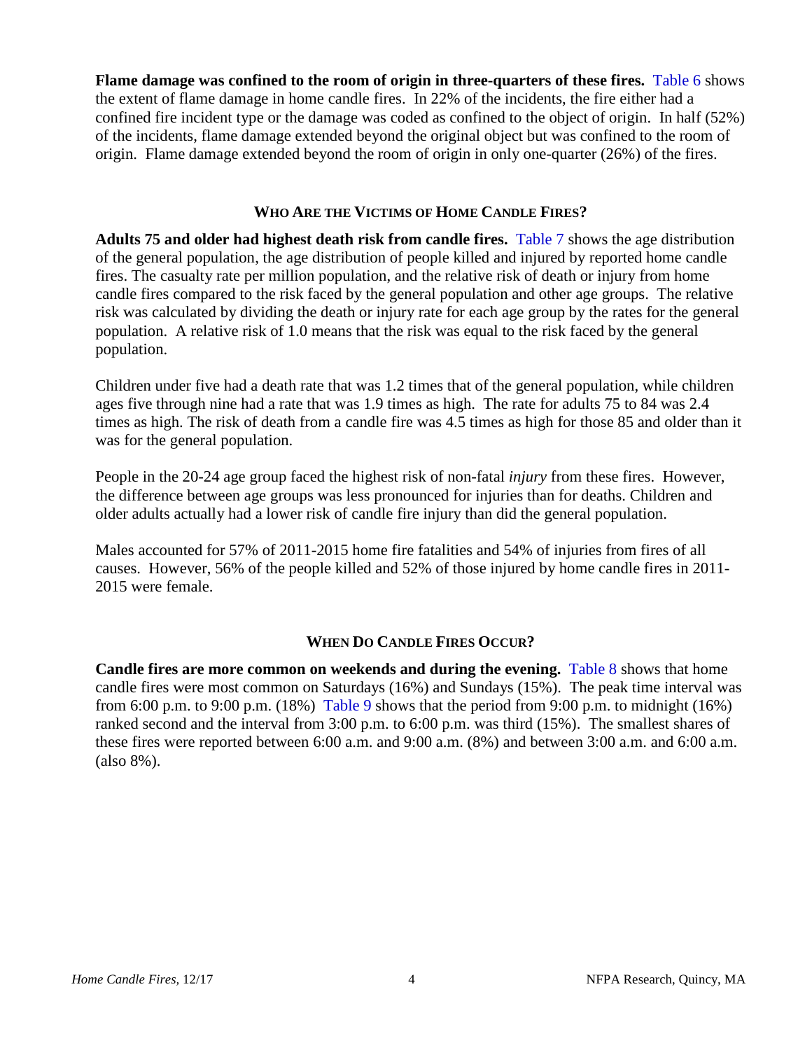**Flame damage was confined to the room of origin in three-quarters of these fires.** Table 6 shows the extent of flame damage in home candle fires. In 22% of the incidents, the fire either had a confined fire incident type or the damage was coded as confined to the object of origin. In half (52%) of the incidents, flame damage extended beyond the original object but was confined to the room of origin. Flame damage extended beyond the room of origin in only one-quarter (26%) of the fires.

## WHO ARE THE VICTIMS OF HOME CANDLE FIRES?

**Adults 75 and older had highest death risk from candle fires.** Table 7 shows the age distribution of the general population, the age distribution of people killed and injured by reported home candle fires. The casualty rate per million population, and the relative risk of death or injury from home candle fires compared to the risk faced by the general population and other age groups. The relative risk was calculated by dividing the death or injury rate for each age group by the rates for the general population. A relative risk of 1.0 means that the risk was equal to the risk faced by the general population.

Children under five had a death rate that was 1.2 times that of the general population, while children ages five through nine had a rate that was 1.9 times as high. The rate for adults 75 to 84 was 2.4 times as high. The risk of death from a candle fire was 4.5 times as high for those 85 and older than it was for the general population.

People in the 20-24 age group faced the highest risk of non-fatal *injury* from these fires. However, the difference between age groups was less pronounced for injuries than for deaths. Children and older adults actually had a lower risk of candle fire injury than did the general population.

Males accounted for 57% of 2011-2015 home fire fatalities and 54% of injuries from fires of all causes. However, 56% of the people killed and 52% of those injured by home candle fires in 2011-2015 were female.

## WHEN DO CANDLE FIRES OCCUR?

**Candle fires are more common on weekends and during the evening.** Table 8 shows that home candle fires were most common on Saturdays (16%) and Sundays (15%). The peak time interval was from 6:00 p.m. to 9:00 p.m. (18%) Table 9 shows that the period from 9:00 p.m. to midnight (16%) ranked second and the interval from 3:00 p.m. to 6:00 p.m. was third (15%). The smallest shares of these fires were reported between 6:00 a.m. and 9:00 a.m. (8%) and between 3:00 a.m. and 6:00 a.m. (also 8%).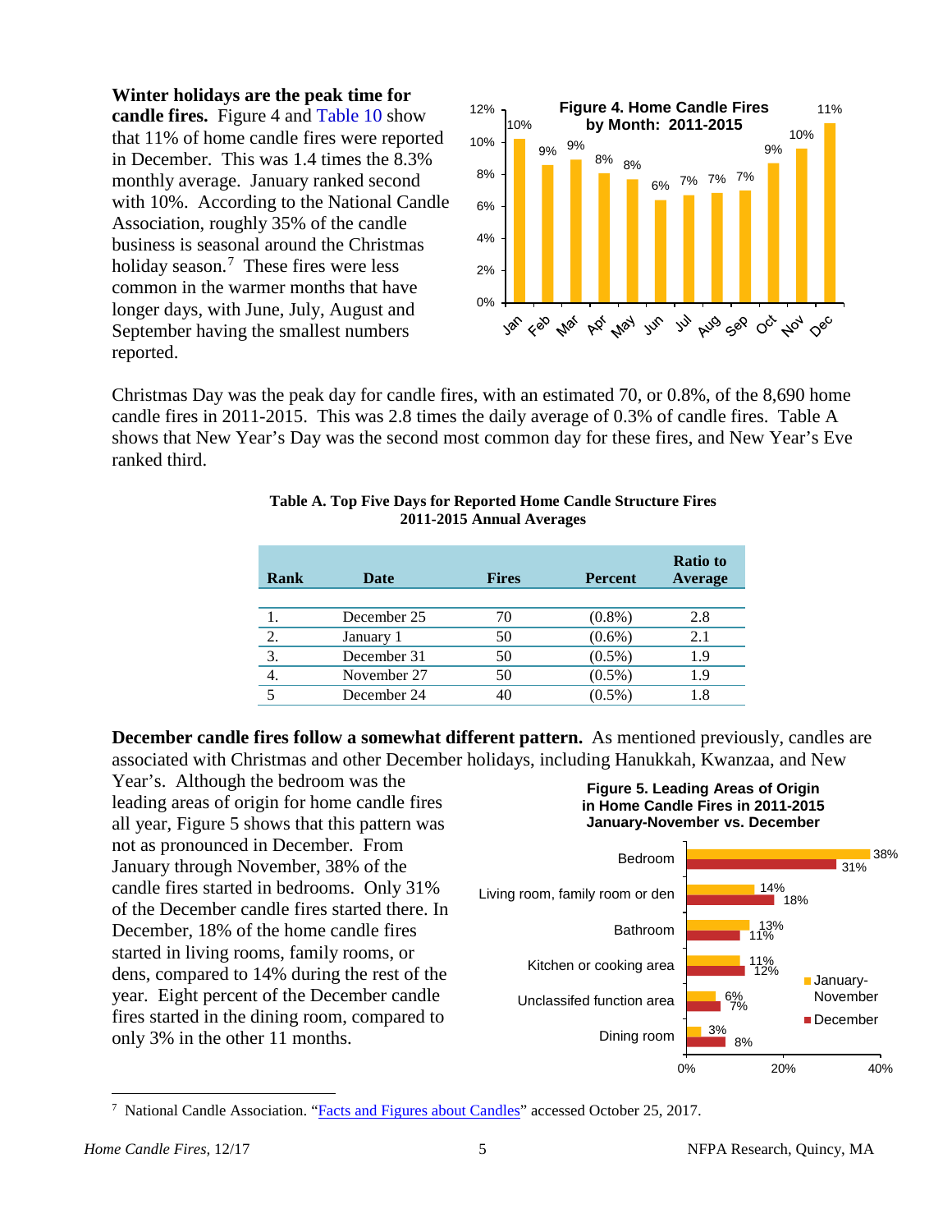**Winter holidays are the peak time for candle fires.** Figure 4 and Table 10 show that 11% of home candle fires were reported in December. This was 1.4 times the 8.3% monthly average. January ranked second with 10%. According to the National Candle Association, roughly 35% of the candle business is seasonal around the Christmas holiday season.[7] These fires were less common in the warmer months that have longer days, with June, July, August and September having the smallest numbers reported.

**Figure 4. Home Candle Fires by Month: 2011-2015**

| Month | Percent |
|---|---|
| Jan | 10% |
| Feb | 9% |
| Mar | 9% |
| Apr | 8% |
| May | 8% |
| Jun | 6% |
| Jul | 7% |
| Aug | 7% |
| Sep | 7% |
| Oct | 9% |
| Nov | 10% |
| Dec | 11% |

Christmas Day was the peak day for candle fires, with an estimated 70, or 0.8%, of the 8,690 home candle fires in 2011-2015. This was 2.8 times the daily average of 0.3% of candle fires. Table A shows that New Year's Day was the second most common day for these fires, and New Year's Eve ranked third.

**Table A. Top Five Days for Reported Home Candle Structure Fires 2011-2015 Annual Averages**

| Rank | Date | Fires | Percent | Ratio to Average |
|---|---|---|---|---|
| 1. | December 25 | 70 | (0.8%) | 2.8 |
| 2. | January 1 | 50 | (0.6%) | 2.1 |
| 3. | December 31 | 50 | (0.5%) | 1.9 |
| 4. | November 27 | 50 | (0.5%) | 1.9 |
| 5 | December 24 | 40 | (0.5%) | 1.8 |

**December candle fires follow a somewhat different pattern.** As mentioned previously, candles are associated with Christmas and other December holidays, including Hanukkah, Kwanzaa, and New Year's. Although the bedroom was the leading areas of origin for home candle fires all year, Figure 5 shows that this pattern was not as pronounced in December. From January through November, 38% of the candle fires started in bedrooms. Only 31% of the December candle fires started there. In December, 18% of the home candle fires started in living rooms, family rooms, or dens, compared to 14% during the rest of the year. Eight percent of the December candle fires started in the dining room, compared to only 3% in the other 11 months.

**Figure 5. Leading Areas of Origin in Home Candle Fires in 2011-2015 January-November vs. December**

| Area of origin | January-November | December |
|---|---|---|
| Bedroom | 38% | 31% |
| Living room, family room or den | 14% | 18% |
| Bathroom | 13% | 11% |
| Kitchen or cooking area | 11% | 12% |
| Unclassified function area | 6% | 7% |
| Dining room | 3% | 8% |

---

[7] National Candle Association. "Facts and Figures about Candles" accessed October 25, 2017.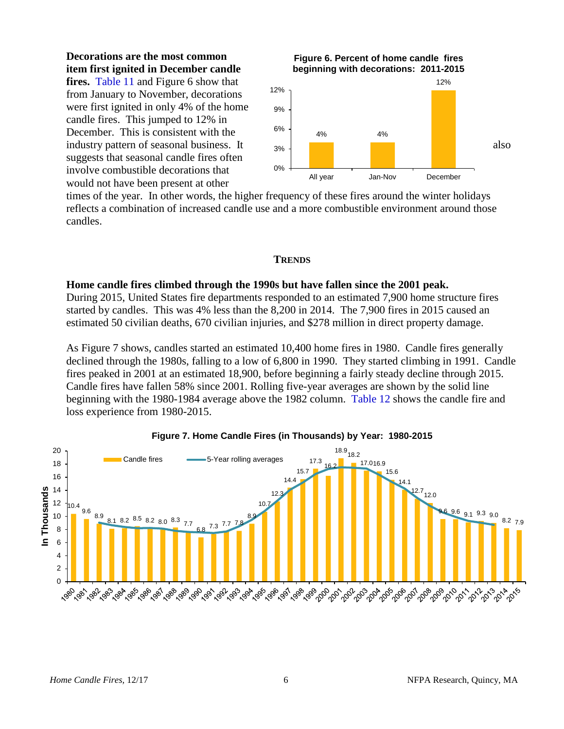**Decorations are the most common item first ignited in December candle fires.** Table 11 and Figure 6 show that from January to November, decorations were first ignited in only 4% of the home candle fires. This jumped to 12% in December. This is consistent with the industry pattern of seasonal business. It also suggests that seasonal candle fires often involve combustible decorations that would not have been present at other times of the year. In other words, the higher frequency of these fires around the winter holidays reflects a combination of increased candle use and a more combustible environment around those candles.

**Figure 6. Percent of home candle fires beginning with decorations: 2011-2015**

| | Percent |
|---|---|
| All year | 4% |
| Jan-Nov | 4% |
| December | 12% |

## TRENDS

**Home candle fires climbed through the 1990s but have fallen since the 2001 peak.**
During 2015, United States fire departments responded to an estimated 7,900 home structure fires started by candles. This was 4% less than the 8,200 in 2014. The 7,900 fires in 2015 caused an estimated 50 civilian deaths, 670 civilian injuries, and $278 million in direct property damage.

As Figure 7 shows, candles started an estimated 10,400 home fires in 1980. Candle fires generally declined through the 1980s, falling to a low of 6,800 in 1990. They started climbing in 1991. Candle fires peaked in 2001 at an estimated 18,900, before beginning a fairly steady decline through 2015. Candle fires have fallen 58% since 2001. Rolling five-year averages are shown by the solid line beginning with the 1980-1984 average above the 1982 column. Table 12 shows the candle fire and loss experience from 1980-2015.

**Figure 7. Home Candle Fires (in Thousands) by Year: 1980-2015**

| Year | Candle fires (thousands) |
|---|---|
| 1980 | 10.4 |
| 1981 | 9.6 |
| 1982 | 8.9 |
| 1983 | 8.1 |
| 1984 | 8.2 |
| 1985 | 8.5 |
| 1986 | 8.2 |
| 1987 | 8.0 |
| 1988 | 8.3 |
| 1989 | 7.7 |
| 1990 | 6.8 |
| 1991 | 7.3 |
| 1992 | 7.7 |
| 1993 | 7.8 |
| 1994 | 8.9 |
| 1995 | 10.7 |
| 1996 | 12.3 |
| 1997 | 14.4 |
| 1998 | 15.7 |
| 1999 | 17.3 |
| 2000 | 16.2 |
| 2001 | 18.9 |
| 2002 | 18.2 |
| 2003 | 17.0 |
| 2004 | 16.9 |
| 2005 | 15.6 |
| 2006 | 14.1 |
| 2007 | 12.7 |
| 2008 | 12.0 |
| 2009 | 9.6 |
| 2010 | 9.6 |
| 2011 | 9.1 |
| 2012 | 9.3 |
| 2013 | 9.0 |
| 2014 | 8.2 |
| 2015 | 7.9 |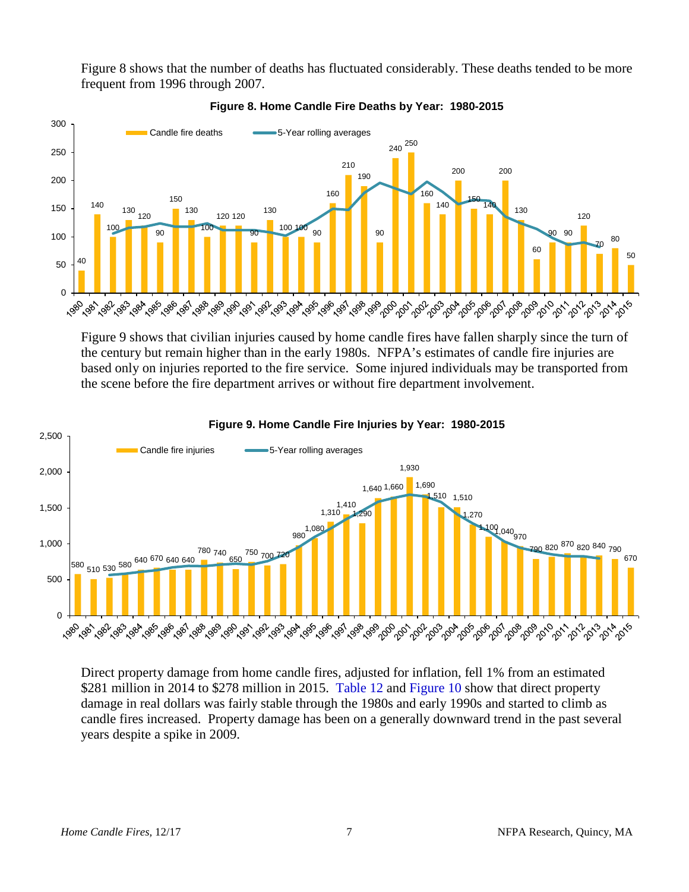Figure 8 shows that the number of deaths has fluctuated considerably. These deaths tended to be more frequent from 1996 through 2007.

**Figure 8. Home Candle Fire Deaths by Year: 1980-2015**

| Year | Candle fire deaths |
|---|---|
| 1980 | 40 |
| 1981 | 140 |
| 1982 | 100 |
| 1983 | 130 |
| 1984 | 120 |
| 1985 | 90 |
| 1986 | 150 |
| 1987 | 130 |
| 1988 | 100 |
| 1989 | 120 |
| 1990 | 120 |
| 1991 | 90 |
| 1992 | 130 |
| 1993 | 100 |
| 1994 | 100 |
| 1995 | 90 |
| 1996 | 160 |
| 1997 | 210 |
| 1998 | 190 |
| 1999 | 90 |
| 2000 | 240 |
| 2001 | 250 |
| 2002 | 160 |
| 2003 | 140 |
| 2004 | 200 |
| 2005 | 150 |
| 2006 | 140 |
| 2007 | 200 |
| 2008 | 130 |
| 2009 | 60 |
| 2010 | 90 |
| 2011 | 90 |
| 2012 | 120 |
| 2013 | 70 |
| 2014 | 80 |
| 2015 | 50 |

Figure 9 shows that civilian injuries caused by home candle fires have fallen sharply since the turn of the century but remain higher than in the early 1980s. NFPA's estimates of candle fire injuries are based only on injuries reported to the fire service. Some injured individuals may be transported from the scene before the fire department arrives or without fire department involvement.

**Figure 9. Home Candle Fire Injuries by Year: 1980-2015**

| Year | Candle fire injuries |
|---|---|
| 1980 | 580 |
| 1981 | 510 |
| 1982 | 530 |
| 1983 | 580 |
| 1984 | 640 |
| 1985 | 670 |
| 1986 | 640 |
| 1987 | 640 |
| 1988 | 780 |
| 1989 | 740 |
| 1990 | 650 |
| 1991 | 750 |
| 1992 | 700 |
| 1993 | 720 |
| 1994 | 980 |
| 1995 | 1,080 |
| 1996 | 1,310 |
| 1997 | 1,410 |
| 1998 | 1,290 |
| 1999 | 1,640 |
| 2000 | 1,660 |
| 2001 | 1,930 |
| 2002 | 1,690 |
| 2003 | 1,510 |
| 2004 | 1,510 |
| 2005 | 1,270 |
| 2006 | 1,100 |
| 2007 | 1,040 |
| 2008 | 970 |
| 2009 | 790 |
| 2010 | 820 |
| 2011 | 870 |
| 2012 | 820 |
| 2013 | 840 |
| 2014 | 790 |
| 2015 | 670 |

Direct property damage from home candle fires, adjusted for inflation, fell 1% from an estimated $281 million in 2014 to $278 million in 2015. Table 12 and Figure 10 show that direct property damage in real dollars was fairly stable through the 1980s and early 1990s and started to climb as candle fires increased. Property damage has been on a generally downward trend in the past several years despite a spike in 2009.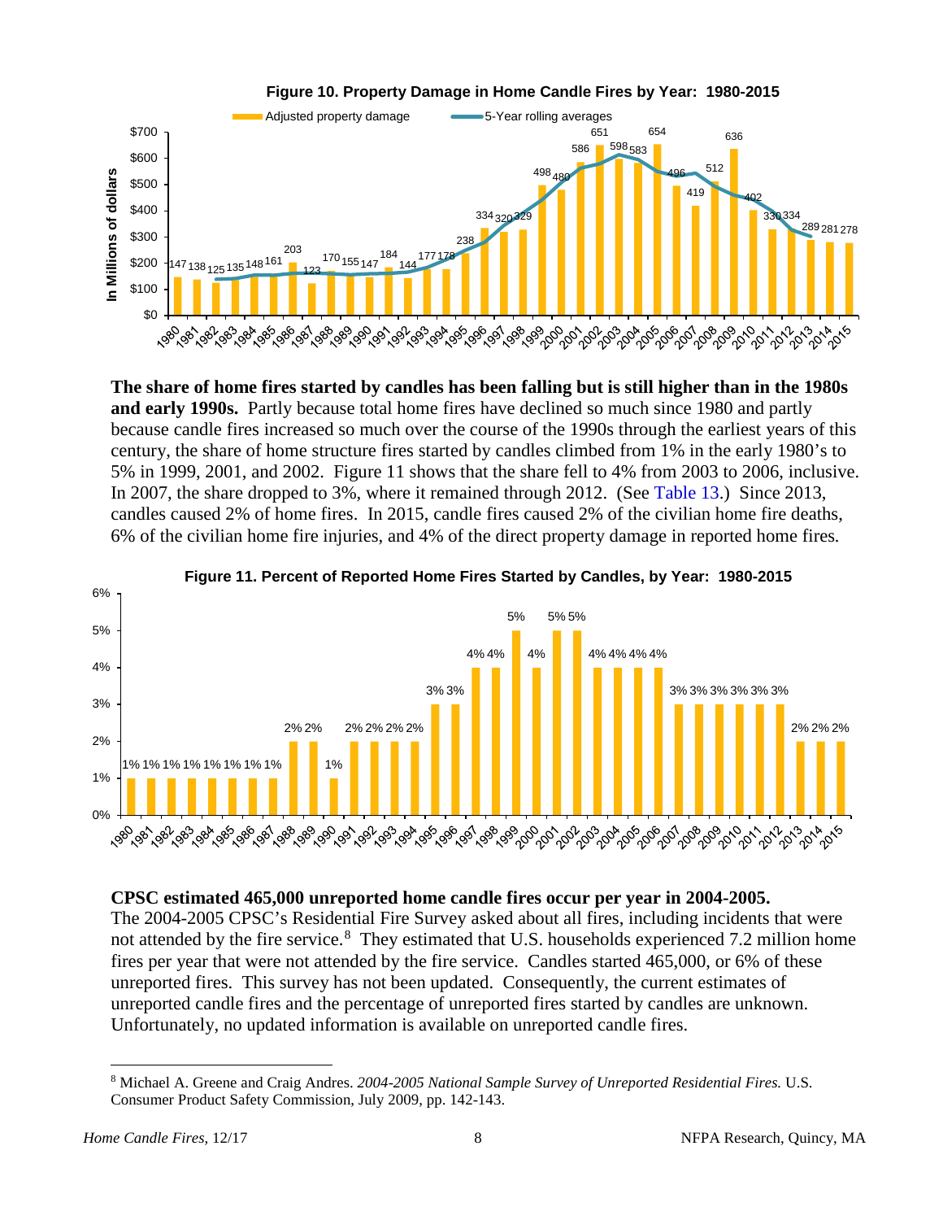**Figure 10. Property Damage in Home Candle Fires by Year: 1980-2015**

| Year | Adjusted property damage (in millions of dollars) |
|---|---|
| 1980 | 147 |
| 1981 | 138 |
| 1982 | 125 |
| 1983 | 135 |
| 1984 | 148 |
| 1985 | 161 |
| 1986 | 203 |
| 1987 | 123 |
| 1988 | 170 |
| 1989 | 155 |
| 1990 | 147 |
| 1991 | 184 |
| 1992 | 144 |
| 1993 | 177 |
| 1994 | 178 |
| 1995 | 238 |
| 1996 | 334 |
| 1997 | 320 |
| 1998 | 329 |
| 1999 | 498 |
| 2000 | 480 |
| 2001 | 586 |
| 2002 | 651 |
| 2003 | 598 |
| 2004 | 583 |
| 2005 | 654 |
| 2006 | 496 |
| 2007 | 419 |
| 2008 | 512 |
| 2009 | 636 |
| 2010 | 402 |
| 2011 | 330 |
| 2012 | 334 |
| 2013 | 289 |
| 2014 | 281 |
| 2015 | 278 |

**The share of home fires started by candles has been falling but is still higher than in the 1980s and early 1990s.** Partly because total home fires have declined so much since 1980 and partly because candle fires increased so much over the course of the 1990s through the earliest years of this century, the share of home structure fires started by candles climbed from 1% in the early 1980's to 5% in 1999, 2001, and 2002. Figure 11 shows that the share fell to 4% from 2003 to 2006, inclusive. In 2007, the share dropped to 3%, where it remained through 2012. (See Table 13.) Since 2013, candles caused 2% of home fires. In 2015, candle fires caused 2% of the civilian home fire deaths, 6% of the civilian home fire injuries, and 4% of the direct property damage in reported home fires.

**Figure 11. Percent of Reported Home Fires Started by Candles, by Year: 1980-2015**

| Year | Percent |
|---|---|
| 1980 | 1% |
| 1981 | 1% |
| 1982 | 1% |
| 1983 | 1% |
| 1984 | 1% |
| 1985 | 1% |
| 1986 | 1% |
| 1987 | 1% |
| 1988 | 2% |
| 1989 | 2% |
| 1990 | 1% |
| 1991 | 2% |
| 1992 | 2% |
| 1993 | 2% |
| 1994 | 2% |
| 1995 | 3% |
| 1996 | 3% |
| 1997 | 4% |
| 1998 | 4% |
| 1999 | 5% |
| 2000 | 4% |
| 2001 | 5% |
| 2002 | 5% |
| 2003 | 4% |
| 2004 | 4% |
| 2005 | 4% |
| 2006 | 4% |
| 2007 | 3% |
| 2008 | 3% |
| 2009 | 3% |
| 2010 | 3% |
| 2011 | 3% |
| 2012 | 3% |
| 2013 | 2% |
| 2014 | 2% |
| 2015 | 2% |

**CPSC estimated 465,000 unreported home candle fires occur per year in 2004-2005.**
The 2004-2005 CPSC's Residential Fire Survey asked about all fires, including incidents that were not attended by the fire service.[8] They estimated that U.S. households experienced 7.2 million home fires per year that were not attended by the fire service. Candles started 465,000, or 6% of these unreported fires. This survey has not been updated. Consequently, the current estimates of unreported candle fires and the percentage of unreported fires started by candles are unknown. Unfortunately, no updated information is available on unreported candle fires.

[8] Michael A. Greene and Craig Andres. *2004-2005 National Sample Survey of Unreported Residential Fires.* U.S. Consumer Product Safety Commission, July 2009, pp. 142-143.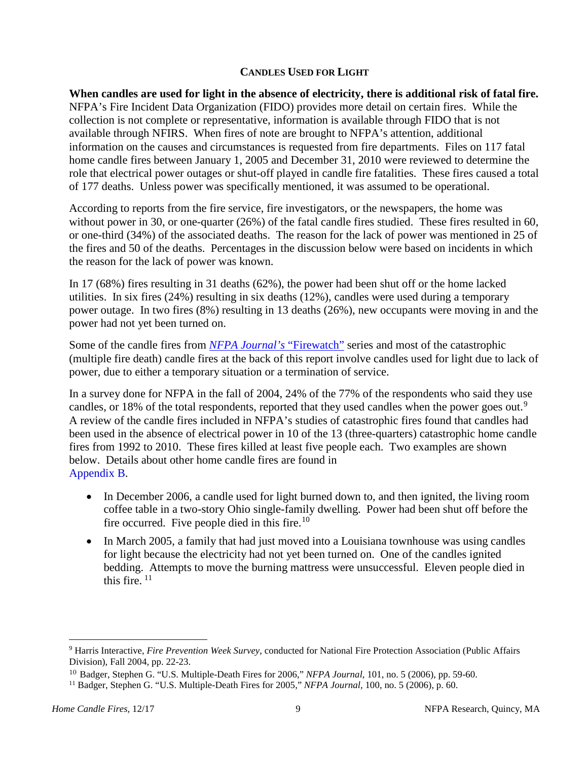## CANDLES USED FOR LIGHT

**When candles are used for light in the absence of electricity, there is additional risk of fatal fire.** NFPA's Fire Incident Data Organization (FIDO) provides more detail on certain fires. While the collection is not complete or representative, information is available through FIDO that is not available through NFIRS. When fires of note are brought to NFPA's attention, additional information on the causes and circumstances is requested from fire departments. Files on 117 fatal home candle fires between January 1, 2005 and December 31, 2010 were reviewed to determine the role that electrical power outages or shut-off played in candle fire fatalities. These fires caused a total of 177 deaths. Unless power was specifically mentioned, it was assumed to be operational.

According to reports from the fire service, fire investigators, or the newspapers, the home was without power in 30, or one-quarter (26%) of the fatal candle fires studied. These fires resulted in 60, or one-third (34%) of the associated deaths. The reason for the lack of power was mentioned in 25 of the fires and 50 of the deaths. Percentages in the discussion below were based on incidents in which the reason for the lack of power was known.

In 17 (68%) fires resulting in 31 deaths (62%), the power had been shut off or the home lacked utilities. In six fires (24%) resulting in six deaths (12%), candles were used during a temporary power outage. In two fires (8%) resulting in 13 deaths (26%), new occupants were moving in and the power had not yet been turned on.

Some of the candle fires from *NFPA Journal's* "Firewatch" series and most of the catastrophic (multiple fire death) candle fires at the back of this report involve candles used for light due to lack of power, due to either a temporary situation or a termination of service.

In a survey done for NFPA in the fall of 2004, 24% of the 77% of the respondents who said they use candles, or 18% of the total respondents, reported that they used candles when the power goes out.[9] A review of the candle fires included in NFPA's studies of catastrophic fires found that candles had been used in the absence of electrical power in 10 of the 13 (three-quarters) catastrophic home candle fires from 1992 to 2010. These fires killed at least five people each. Two examples are shown below. Details about other home candle fires are found in Appendix B.

- In December 2006, a candle used for light burned down to, and then ignited, the living room coffee table in a two-story Ohio single-family dwelling. Power had been shut off before the fire occurred. Five people died in this fire.[10]
- In March 2005, a family that had just moved into a Louisiana townhouse was using candles for light because the electricity had not yet been turned on. One of the candles ignited bedding. Attempts to move the burning mattress were unsuccessful. Eleven people died in this fire.[11]

---

[9] Harris Interactive, *Fire Prevention Week Survey*, conducted for National Fire Protection Association (Public Affairs Division), Fall 2004, pp. 22-23.

[10] Badger, Stephen G. "U.S. Multiple-Death Fires for 2006," *NFPA Journal*, 101, no. 5 (2006), pp. 59-60.

[11] Badger, Stephen G. "U.S. Multiple-Death Fires for 2005," *NFPA Journal*, 100, no. 5 (2006), p. 60.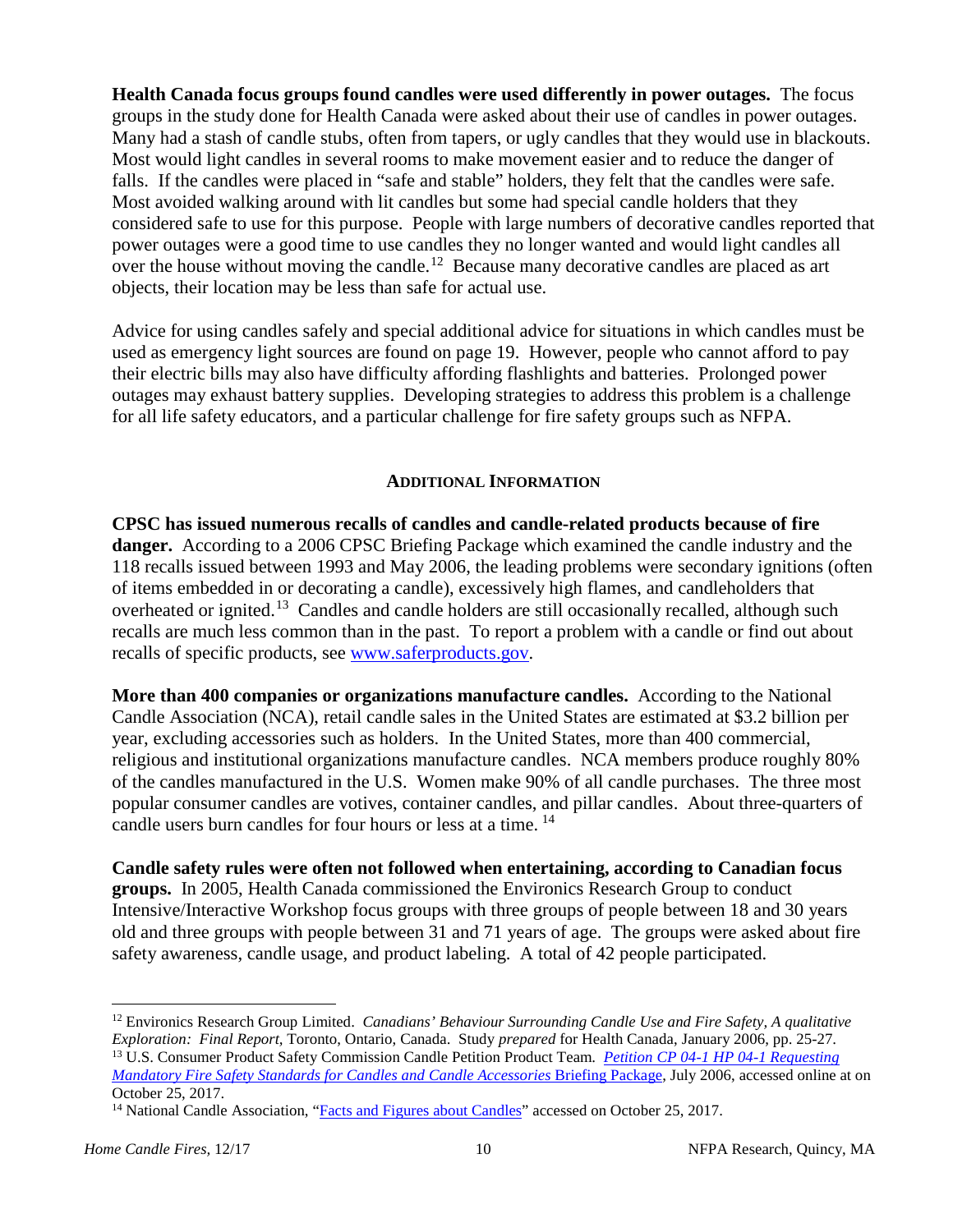**Health Canada focus groups found candles were used differently in power outages.** The focus groups in the study done for Health Canada were asked about their use of candles in power outages. Many had a stash of candle stubs, often from tapers, or ugly candles that they would use in blackouts. Most would light candles in several rooms to make movement easier and to reduce the danger of falls. If the candles were placed in "safe and stable" holders, they felt that the candles were safe. Most avoided walking around with lit candles but some had special candle holders that they considered safe to use for this purpose. People with large numbers of decorative candles reported that power outages were a good time to use candles they no longer wanted and would light candles all over the house without moving the candle.[12] Because many decorative candles are placed as art objects, their location may be less than safe for actual use.

Advice for using candles safely and special additional advice for situations in which candles must be used as emergency light sources are found on page 19. However, people who cannot afford to pay their electric bills may also have difficulty affording flashlights and batteries. Prolonged power outages may exhaust battery supplies. Developing strategies to address this problem is a challenge for all life safety educators, and a particular challenge for fire safety groups such as NFPA.

## Additional Information

**CPSC has issued numerous recalls of candles and candle-related products because of fire danger.** According to a 2006 CPSC Briefing Package which examined the candle industry and the 118 recalls issued between 1993 and May 2006, the leading problems were secondary ignitions (often of items embedded in or decorating a candle), excessively high flames, and candleholders that overheated or ignited.[13] Candles and candle holders are still occasionally recalled, although such recalls are much less common than in the past. To report a problem with a candle or find out about recalls of specific products, see [www.saferproducts.gov](www.saferproducts.gov).

**More than 400 companies or organizations manufacture candles.** According to the National Candle Association (NCA), retail candle sales in the United States are estimated at $3.2 billion per year, excluding accessories such as holders. In the United States, more than 400 commercial, religious and institutional organizations manufacture candles. NCA members produce roughly 80% of the candles manufactured in the U.S. Women make 90% of all candle purchases. The three most popular consumer candles are votives, container candles, and pillar candles. About three-quarters of candle users burn candles for four hours or less at a time.[14]

**Candle safety rules were often not followed when entertaining, according to Canadian focus groups.** In 2005, Health Canada commissioned the Environics Research Group to conduct Intensive/Interactive Workshop focus groups with three groups of people between 18 and 30 years old and three groups with people between 31 and 71 years of age. The groups were asked about fire safety awareness, candle usage, and product labeling. A total of 42 people participated.

---

[12] Environics Research Group Limited. *Canadians' Behaviour Surrounding Candle Use and Fire Safety, A qualitative Exploration: Final Report*, Toronto, Ontario, Canada. Study *prepared* for Health Canada, January 2006, pp. 25-27.

[13] U.S. Consumer Product Safety Commission Candle Petition Product Team. *Petition CP 04-1 HP 04-1 Requesting Mandatory Fire Safety Standards for Candles and Candle Accessories* Briefing Package, July 2006, accessed online at on October 25, 2017.

[14] National Candle Association, "Facts and Figures about Candles" accessed on October 25, 2017.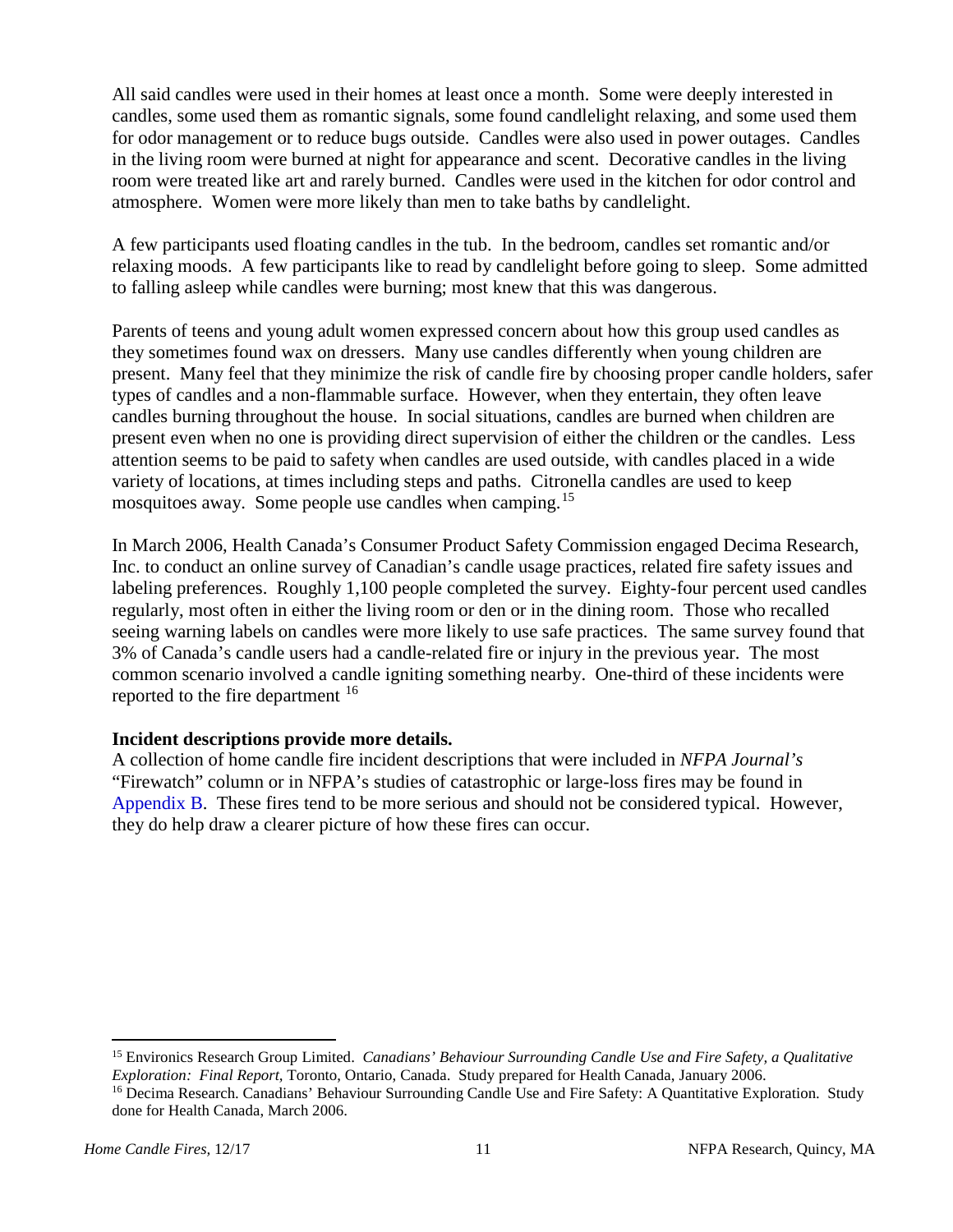All said candles were used in their homes at least once a month. Some were deeply interested in candles, some used them as romantic signals, some found candlelight relaxing, and some used them for odor management or to reduce bugs outside. Candles were also used in power outages. Candles in the living room were burned at night for appearance and scent. Decorative candles in the living room were treated like art and rarely burned. Candles were used in the kitchen for odor control and atmosphere. Women were more likely than men to take baths by candlelight.

A few participants used floating candles in the tub. In the bedroom, candles set romantic and/or relaxing moods. A few participants like to read by candlelight before going to sleep. Some admitted to falling asleep while candles were burning; most knew that this was dangerous.

Parents of teens and young adult women expressed concern about how this group used candles as they sometimes found wax on dressers. Many use candles differently when young children are present. Many feel that they minimize the risk of candle fire by choosing proper candle holders, safer types of candles and a non-flammable surface. However, when they entertain, they often leave candles burning throughout the house. In social situations, candles are burned when children are present even when no one is providing direct supervision of either the children or the candles. Less attention seems to be paid to safety when candles are used outside, with candles placed in a wide variety of locations, at times including steps and paths. Citronella candles are used to keep mosquitoes away. Some people use candles when camping.[15]

In March 2006, Health Canada's Consumer Product Safety Commission engaged Decima Research, Inc. to conduct an online survey of Canadian's candle usage practices, related fire safety issues and labeling preferences. Roughly 1,100 people completed the survey. Eighty-four percent used candles regularly, most often in either the living room or den or in the dining room. Those who recalled seeing warning labels on candles were more likely to use safe practices. The same survey found that 3% of Canada's candle users had a candle-related fire or injury in the previous year. The most common scenario involved a candle igniting something nearby. One-third of these incidents were reported to the fire department [16]

**Incident descriptions provide more details.**
A collection of home candle fire incident descriptions that were included in *NFPA Journal's* "Firewatch" column or in NFPA's studies of catastrophic or large-loss fires may be found in Appendix B. These fires tend to be more serious and should not be considered typical. However, they do help draw a clearer picture of how these fires can occur.

---

[15] Environics Research Group Limited. *Canadians' Behaviour Surrounding Candle Use and Fire Safety, a Qualitative Exploration: Final Report,* Toronto, Ontario, Canada. Study prepared for Health Canada, January 2006.

[16] Decima Research. Canadians' Behaviour Surrounding Candle Use and Fire Safety: A Quantitative Exploration. Study done for Health Canada, March 2006.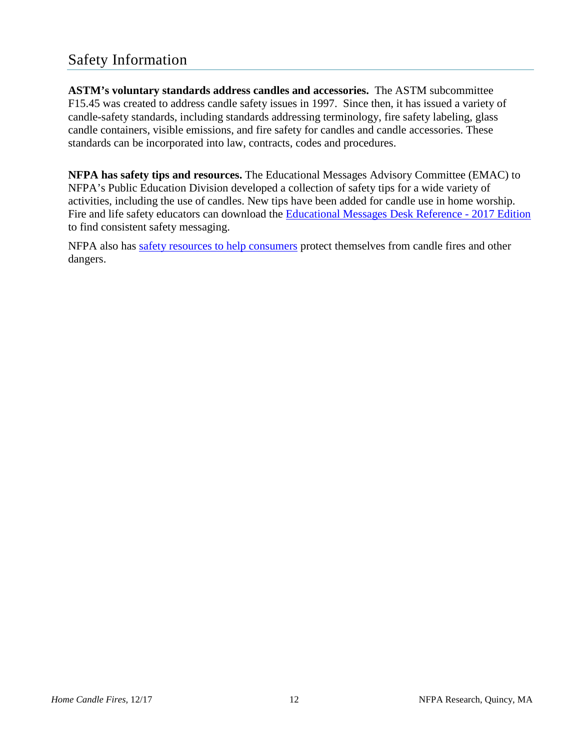# Safety Information

**ASTM's voluntary standards address candles and accessories.** The ASTM subcommittee F15.45 was created to address candle safety issues in 1997. Since then, it has issued a variety of candle-safety standards, including standards addressing terminology, fire safety labeling, glass candle containers, visible emissions, and fire safety for candles and candle accessories. These standards can be incorporated into law, contracts, codes and procedures.

**NFPA has safety tips and resources.** The Educational Messages Advisory Committee (EMAC) to NFPA's Public Education Division developed a collection of safety tips for a wide variety of activities, including the use of candles. New tips have been added for candle use in home worship. Fire and life safety educators can download the Educational Messages Desk Reference - 2017 Edition to find consistent safety messaging.

NFPA also has safety resources to help consumers protect themselves from candle fires and other dangers.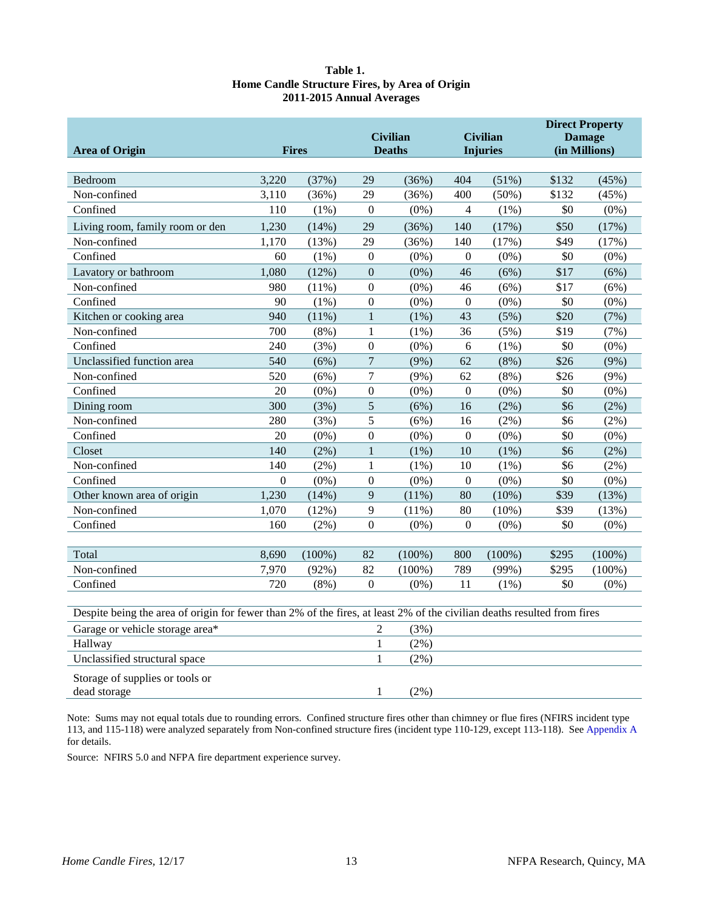**Table 1.**
**Home Candle Structure Fires, by Area of Origin**
**2011-2015 Annual Averages**

| Area of Origin | Fires | | Civilian Deaths | | Civilian Injuries | | Direct Property Damage (in Millions) | |
|---|---|---|---|---|---|---|---|---|
| Bedroom | 3,220 | (37%) | 29 | (36%) | 404 | (51%) | $132 | (45%) |
| Non-confined | 3,110 | (36%) | 29 | (36%) | 400 | (50%) | $132 | (45%) |
| Confined | 110 | (1%) | 0 | (0%) | 4 | (1%) | $0 | (0%) |
| Living room, family room or den | 1,230 | (14%) | 29 | (36%) | 140 | (17%) | $50 | (17%) |
| Non-confined | 1,170 | (13%) | 29 | (36%) | 140 | (17%) | $49 | (17%) |
| Confined | 60 | (1%) | 0 | (0%) | 0 | (0%) | $0 | (0%) |
| Lavatory or bathroom | 1,080 | (12%) | 0 | (0%) | 46 | (6%) | $17 | (6%) |
| Non-confined | 980 | (11%) | 0 | (0%) | 46 | (6%) | $17 | (6%) |
| Confined | 90 | (1%) | 0 | (0%) | 0 | (0%) | $0 | (0%) |
| Kitchen or cooking area | 940 | (11%) | 1 | (1%) | 43 | (5%) | $20 | (7%) |
| Non-confined | 700 | (8%) | 1 | (1%) | 36 | (5%) | $19 | (7%) |
| Confined | 240 | (3%) | 0 | (0%) | 6 | (1%) | $0 | (0%) |
| Unclassified function area | 540 | (6%) | 7 | (9%) | 62 | (8%) | $26 | (9%) |
| Non-confined | 520 | (6%) | 7 | (9%) | 62 | (8%) | $26 | (9%) |
| Confined | 20 | (0%) | 0 | (0%) | 0 | (0%) | $0 | (0%) |
| Dining room | 300 | (3%) | 5 | (6%) | 16 | (2%) | $6 | (2%) |
| Non-confined | 280 | (3%) | 5 | (6%) | 16 | (2%) | $6 | (2%) |
| Confined | 20 | (0%) | 0 | (0%) | 0 | (0%) | $0 | (0%) |
| Closet | 140 | (2%) | 1 | (1%) | 10 | (1%) | $6 | (2%) |
| Non-confined | 140 | (2%) | 1 | (1%) | 10 | (1%) | $6 | (2%) |
| Confined | 0 | (0%) | 0 | (0%) | 0 | (0%) | $0 | (0%) |
| Other known area of origin | 1,230 | (14%) | 9 | (11%) | 80 | (10%) | $39 | (13%) |
| Non-confined | 1,070 | (12%) | 9 | (11%) | 80 | (10%) | $39 | (13%) |
| Confined | 160 | (2%) | 0 | (0%) | 0 | (0%) | $0 | (0%) |
| Total | 8,690 | (100%) | 82 | (100%) | 800 | (100%) | $295 | (100%) |
| Non-confined | 7,970 | (92%) | 82 | (100%) | 789 | (99%) | $295 | (100%) |
| Confined | 720 | (8%) | 0 | (0%) | 11 | (1%) | $0 | (0%) |

Despite being the area of origin for fewer than 2% of the fires, at least 2% of the civilian deaths resulted from fires

| Area of Origin | Civilian Deaths | |
|---|---|---|
| Garage or vehicle storage area* | 2 | (3%) |
| Hallway | 1 | (2%) |
| Unclassified structural space | 1 | (2%) |
| Storage of supplies or tools or dead storage | 1 | (2%) |

Note: Sums may not equal totals due to rounding errors. Confined structure fires other than chimney or flue fires (NFIRS incident type 113, and 115-118) were analyzed separately from Non-confined structure fires (incident type 110-129, except 113-118). See Appendix A for details.

Source: NFIRS 5.0 and NFPA fire department experience survey.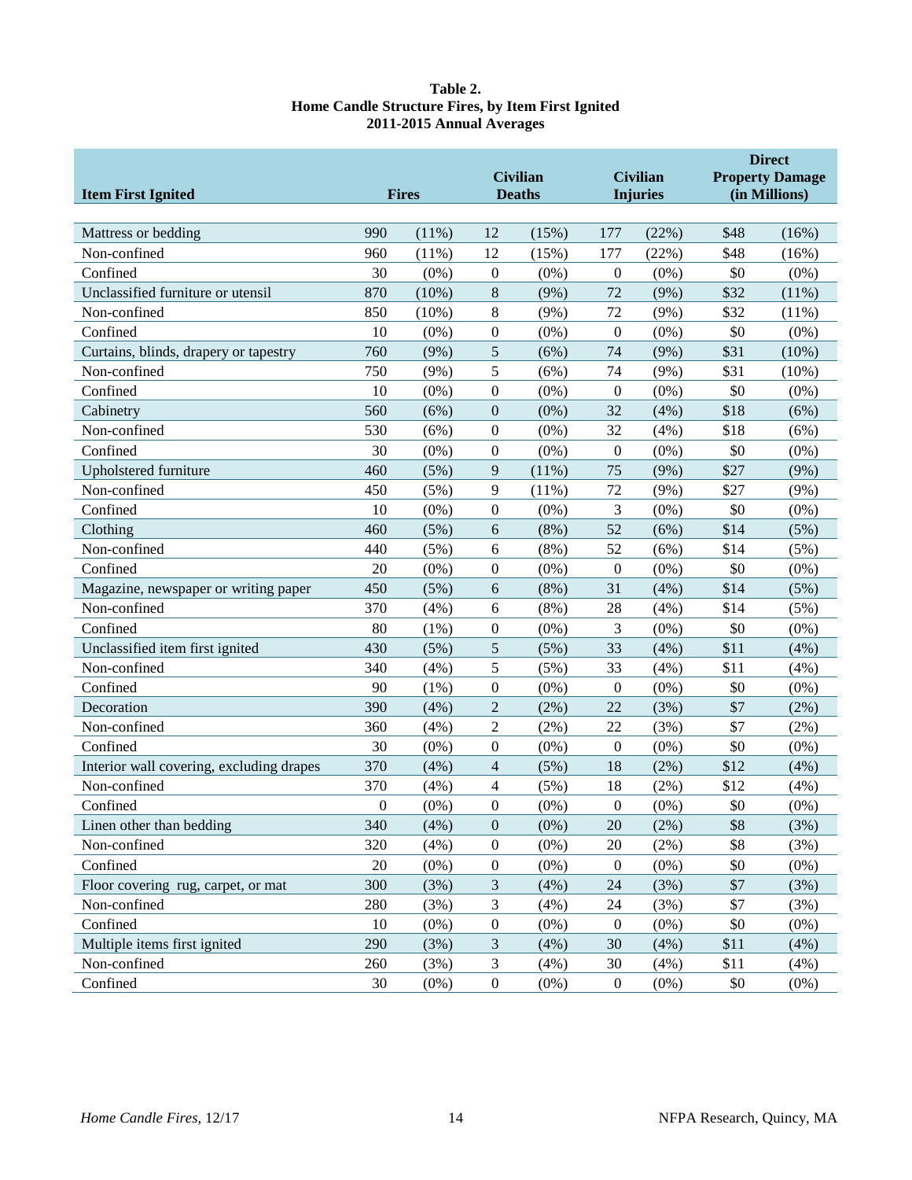**Table 2.**
**Home Candle Structure Fires, by Item First Ignited**
**2011-2015 Annual Averages**

| Item First Ignited | Fires | | Civilian Deaths | | Civilian Injuries | | Direct Property Damage (in Millions) | |
|---|---|---|---|---|---|---|---|---|
| Mattress or bedding | 990 | (11%) | 12 | (15%) | 177 | (22%) | $48 | (16%) |
| Non-confined | 960 | (11%) | 12 | (15%) | 177 | (22%) | $48 | (16%) |
| Confined | 30 | (0%) | 0 | (0%) | 0 | (0%) | $0 | (0%) |
| Unclassified furniture or utensil | 870 | (10%) | 8 | (9%) | 72 | (9%) | $32 | (11%) |
| Non-confined | 850 | (10%) | 8 | (9%) | 72 | (9%) | $32 | (11%) |
| Confined | 10 | (0%) | 0 | (0%) | 0 | (0%) | $0 | (0%) |
| Curtains, blinds, drapery or tapestry | 760 | (9%) | 5 | (6%) | 74 | (9%) | $31 | (10%) |
| Non-confined | 750 | (9%) | 5 | (6%) | 74 | (9%) | $31 | (10%) |
| Confined | 10 | (0%) | 0 | (0%) | 0 | (0%) | $0 | (0%) |
| Cabinetry | 560 | (6%) | 0 | (0%) | 32 | (4%) | $18 | (6%) |
| Non-confined | 530 | (6%) | 0 | (0%) | 32 | (4%) | $18 | (6%) |
| Confined | 30 | (0%) | 0 | (0%) | 0 | (0%) | $0 | (0%) |
| Upholstered furniture | 460 | (5%) | 9 | (11%) | 75 | (9%) | $27 | (9%) |
| Non-confined | 450 | (5%) | 9 | (11%) | 72 | (9%) | $27 | (9%) |
| Confined | 10 | (0%) | 0 | (0%) | 3 | (0%) | $0 | (0%) |
| Clothing | 460 | (5%) | 6 | (8%) | 52 | (6%) | $14 | (5%) |
| Non-confined | 440 | (5%) | 6 | (8%) | 52 | (6%) | $14 | (5%) |
| Confined | 20 | (0%) | 0 | (0%) | 0 | (0%) | $0 | (0%) |
| Magazine, newspaper or writing paper | 450 | (5%) | 6 | (8%) | 31 | (4%) | $14 | (5%) |
| Non-confined | 370 | (4%) | 6 | (8%) | 28 | (4%) | $14 | (5%) |
| Confined | 80 | (1%) | 0 | (0%) | 3 | (0%) | $0 | (0%) |
| Unclassified item first ignited | 430 | (5%) | 5 | (5%) | 33 | (4%) | $11 | (4%) |
| Non-confined | 340 | (4%) | 5 | (5%) | 33 | (4%) | $11 | (4%) |
| Confined | 90 | (1%) | 0 | (0%) | 0 | (0%) | $0 | (0%) |
| Decoration | 390 | (4%) | 2 | (2%) | 22 | (3%) | $7 | (2%) |
| Non-confined | 360 | (4%) | 2 | (2%) | 22 | (3%) | $7 | (2%) |
| Confined | 30 | (0%) | 0 | (0%) | 0 | (0%) | $0 | (0%) |
| Interior wall covering, excluding drapes | 370 | (4%) | 4 | (5%) | 18 | (2%) | $12 | (4%) |
| Non-confined | 370 | (4%) | 4 | (5%) | 18 | (2%) | $12 | (4%) |
| Confined | 0 | (0%) | 0 | (0%) | 0 | (0%) | $0 | (0%) |
| Linen other than bedding | 340 | (4%) | 0 | (0%) | 20 | (2%) | $8 | (3%) |
| Non-confined | 320 | (4%) | 0 | (0%) | 20 | (2%) | $8 | (3%) |
| Confined | 20 | (0%) | 0 | (0%) | 0 | (0%) | $0 | (0%) |
| Floor covering rug, carpet, or mat | 300 | (3%) | 3 | (4%) | 24 | (3%) | $7 | (3%) |
| Non-confined | 280 | (3%) | 3 | (4%) | 24 | (3%) | $7 | (3%) |
| Confined | 10 | (0%) | 0 | (0%) | 0 | (0%) | $0 | (0%) |
| Multiple items first ignited | 290 | (3%) | 3 | (4%) | 30 | (4%) | $11 | (4%) |
| Non-confined | 260 | (3%) | 3 | (4%) | 30 | (4%) | $11 | (4%) |
| Confined | 30 | (0%) | 0 | (0%) | 0 | (0%) | $0 | (0%) |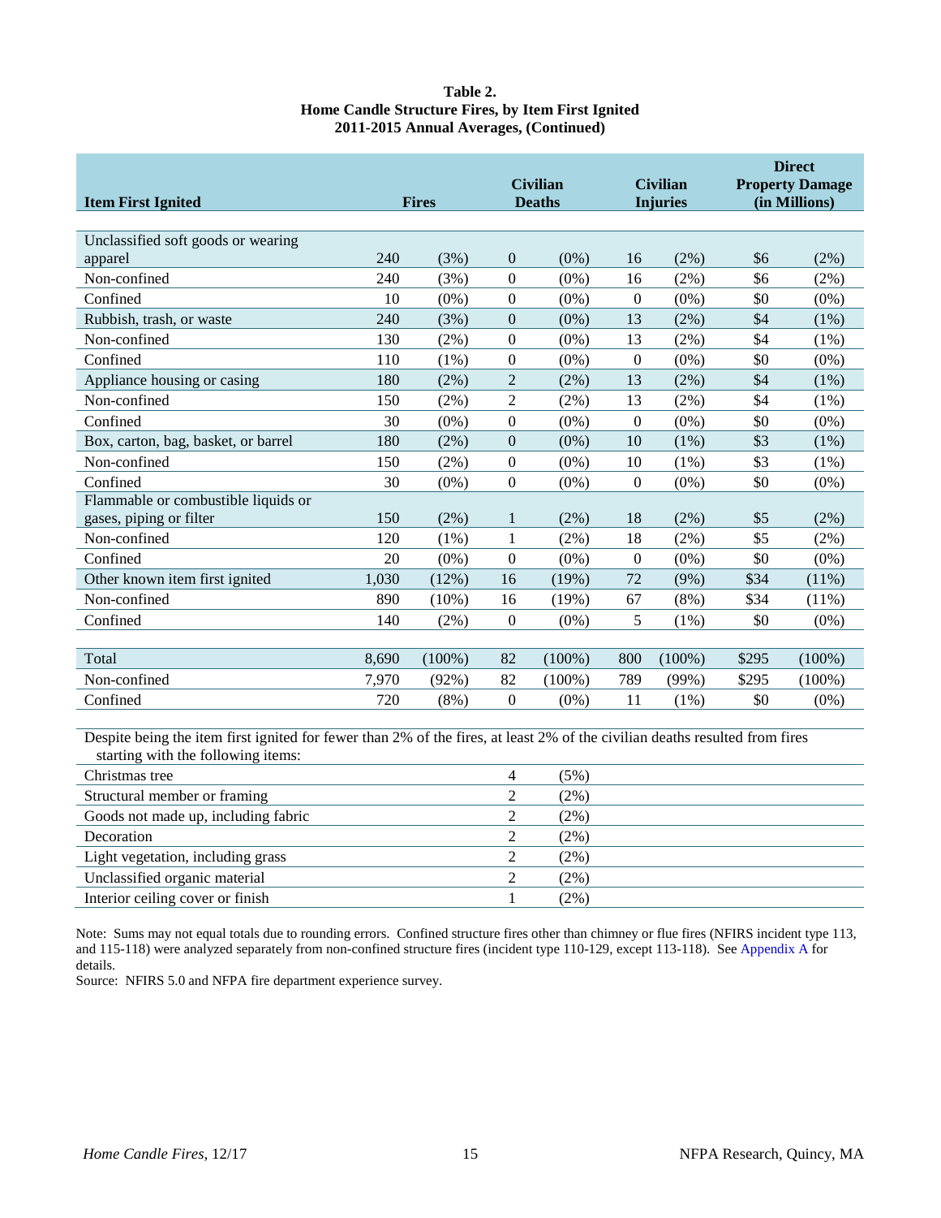**Table 2.**
**Home Candle Structure Fires, by Item First Ignited**
**2011-2015 Annual Averages, (Continued)**

| Item First Ignited | Fires | | Civilian Deaths | | Civilian Injuries | | Direct Property Damage (in Millions) | |
|---|---|---|---|---|---|---|---|---|
| Unclassified soft goods or wearing apparel | 240 | (3%) | 0 | (0%) | 16 | (2%) | $6 | (2%) |
| Non-confined | 240 | (3%) | 0 | (0%) | 16 | (2%) | $6 | (2%) |
| Confined | 10 | (0%) | 0 | (0%) | 0 | (0%) | $0 | (0%) |
| Rubbish, trash, or waste | 240 | (3%) | 0 | (0%) | 13 | (2%) | $4 | (1%) |
| Non-confined | 130 | (2%) | 0 | (0%) | 13 | (2%) | $4 | (1%) |
| Confined | 110 | (1%) | 0 | (0%) | 0 | (0%) | $0 | (0%) |
| Appliance housing or casing | 180 | (2%) | 2 | (2%) | 13 | (2%) | $4 | (1%) |
| Non-confined | 150 | (2%) | 2 | (2%) | 13 | (2%) | $4 | (1%) |
| Confined | 30 | (0%) | 0 | (0%) | 0 | (0%) | $0 | (0%) |
| Box, carton, bag, basket, or barrel | 180 | (2%) | 0 | (0%) | 10 | (1%) | $3 | (1%) |
| Non-confined | 150 | (2%) | 0 | (0%) | 10 | (1%) | $3 | (1%) |
| Confined | 30 | (0%) | 0 | (0%) | 0 | (0%) | $0 | (0%) |
| Flammable or combustible liquids or gases, piping or filter | 150 | (2%) | 1 | (2%) | 18 | (2%) | $5 | (2%) |
| Non-confined | 120 | (1%) | 1 | (2%) | 18 | (2%) | $5 | (2%) |
| Confined | 20 | (0%) | 0 | (0%) | 0 | (0%) | $0 | (0%) |
| Other known item first ignited | 1,030 | (12%) | 16 | (19%) | 72 | (9%) | $34 | (11%) |
| Non-confined | 890 | (10%) | 16 | (19%) | 67 | (8%) | $34 | (11%) |
| Confined | 140 | (2%) | 0 | (0%) | 5 | (1%) | $0 | (0%) |
| Total | 8,690 | (100%) | 82 | (100%) | 800 | (100%) | $295 | (100%) |
| Non-confined | 7,970 | (92%) | 82 | (100%) | 789 | (99%) | $295 | (100%) |
| Confined | 720 | (8%) | 0 | (0%) | 11 | (1%) | $0 | (0%) |

Despite being the item first ignited for fewer than 2% of the fires, at least 2% of the civilian deaths resulted from fires starting with the following items:

| Item | Civilian Deaths | |
|---|---|---|
| Christmas tree | 4 | (5%) |
| Structural member or framing | 2 | (2%) |
| Goods not made up, including fabric | 2 | (2%) |
| Decoration | 2 | (2%) |
| Light vegetation, including grass | 2 | (2%) |
| Unclassified organic material | 2 | (2%) |
| Interior ceiling cover or finish | 1 | (2%) |

Note: Sums may not equal totals due to rounding errors. Confined structure fires other than chimney or flue fires (NFIRS incident type 113, and 115-118) were analyzed separately from non-confined structure fires (incident type 110-129, except 113-118). See Appendix A for details.
Source: NFIRS 5.0 and NFPA fire department experience survey.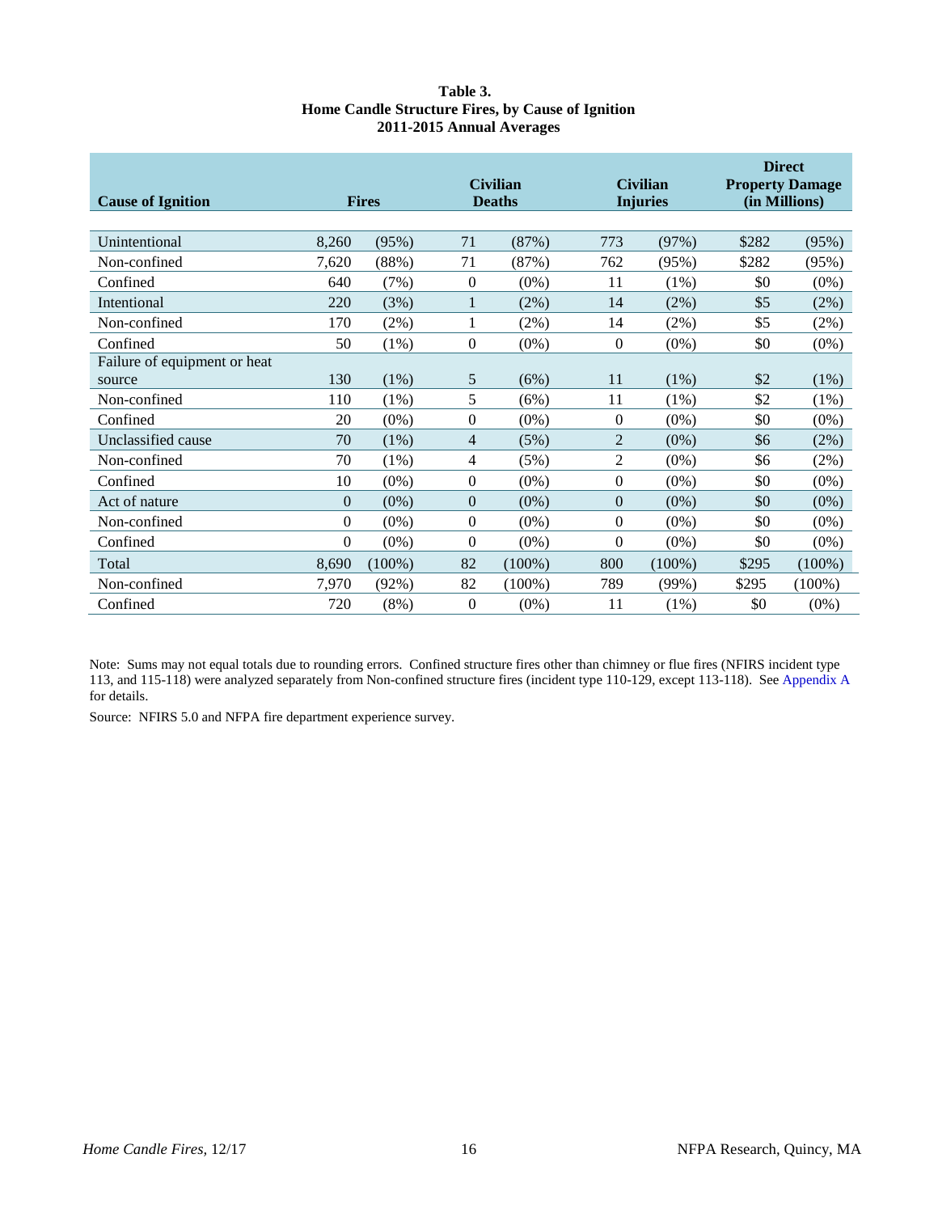**Table 3.**
**Home Candle Structure Fires, by Cause of Ignition**
**2011-2015 Annual Averages**

| Cause of Ignition | Fires | | Civilian Deaths | | Civilian Injuries | | Direct Property Damage (in Millions) | |
|---|---|---|---|---|---|---|---|---|
| Unintentional | 8,260 | (95%) | 71 | (87%) | 773 | (97%) | $282 | (95%) |
| Non-confined | 7,620 | (88%) | 71 | (87%) | 762 | (95%) | $282 | (95%) |
| Confined | 640 | (7%) | 0 | (0%) | 11 | (1%) | $0 | (0%) |
| Intentional | 220 | (3%) | 1 | (2%) | 14 | (2%) | $5 | (2%) |
| Non-confined | 170 | (2%) | 1 | (2%) | 14 | (2%) | $5 | (2%) |
| Confined | 50 | (1%) | 0 | (0%) | 0 | (0%) | $0 | (0%) |
| Failure of equipment or heat source | 130 | (1%) | 5 | (6%) | 11 | (1%) | $2 | (1%) |
| Non-confined | 110 | (1%) | 5 | (6%) | 11 | (1%) | $2 | (1%) |
| Confined | 20 | (0%) | 0 | (0%) | 0 | (0%) | $0 | (0%) |
| Unclassified cause | 70 | (1%) | 4 | (5%) | 2 | (0%) | $6 | (2%) |
| Non-confined | 70 | (1%) | 4 | (5%) | 2 | (0%) | $6 | (2%) |
| Confined | 10 | (0%) | 0 | (0%) | 0 | (0%) | $0 | (0%) |
| Act of nature | 0 | (0%) | 0 | (0%) | 0 | (0%) | $0 | (0%) |
| Non-confined | 0 | (0%) | 0 | (0%) | 0 | (0%) | $0 | (0%) |
| Confined | 0 | (0%) | 0 | (0%) | 0 | (0%) | $0 | (0%) |
| Total | 8,690 | (100%) | 82 | (100%) | 800 | (100%) | $295 | (100%) |
| Non-confined | 7,970 | (92%) | 82 | (100%) | 789 | (99%) | $295 | (100%) |
| Confined | 720 | (8%) | 0 | (0%) | 11 | (1%) | $0 | (0%) |

Note: Sums may not equal totals due to rounding errors. Confined structure fires other than chimney or flue fires (NFIRS incident type 113, and 115-118) were analyzed separately from Non-confined structure fires (incident type 110-129, except 113-118). See Appendix A for details.

Source: NFIRS 5.0 and NFPA fire department experience survey.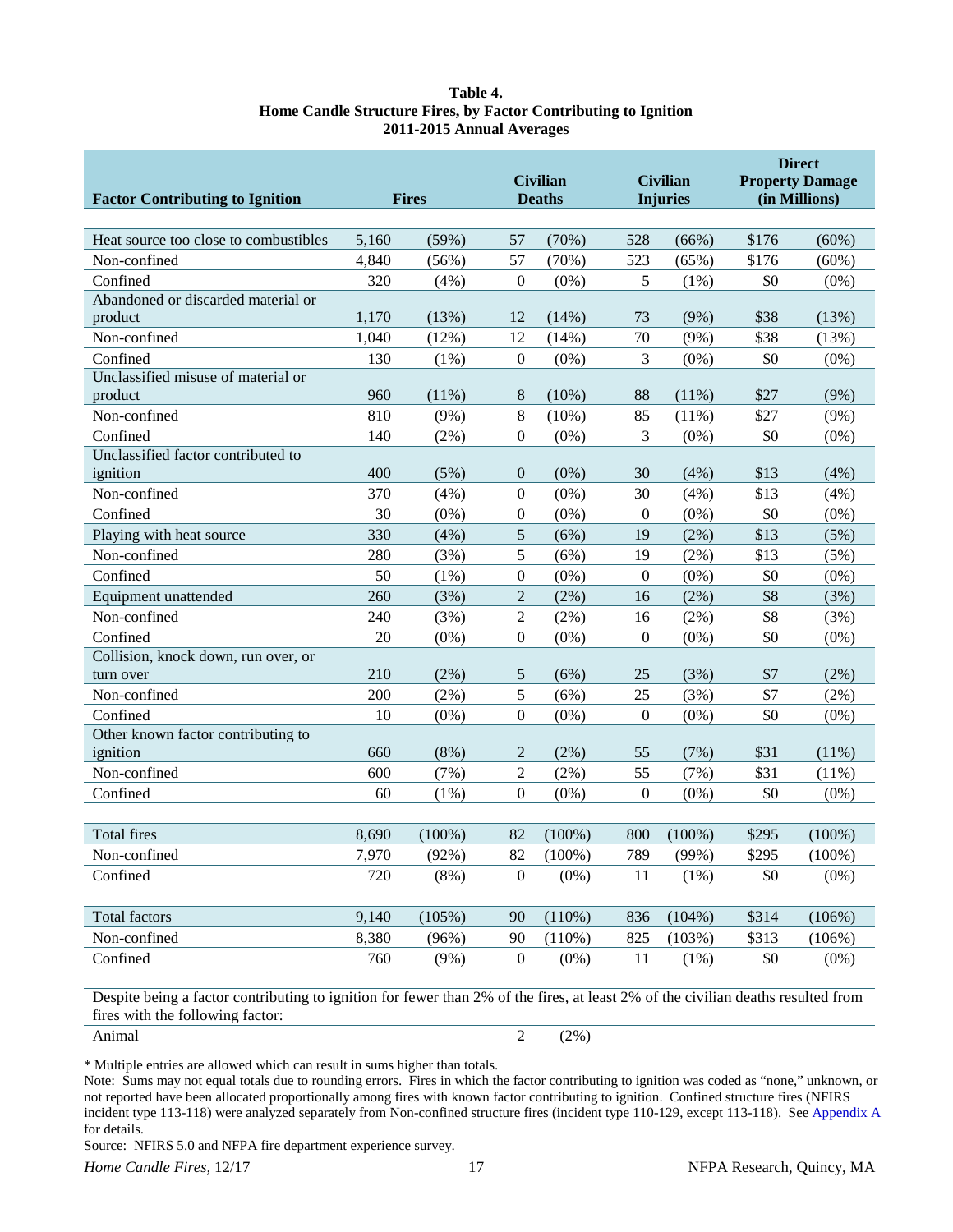**Table 4.**
**Home Candle Structure Fires, by Factor Contributing to Ignition**
**2011-2015 Annual Averages**

| Factor Contributing to Ignition | Fires | | Civilian Deaths | | Civilian Injuries | | Direct Property Damage (in Millions) | |
|---|---|---|---|---|---|---|---|---|
| Heat source too close to combustibles | 5,160 | (59%) | 57 | (70%) | 528 | (66%) | $176 | (60%) |
| Non-confined | 4,840 | (56%) | 57 | (70%) | 523 | (65%) | $176 | (60%) |
| Confined | 320 | (4%) | 0 | (0%) | 5 | (1%) | $0 | (0%) |
| Abandoned or discarded material or product | 1,170 | (13%) | 12 | (14%) | 73 | (9%) | $38 | (13%) |
| Non-confined | 1,040 | (12%) | 12 | (14%) | 70 | (9%) | $38 | (13%) |
| Confined | 130 | (1%) | 0 | (0%) | 3 | (0%) | $0 | (0%) |
| Unclassified misuse of material or product | 960 | (11%) | 8 | (10%) | 88 | (11%) | $27 | (9%) |
| Non-confined | 810 | (9%) | 8 | (10%) | 85 | (11%) | $27 | (9%) |
| Confined | 140 | (2%) | 0 | (0%) | 3 | (0%) | $0 | (0%) |
| Unclassified factor contributed to ignition | 400 | (5%) | 0 | (0%) | 30 | (4%) | $13 | (4%) |
| Non-confined | 370 | (4%) | 0 | (0%) | 30 | (4%) | $13 | (4%) |
| Confined | 30 | (0%) | 0 | (0%) | 0 | (0%) | $0 | (0%) |
| Playing with heat source | 330 | (4%) | 5 | (6%) | 19 | (2%) | $13 | (5%) |
| Non-confined | 280 | (3%) | 5 | (6%) | 19 | (2%) | $13 | (5%) |
| Confined | 50 | (1%) | 0 | (0%) | 0 | (0%) | $0 | (0%) |
| Equipment unattended | 260 | (3%) | 2 | (2%) | 16 | (2%) | $8 | (3%) |
| Non-confined | 240 | (3%) | 2 | (2%) | 16 | (2%) | $8 | (3%) |
| Confined | 20 | (0%) | 0 | (0%) | 0 | (0%) | $0 | (0%) |
| Collision, knock down, run over, or turn over | 210 | (2%) | 5 | (6%) | 25 | (3%) | $7 | (2%) |
| Non-confined | 200 | (2%) | 5 | (6%) | 25 | (3%) | $7 | (2%) |
| Confined | 10 | (0%) | 0 | (0%) | 0 | (0%) | $0 | (0%) |
| Other known factor contributing to ignition | 660 | (8%) | 2 | (2%) | 55 | (7%) | $31 | (11%) |
| Non-confined | 600 | (7%) | 2 | (2%) | 55 | (7%) | $31 | (11%) |
| Confined | 60 | (1%) | 0 | (0%) | 0 | (0%) | $0 | (0%) |
| Total fires | 8,690 | (100%) | 82 | (100%) | 800 | (100%) | $295 | (100%) |
| Non-confined | 7,970 | (92%) | 82 | (100%) | 789 | (99%) | $295 | (100%) |
| Confined | 720 | (8%) | 0 | (0%) | 11 | (1%) | $0 | (0%) |
| Total factors | 9,140 | (105%) | 90 | (110%) | 836 | (104%) | $314 | (106%) |
| Non-confined | 8,380 | (96%) | 90 | (110%) | 825 | (103%) | $313 | (106%) |
| Confined | 760 | (9%) | 0 | (0%) | 11 | (1%) | $0 | (0%) |

Despite being a factor contributing to ignition for fewer than 2% of the fires, at least 2% of the civilian deaths resulted from fires with the following factor:

| | | | Civilian Deaths | |
|---|---|---|---|---|
| Animal | | | 2 | (2%) |

* Multiple entries are allowed which can result in sums higher than totals.

Note: Sums may not equal totals due to rounding errors. Fires in which the factor contributing to ignition was coded as "none," unknown, or not reported have been allocated proportionally among fires with known factor contributing to ignition. Confined structure fires (NFIRS incident type 113-118) were analyzed separately from Non-confined structure fires (incident type 110-129, except 113-118). See Appendix A for details.

Source: NFIRS 5.0 and NFPA fire department experience survey.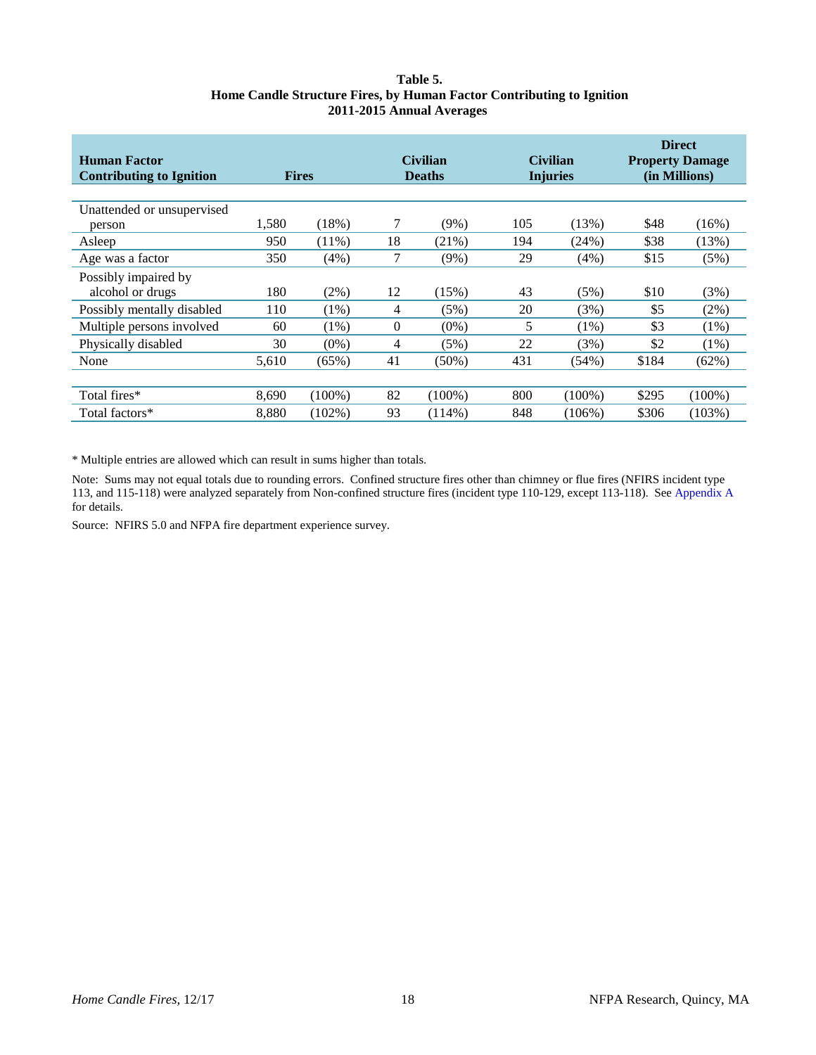**Table 5.**
**Home Candle Structure Fires, by Human Factor Contributing to Ignition**
**2011-2015 Annual Averages**

| Human Factor Contributing to Ignition | Fires | | Civilian Deaths | | Civilian Injuries | | Direct Property Damage (in Millions) | |
|---|---|---|---|---|---|---|---|---|
| Unattended or unsupervised person | 1,580 | (18%) | 7 | (9%) | 105 | (13%) | $48 | (16%) |
| Asleep | 950 | (11%) | 18 | (21%) | 194 | (24%) | $38 | (13%) |
| Age was a factor | 350 | (4%) | 7 | (9%) | 29 | (4%) | $15 | (5%) |
| Possibly impaired by alcohol or drugs | 180 | (2%) | 12 | (15%) | 43 | (5%) | $10 | (3%) |
| Possibly mentally disabled | 110 | (1%) | 4 | (5%) | 20 | (3%) | $5 | (2%) |
| Multiple persons involved | 60 | (1%) | 0 | (0%) | 5 | (1%) | $3 | (1%) |
| Physically disabled | 30 | (0%) | 4 | (5%) | 22 | (3%) | $2 | (1%) |
| None | 5,610 | (65%) | 41 | (50%) | 431 | (54%) | $184 | (62%) |
| | | | | | | | | |
| Total fires* | 8,690 | (100%) | 82 | (100%) | 800 | (100%) | $295 | (100%) |
| Total factors* | 8,880 | (102%) | 93 | (114%) | 848 | (106%) | $306 | (103%) |

* Multiple entries are allowed which can result in sums higher than totals.

Note: Sums may not equal totals due to rounding errors. Confined structure fires other than chimney or flue fires (NFIRS incident type 113, and 115-118) were analyzed separately from Non-confined structure fires (incident type 110-129, except 113-118). See Appendix A for details.

Source: NFIRS 5.0 and NFPA fire department experience survey.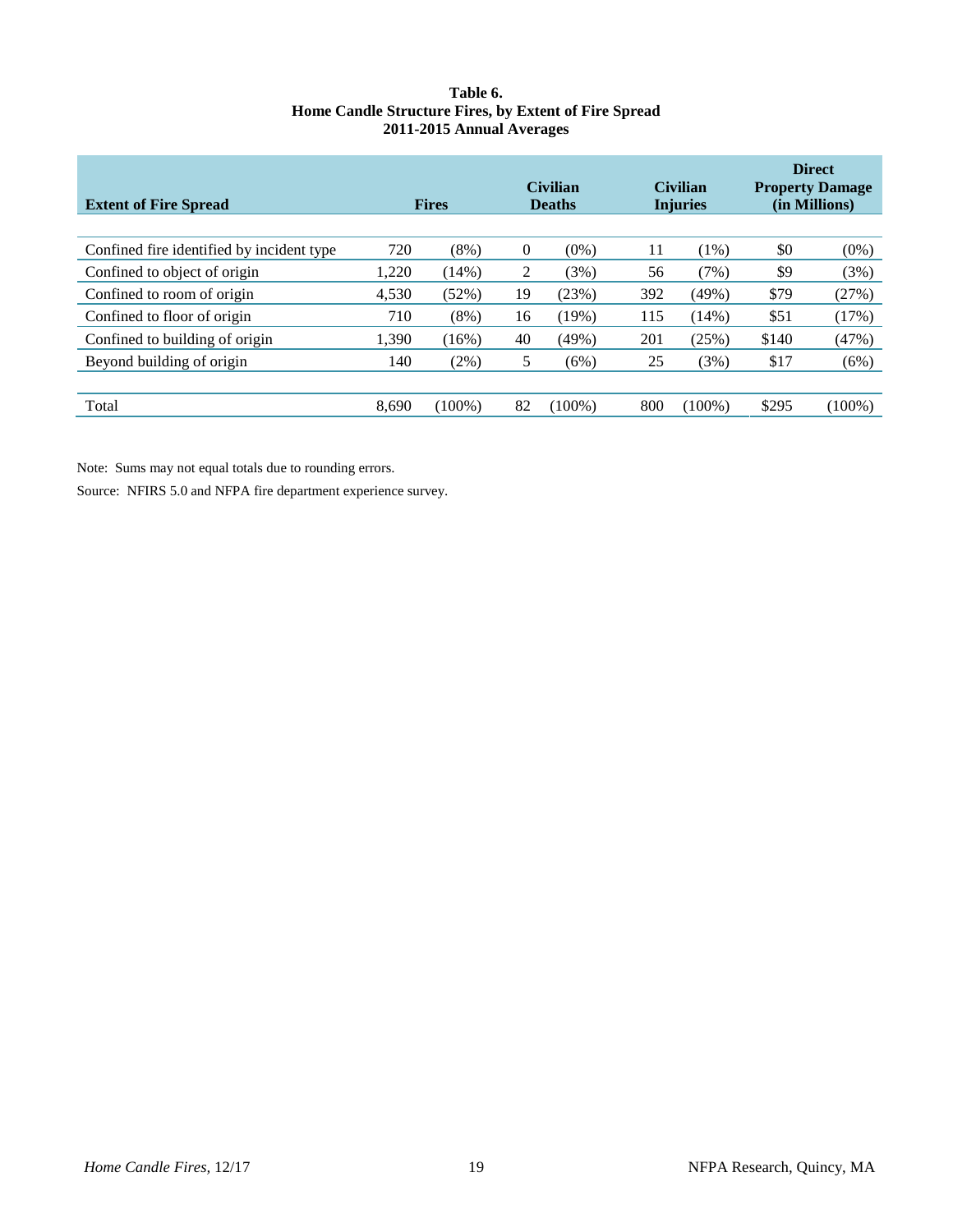**Table 6.**
**Home Candle Structure Fires, by Extent of Fire Spread**
**2011-2015 Annual Averages**

| Extent of Fire Spread | Fires | | Civilian Deaths | | Civilian Injuries | | Direct Property Damage (in Millions) | |
|---|---|---|---|---|---|---|---|---|
| Confined fire identified by incident type | 720 | (8%) | 0 | (0%) | 11 | (1%) | $0 | (0%) |
| Confined to object of origin | 1,220 | (14%) | 2 | (3%) | 56 | (7%) | $9 | (3%) |
| Confined to room of origin | 4,530 | (52%) | 19 | (23%) | 392 | (49%) | $79 | (27%) |
| Confined to floor of origin | 710 | (8%) | 16 | (19%) | 115 | (14%) | $51 | (17%) |
| Confined to building of origin | 1,390 | (16%) | 40 | (49%) | 201 | (25%) | $140 | (47%) |
| Beyond building of origin | 140 | (2%) | 5 | (6%) | 25 | (3%) | $17 | (6%) |
| Total | 8,690 | (100%) | 82 | (100%) | 800 | (100%) | $295 | (100%) |

Note: Sums may not equal totals due to rounding errors.

Source: NFIRS 5.0 and NFPA fire department experience survey.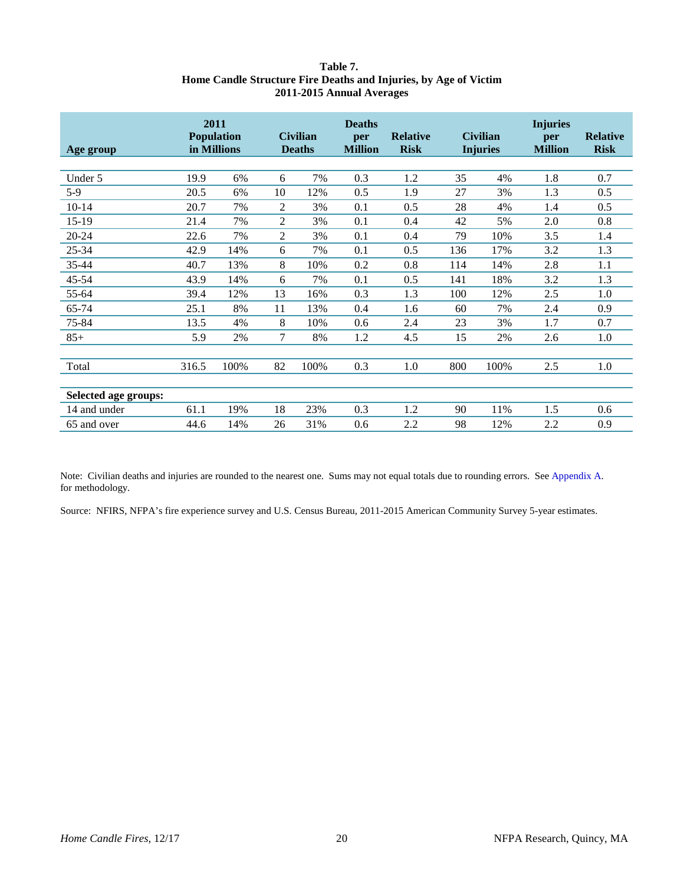**Table 7.**
**Home Candle Structure Fire Deaths and Injuries, by Age of Victim**
**2011-2015 Annual Averages**

| Age group | 2011 Population in Millions | | Civilian Deaths | | Deaths per Million | Relative Risk | Civilian Injuries | | Injuries per Million | Relative Risk |
|---|---|---|---|---|---|---|---|---|---|---|
| Under 5 | 19.9 | 6% | 6 | 7% | 0.3 | 1.2 | 35 | 4% | 1.8 | 0.7 |
| 5-9 | 20.5 | 6% | 10 | 12% | 0.5 | 1.9 | 27 | 3% | 1.3 | 0.5 |
| 10-14 | 20.7 | 7% | 2 | 3% | 0.1 | 0.5 | 28 | 4% | 1.4 | 0.5 |
| 15-19 | 21.4 | 7% | 2 | 3% | 0.1 | 0.4 | 42 | 5% | 2.0 | 0.8 |
| 20-24 | 22.6 | 7% | 2 | 3% | 0.1 | 0.4 | 79 | 10% | 3.5 | 1.4 |
| 25-34 | 42.9 | 14% | 6 | 7% | 0.1 | 0.5 | 136 | 17% | 3.2 | 1.3 |
| 35-44 | 40.7 | 13% | 8 | 10% | 0.2 | 0.8 | 114 | 14% | 2.8 | 1.1 |
| 45-54 | 43.9 | 14% | 6 | 7% | 0.1 | 0.5 | 141 | 18% | 3.2 | 1.3 |
| 55-64 | 39.4 | 12% | 13 | 16% | 0.3 | 1.3 | 100 | 12% | 2.5 | 1.0 |
| 65-74 | 25.1 | 8% | 11 | 13% | 0.4 | 1.6 | 60 | 7% | 2.4 | 0.9 |
| 75-84 | 13.5 | 4% | 8 | 10% | 0.6 | 2.4 | 23 | 3% | 1.7 | 0.7 |
| 85+ | 5.9 | 2% | 7 | 8% | 1.2 | 4.5 | 15 | 2% | 2.6 | 1.0 |
| Total | 316.5 | 100% | 82 | 100% | 0.3 | 1.0 | 800 | 100% | 2.5 | 1.0 |
| **Selected age groups:** | | | | | | | | | | |
| 14 and under | 61.1 | 19% | 18 | 23% | 0.3 | 1.2 | 90 | 11% | 1.5 | 0.6 |
| 65 and over | 44.6 | 14% | 26 | 31% | 0.6 | 2.2 | 98 | 12% | 2.2 | 0.9 |

Note: Civilian deaths and injuries are rounded to the nearest one. Sums may not equal totals due to rounding errors. See Appendix A. for methodology.

Source: NFIRS, NFPA's fire experience survey and U.S. Census Bureau, 2011-2015 American Community Survey 5-year estimates.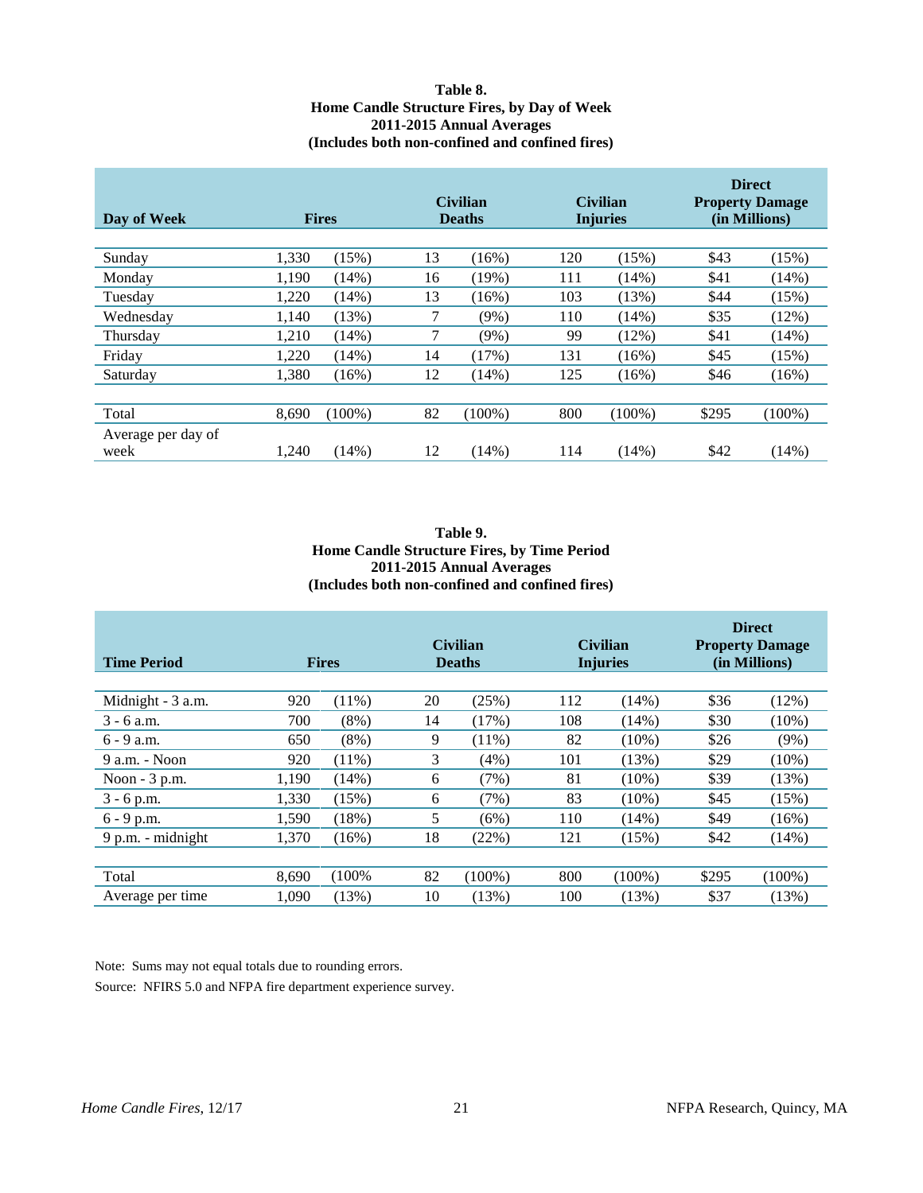**Table 8.**
**Home Candle Structure Fires, by Day of Week**
**2011-2015 Annual Averages**
**(Includes both non-confined and confined fires)**

| Day of Week | Fires | | Civilian Deaths | | Civilian Injuries | | Direct Property Damage (in Millions) | |
|---|---|---|---|---|---|---|---|---|
| Sunday | 1,330 | (15%) | 13 | (16%) | 120 | (15%) | $43 | (15%) |
| Monday | 1,190 | (14%) | 16 | (19%) | 111 | (14%) | $41 | (14%) |
| Tuesday | 1,220 | (14%) | 13 | (16%) | 103 | (13%) | $44 | (15%) |
| Wednesday | 1,140 | (13%) | 7 | (9%) | 110 | (14%) | $35 | (12%) |
| Thursday | 1,210 | (14%) | 7 | (9%) | 99 | (12%) | $41 | (14%) |
| Friday | 1,220 | (14%) | 14 | (17%) | 131 | (16%) | $45 | (15%) |
| Saturday | 1,380 | (16%) | 12 | (14%) | 125 | (16%) | $46 | (16%) |
| Total | 8,690 | (100%) | 82 | (100%) | 800 | (100%) | $295 | (100%) |
| Average per day of week | 1,240 | (14%) | 12 | (14%) | 114 | (14%) | $42 | (14%) |

**Table 9.**
**Home Candle Structure Fires, by Time Period**
**2011-2015 Annual Averages**
**(Includes both non-confined and confined fires)**

| Time Period | Fires | | Civilian Deaths | | Civilian Injuries | | Direct Property Damage (in Millions) | |
|---|---|---|---|---|---|---|---|---|
| Midnight - 3 a.m. | 920 | (11%) | 20 | (25%) | 112 | (14%) | $36 | (12%) |
| 3 - 6 a.m. | 700 | (8%) | 14 | (17%) | 108 | (14%) | $30 | (10%) |
| 6 - 9 a.m. | 650 | (8%) | 9 | (11%) | 82 | (10%) | $26 | (9%) |
| 9 a.m. - Noon | 920 | (11%) | 3 | (4%) | 101 | (13%) | $29 | (10%) |
| Noon - 3 p.m. | 1,190 | (14%) | 6 | (7%) | 81 | (10%) | $39 | (13%) |
| 3 - 6 p.m. | 1,330 | (15%) | 6 | (7%) | 83 | (10%) | $45 | (15%) |
| 6 - 9 p.m. | 1,590 | (18%) | 5 | (6%) | 110 | (14%) | $49 | (16%) |
| 9 p.m. - midnight | 1,370 | (16%) | 18 | (22%) | 121 | (15%) | $42 | (14%) |
| Total | 8,690 | (100% | 82 | (100%) | 800 | (100%) | $295 | (100%) |
| Average per time | 1,090 | (13%) | 10 | (13%) | 100 | (13%) | $37 | (13%) |

Note: Sums may not equal totals due to rounding errors.

Source: NFIRS 5.0 and NFPA fire department experience survey.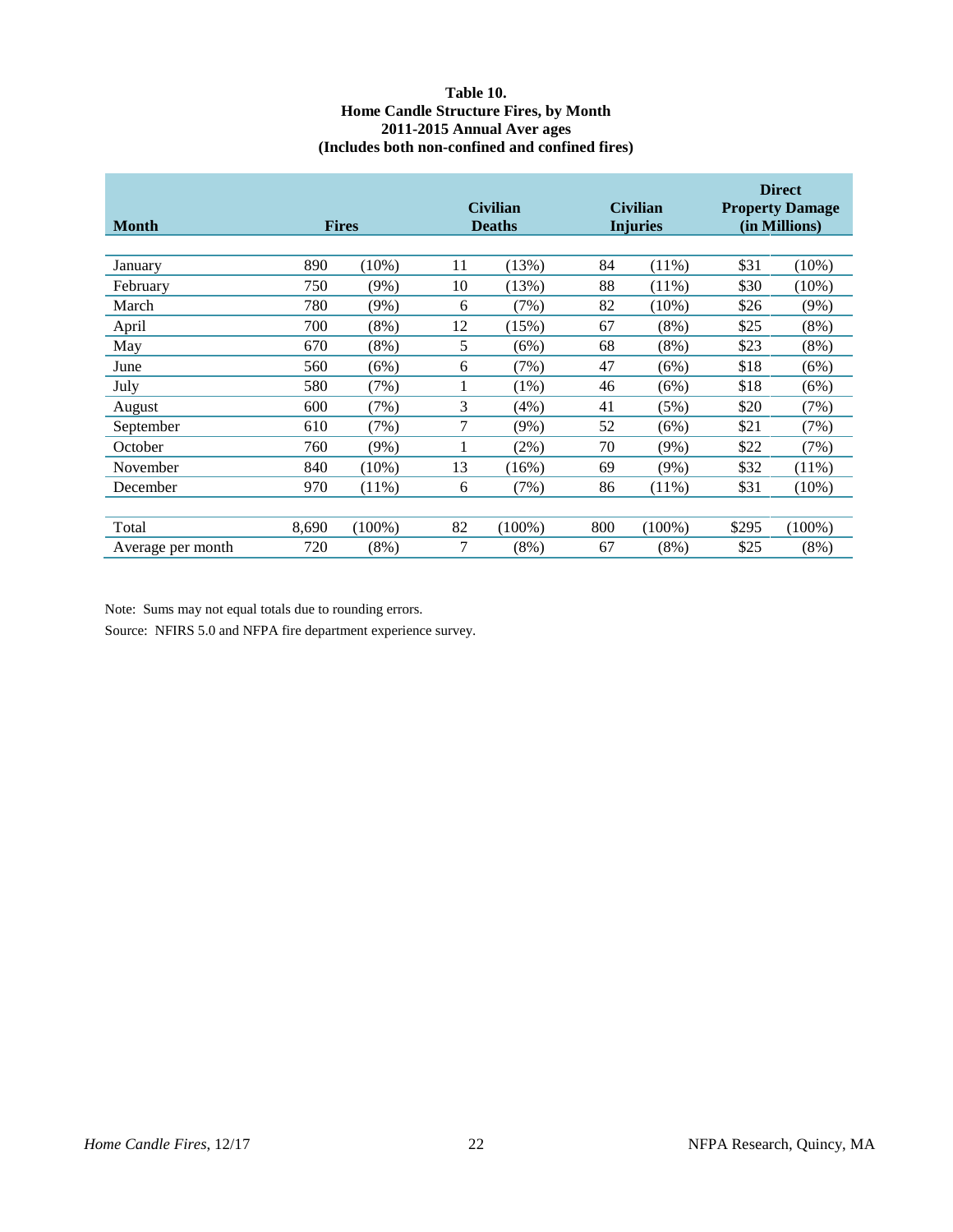**Table 10.**
**Home Candle Structure Fires, by Month**
**2011-2015 Annual Aver ages**
**(Includes both non-confined and confined fires)**

| Month | Fires | | Civilian Deaths | | Civilian Injuries | | Direct Property Damage (in Millions) | |
|---|---|---|---|---|---|---|---|---|
| January | 890 | (10%) | 11 | (13%) | 84 | (11%) | $31 | (10%) |
| February | 750 | (9%) | 10 | (13%) | 88 | (11%) | $30 | (10%) |
| March | 780 | (9%) | 6 | (7%) | 82 | (10%) | $26 | (9%) |
| April | 700 | (8%) | 12 | (15%) | 67 | (8%) | $25 | (8%) |
| May | 670 | (8%) | 5 | (6%) | 68 | (8%) | $23 | (8%) |
| June | 560 | (6%) | 6 | (7%) | 47 | (6%) | $18 | (6%) |
| July | 580 | (7%) | 1 | (1%) | 46 | (6%) | $18 | (6%) |
| August | 600 | (7%) | 3 | (4%) | 41 | (5%) | $20 | (7%) |
| September | 610 | (7%) | 7 | (9%) | 52 | (6%) | $21 | (7%) |
| October | 760 | (9%) | 1 | (2%) | 70 | (9%) | $22 | (7%) |
| November | 840 | (10%) | 13 | (16%) | 69 | (9%) | $32 | (11%) |
| December | 970 | (11%) | 6 | (7%) | 86 | (11%) | $31 | (10%) |
| | | | | | | | | |
| Total | 8,690 | (100%) | 82 | (100%) | 800 | (100%) | $295 | (100%) |
| Average per month | 720 | (8%) | 7 | (8%) | 67 | (8%) | $25 | (8%) |

Note: Sums may not equal totals due to rounding errors.

Source: NFIRS 5.0 and NFPA fire department experience survey.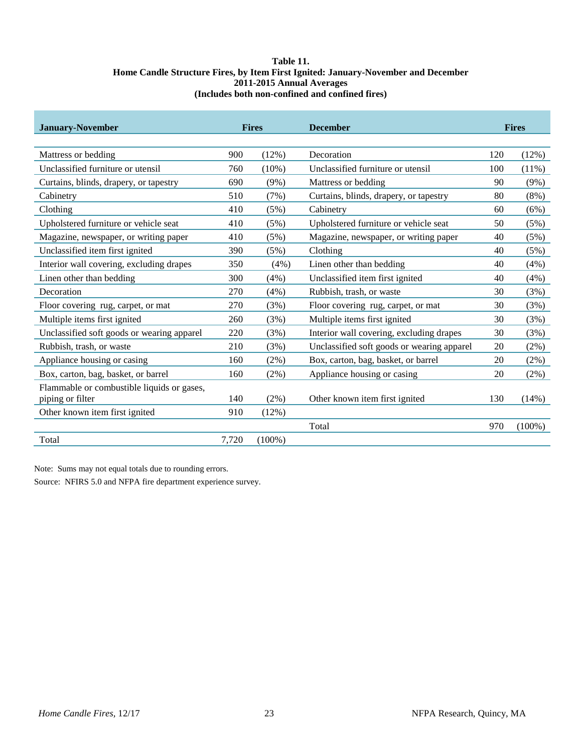**Table 11.**
**Home Candle Structure Fires, by Item First Ignited: January-November and December**
**2011-2015 Annual Averages**
**(Includes both non-confined and confined fires)**

| January-November | Fires | | December | Fires | |
|---|---|---|---|---|---|
| Mattress or bedding | 900 | (12%) | Decoration | 120 | (12%) |
| Unclassified furniture or utensil | 760 | (10%) | Unclassified furniture or utensil | 100 | (11%) |
| Curtains, blinds, drapery, or tapestry | 690 | (9%) | Mattress or bedding | 90 | (9%) |
| Cabinetry | 510 | (7%) | Curtains, blinds, drapery, or tapestry | 80 | (8%) |
| Clothing | 410 | (5%) | Cabinetry | 60 | (6%) |
| Upholstered furniture or vehicle seat | 410 | (5%) | Upholstered furniture or vehicle seat | 50 | (5%) |
| Magazine, newspaper, or writing paper | 410 | (5%) | Magazine, newspaper, or writing paper | 40 | (5%) |
| Unclassified item first ignited | 390 | (5%) | Clothing | 40 | (5%) |
| Interior wall covering, excluding drapes | 350 | (4%) | Linen other than bedding | 40 | (4%) |
| Linen other than bedding | 300 | (4%) | Unclassified item first ignited | 40 | (4%) |
| Decoration | 270 | (4%) | Rubbish, trash, or waste | 30 | (3%) |
| Floor covering rug, carpet, or mat | 270 | (3%) | Floor covering rug, carpet, or mat | 30 | (3%) |
| Multiple items first ignited | 260 | (3%) | Multiple items first ignited | 30 | (3%) |
| Unclassified soft goods or wearing apparel | 220 | (3%) | Interior wall covering, excluding drapes | 30 | (3%) |
| Rubbish, trash, or waste | 210 | (3%) | Unclassified soft goods or wearing apparel | 20 | (2%) |
| Appliance housing or casing | 160 | (2%) | Box, carton, bag, basket, or barrel | 20 | (2%) |
| Box, carton, bag, basket, or barrel | 160 | (2%) | Appliance housing or casing | 20 | (2%) |
| Flammable or combustible liquids or gases, piping or filter | 140 | (2%) | Other known item first ignited | 130 | (14%) |
| Other known item first ignited | 910 | (12%) | | | |
| | | | Total | 970 | (100%) |
| Total | 7,720 | (100%) | | | |

Note: Sums may not equal totals due to rounding errors.

Source: NFIRS 5.0 and NFPA fire department experience survey.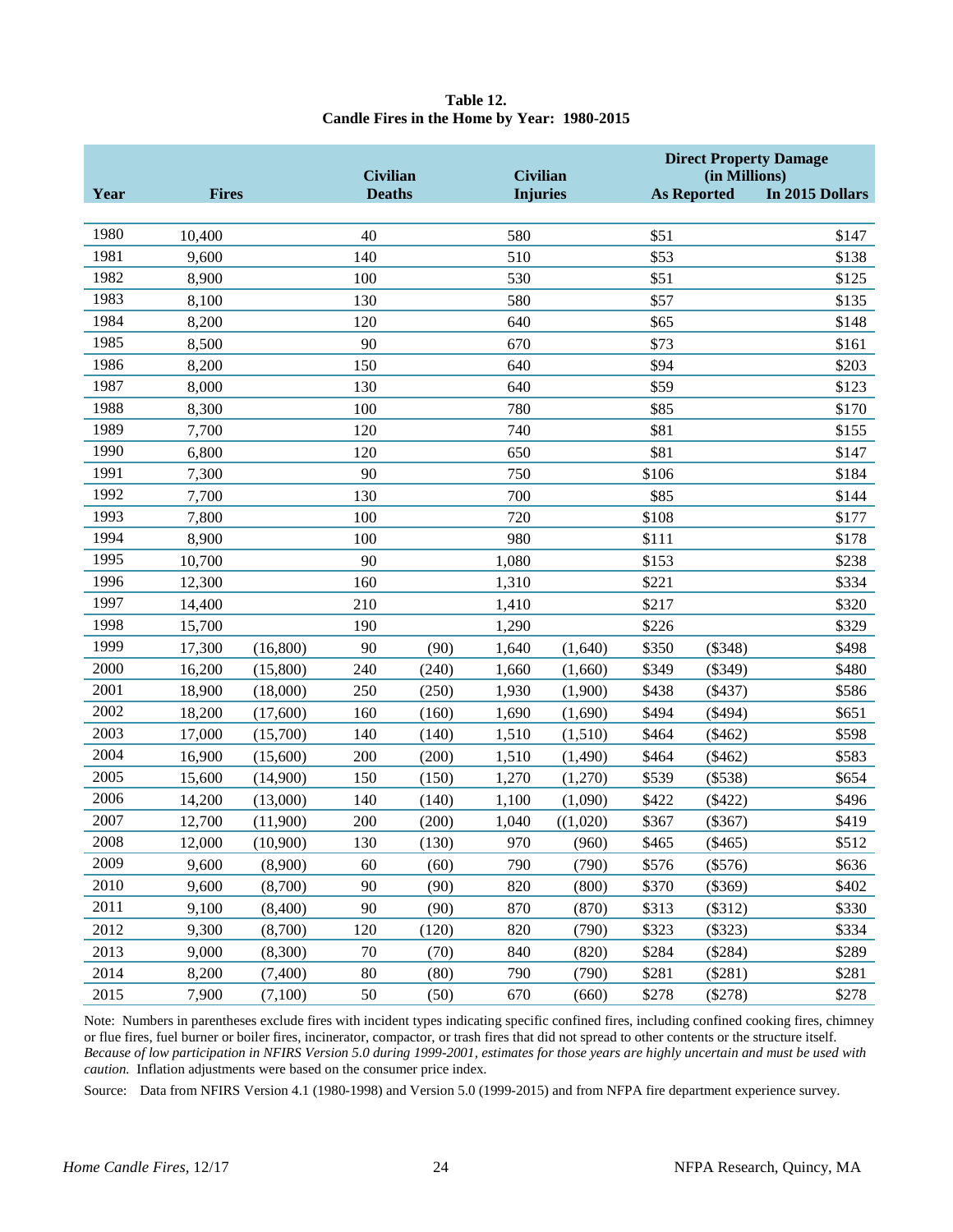**Table 12.**
**Candle Fires in the Home by Year: 1980-2015**

| Year | Fires | | Civilian Deaths | | Civilian Injuries | | Direct Property Damage (in Millions) As Reported | | Direct Property Damage (in Millions) In 2015 Dollars |
|---|---|---|---|---|---|---|---|---|---|
| 1980 | 10,400 | | 40 | | 580 | | $51 | | $147 |
| 1981 | 9,600 | | 140 | | 510 | | $53 | | $138 |
| 1982 | 8,900 | | 100 | | 530 | | $51 | | $125 |
| 1983 | 8,100 | | 130 | | 580 | | $57 | | $135 |
| 1984 | 8,200 | | 120 | | 640 | | $65 | | $148 |
| 1985 | 8,500 | | 90 | | 670 | | $73 | | $161 |
| 1986 | 8,200 | | 150 | | 640 | | $94 | | $203 |
| 1987 | 8,000 | | 130 | | 640 | | $59 | | $123 |
| 1988 | 8,300 | | 100 | | 780 | | $85 | | $170 |
| 1989 | 7,700 | | 120 | | 740 | | $81 | | $155 |
| 1990 | 6,800 | | 120 | | 650 | | $81 | | $147 |
| 1991 | 7,300 | | 90 | | 750 | | $106 | | $184 |
| 1992 | 7,700 | | 130 | | 700 | | $85 | | $144 |
| 1993 | 7,800 | | 100 | | 720 | | $108 | | $177 |
| 1994 | 8,900 | | 100 | | 980 | | $111 | | $178 |
| 1995 | 10,700 | | 90 | | 1,080 | | $153 | | $238 |
| 1996 | 12,300 | | 160 | | 1,310 | | $221 | | $334 |
| 1997 | 14,400 | | 210 | | 1,410 | | $217 | | $320 |
| 1998 | 15,700 | | 190 | | 1,290 | | $226 | | $329 |
| 1999 | 17,300 | (16,800) | 90 | (90) | 1,640 | (1,640) | $350 | ($348) | $498 |
| 2000 | 16,200 | (15,800) | 240 | (240) | 1,660 | (1,660) | $349 | ($349) | $480 |
| 2001 | 18,900 | (18,000) | 250 | (250) | 1,930 | (1,900) | $438 | ($437) | $586 |
| 2002 | 18,200 | (17,600) | 160 | (160) | 1,690 | (1,690) | $494 | ($494) | $651 |
| 2003 | 17,000 | (15,700) | 140 | (140) | 1,510 | (1,510) | $464 | ($462) | $598 |
| 2004 | 16,900 | (15,600) | 200 | (200) | 1,510 | (1,490) | $464 | ($462) | $583 |
| 2005 | 15,600 | (14,900) | 150 | (150) | 1,270 | (1,270) | $539 | ($538) | $654 |
| 2006 | 14,200 | (13,000) | 140 | (140) | 1,100 | (1,090) | $422 | ($422) | $496 |
| 2007 | 12,700 | (11,900) | 200 | (200) | 1,040 | ((1,020) | $367 | ($367) | $419 |
| 2008 | 12,000 | (10,900) | 130 | (130) | 970 | (960) | $465 | ($465) | $512 |
| 2009 | 9,600 | (8,900) | 60 | (60) | 790 | (790) | $576 | ($576) | $636 |
| 2010 | 9,600 | (8,700) | 90 | (90) | 820 | (800) | $370 | ($369) | $402 |
| 2011 | 9,100 | (8,400) | 90 | (90) | 870 | (870) | $313 | ($312) | $330 |
| 2012 | 9,300 | (8,700) | 120 | (120) | 820 | (790) | $323 | ($323) | $334 |
| 2013 | 9,000 | (8,300) | 70 | (70) | 840 | (820) | $284 | ($284) | $289 |
| 2014 | 8,200 | (7,400) | 80 | (80) | 790 | (790) | $281 | ($281) | $281 |
| 2015 | 7,900 | (7,100) | 50 | (50) | 670 | (660) | $278 | ($278) | $278 |

Note: Numbers in parentheses exclude fires with incident types indicating specific confined fires, including confined cooking fires, chimney or flue fires, fuel burner or boiler fires, incinerator, compactor, or trash fires that did not spread to other contents or the structure itself. *Because of low participation in NFIRS Version 5.0 during 1999-2001, estimates for those years are highly uncertain and must be used with caution.* Inflation adjustments were based on the consumer price index.

Source: Data from NFIRS Version 4.1 (1980-1998) and Version 5.0 (1999-2015) and from NFPA fire department experience survey.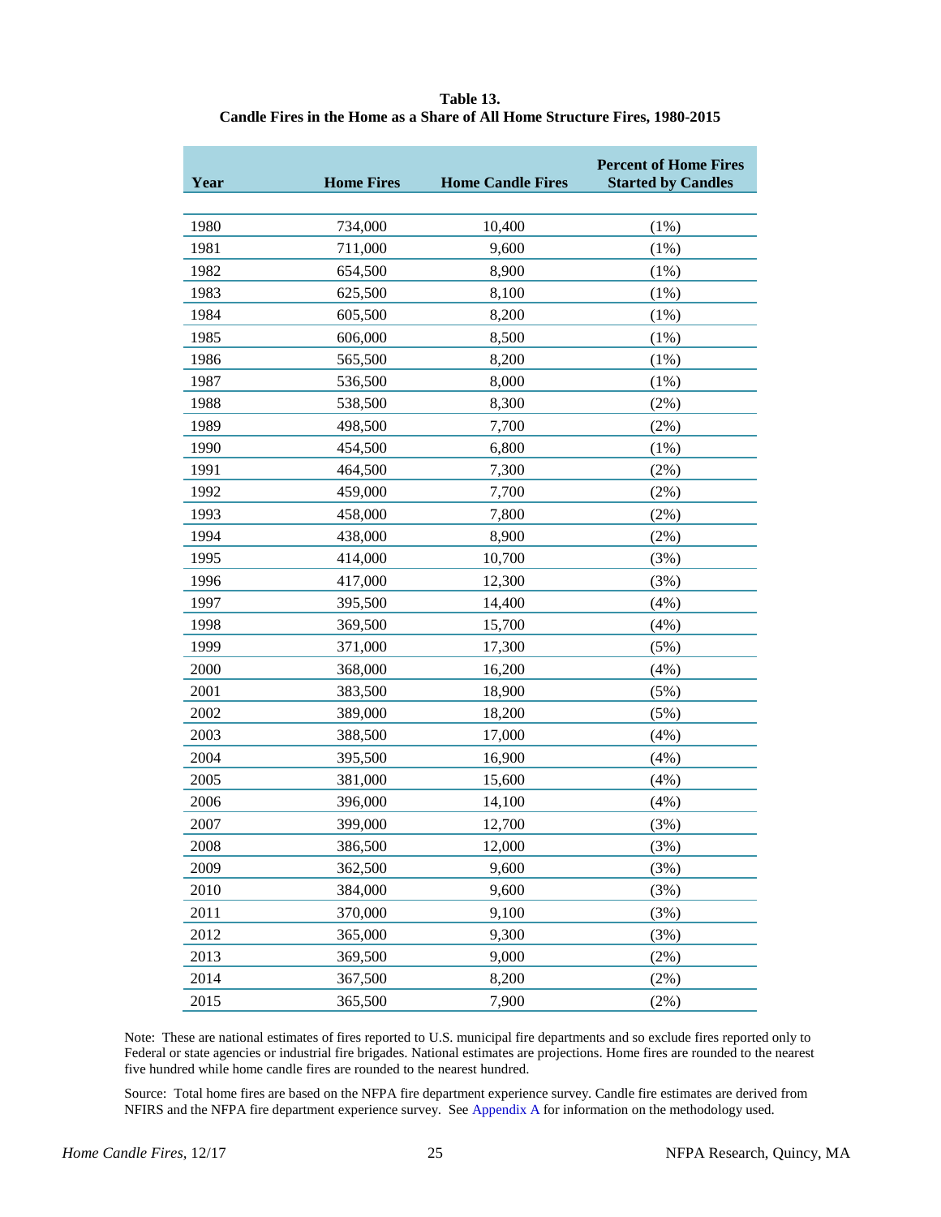**Table 13.**
**Candle Fires in the Home as a Share of All Home Structure Fires, 1980-2015**

| Year | Home Fires | Home Candle Fires | Percent of Home Fires Started by Candles |
|---|---|---|---|
| 1980 | 734,000 | 10,400 | (1%) |
| 1981 | 711,000 | 9,600 | (1%) |
| 1982 | 654,500 | 8,900 | (1%) |
| 1983 | 625,500 | 8,100 | (1%) |
| 1984 | 605,500 | 8,200 | (1%) |
| 1985 | 606,000 | 8,500 | (1%) |
| 1986 | 565,500 | 8,200 | (1%) |
| 1987 | 536,500 | 8,000 | (1%) |
| 1988 | 538,500 | 8,300 | (2%) |
| 1989 | 498,500 | 7,700 | (2%) |
| 1990 | 454,500 | 6,800 | (1%) |
| 1991 | 464,500 | 7,300 | (2%) |
| 1992 | 459,000 | 7,700 | (2%) |
| 1993 | 458,000 | 7,800 | (2%) |
| 1994 | 438,000 | 8,900 | (2%) |
| 1995 | 414,000 | 10,700 | (3%) |
| 1996 | 417,000 | 12,300 | (3%) |
| 1997 | 395,500 | 14,400 | (4%) |
| 1998 | 369,500 | 15,700 | (4%) |
| 1999 | 371,000 | 17,300 | (5%) |
| 2000 | 368,000 | 16,200 | (4%) |
| 2001 | 383,500 | 18,900 | (5%) |
| 2002 | 389,000 | 18,200 | (5%) |
| 2003 | 388,500 | 17,000 | (4%) |
| 2004 | 395,500 | 16,900 | (4%) |
| 2005 | 381,000 | 15,600 | (4%) |
| 2006 | 396,000 | 14,100 | (4%) |
| 2007 | 399,000 | 12,700 | (3%) |
| 2008 | 386,500 | 12,000 | (3%) |
| 2009 | 362,500 | 9,600 | (3%) |
| 2010 | 384,000 | 9,600 | (3%) |
| 2011 | 370,000 | 9,100 | (3%) |
| 2012 | 365,000 | 9,300 | (3%) |
| 2013 | 369,500 | 9,000 | (2%) |
| 2014 | 367,500 | 8,200 | (2%) |
| 2015 | 365,500 | 7,900 | (2%) |

Note: These are national estimates of fires reported to U.S. municipal fire departments and so exclude fires reported only to Federal or state agencies or industrial fire brigades. National estimates are projections. Home fires are rounded to the nearest five hundred while home candle fires are rounded to the nearest hundred.

Source: Total home fires are based on the NFPA fire department experience survey. Candle fire estimates are derived from NFIRS and the NFPA fire department experience survey. See Appendix A for information on the methodology used.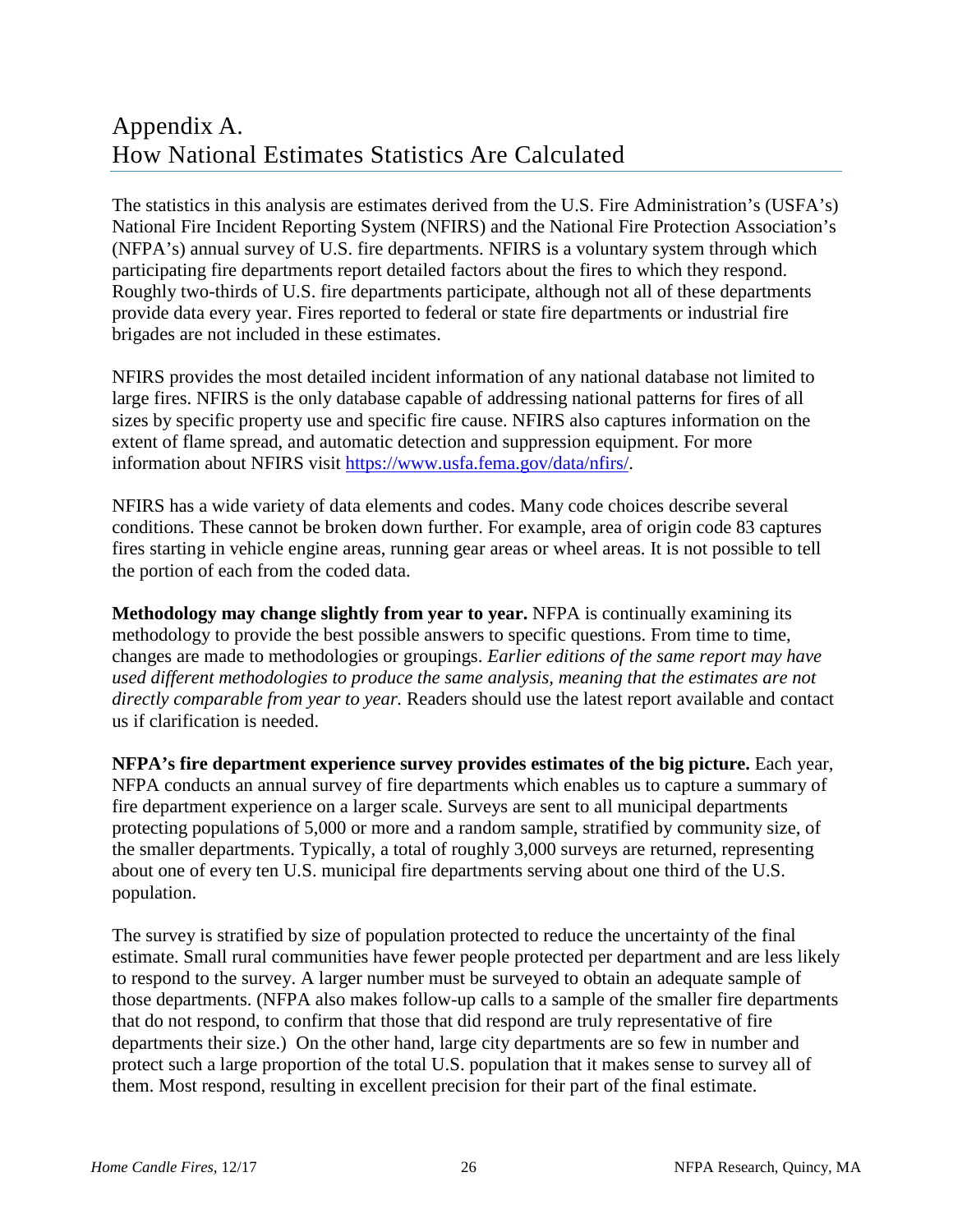# Appendix A. How National Estimates Statistics Are Calculated

The statistics in this analysis are estimates derived from the U.S. Fire Administration's (USFA's) National Fire Incident Reporting System (NFIRS) and the National Fire Protection Association's (NFPA's) annual survey of U.S. fire departments. NFIRS is a voluntary system through which participating fire departments report detailed factors about the fires to which they respond. Roughly two-thirds of U.S. fire departments participate, although not all of these departments provide data every year. Fires reported to federal or state fire departments or industrial fire brigades are not included in these estimates.

NFIRS provides the most detailed incident information of any national database not limited to large fires. NFIRS is the only database capable of addressing national patterns for fires of all sizes by specific property use and specific fire cause. NFIRS also captures information on the extent of flame spread, and automatic detection and suppression equipment. For more information about NFIRS visit https://www.usfa.fema.gov/data/nfirs/.

NFIRS has a wide variety of data elements and codes. Many code choices describe several conditions. These cannot be broken down further. For example, area of origin code 83 captures fires starting in vehicle engine areas, running gear areas or wheel areas. It is not possible to tell the portion of each from the coded data.

**Methodology may change slightly from year to year.** NFPA is continually examining its methodology to provide the best possible answers to specific questions. From time to time, changes are made to methodologies or groupings. *Earlier editions of the same report may have used different methodologies to produce the same analysis, meaning that the estimates are not directly comparable from year to year.* Readers should use the latest report available and contact us if clarification is needed.

**NFPA's fire department experience survey provides estimates of the big picture.** Each year, NFPA conducts an annual survey of fire departments which enables us to capture a summary of fire department experience on a larger scale. Surveys are sent to all municipal departments protecting populations of 5,000 or more and a random sample, stratified by community size, of the smaller departments. Typically, a total of roughly 3,000 surveys are returned, representing about one of every ten U.S. municipal fire departments serving about one third of the U.S. population.

The survey is stratified by size of population protected to reduce the uncertainty of the final estimate. Small rural communities have fewer people protected per department and are less likely to respond to the survey. A larger number must be surveyed to obtain an adequate sample of those departments. (NFPA also makes follow-up calls to a sample of the smaller fire departments that do not respond, to confirm that those that did respond are truly representative of fire departments their size.) On the other hand, large city departments are so few in number and protect such a large proportion of the total U.S. population that it makes sense to survey all of them. Most respond, resulting in excellent precision for their part of the final estimate.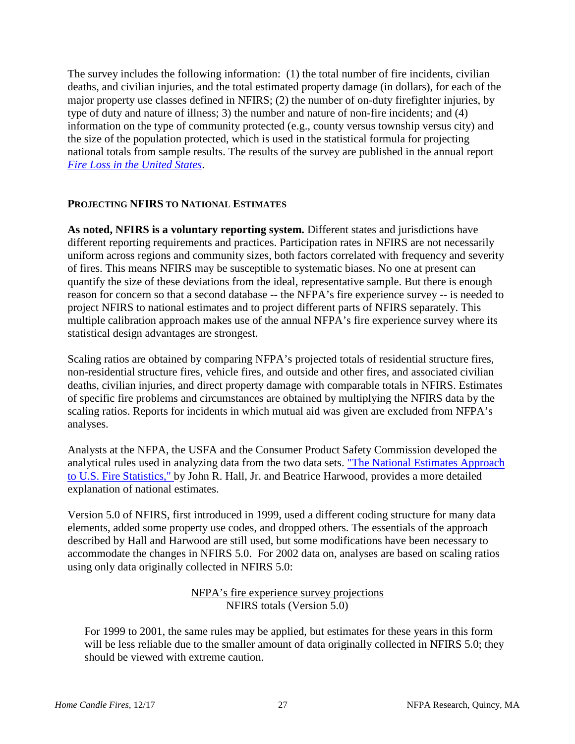The survey includes the following information: (1) the total number of fire incidents, civilian deaths, and civilian injuries, and the total estimated property damage (in dollars), for each of the major property use classes defined in NFIRS; (2) the number of on-duty firefighter injuries, by type of duty and nature of illness; 3) the number and nature of non-fire incidents; and (4) information on the type of community protected (e.g., county versus township versus city) and the size of the population protected, which is used in the statistical formula for projecting national totals from sample results. The results of the survey are published in the annual report *Fire Loss in the United States*.

## Projecting NFIRS to National Estimates

**As noted, NFIRS is a voluntary reporting system.** Different states and jurisdictions have different reporting requirements and practices. Participation rates in NFIRS are not necessarily uniform across regions and community sizes, both factors correlated with frequency and severity of fires. This means NFIRS may be susceptible to systematic biases. No one at present can quantify the size of these deviations from the ideal, representative sample. But there is enough reason for concern so that a second database -- the NFPA's fire experience survey -- is needed to project NFIRS to national estimates and to project different parts of NFIRS separately. This multiple calibration approach makes use of the annual NFPA's fire experience survey where its statistical design advantages are strongest.

Scaling ratios are obtained by comparing NFPA's projected totals of residential structure fires, non-residential structure fires, vehicle fires, and outside and other fires, and associated civilian deaths, civilian injuries, and direct property damage with comparable totals in NFIRS. Estimates of specific fire problems and circumstances are obtained by multiplying the NFIRS data by the scaling ratios. Reports for incidents in which mutual aid was given are excluded from NFPA's analyses.

Analysts at the NFPA, the USFA and the Consumer Product Safety Commission developed the analytical rules used in analyzing data from the two data sets. "The National Estimates Approach to U.S. Fire Statistics," by John R. Hall, Jr. and Beatrice Harwood, provides a more detailed explanation of national estimates.

Version 5.0 of NFIRS, first introduced in 1999, used a different coding structure for many data elements, added some property use codes, and dropped others. The essentials of the approach described by Hall and Harwood are still used, but some modifications have been necessary to accommodate the changes in NFIRS 5.0. For 2002 data on, analyses are based on scaling ratios using only data originally collected in NFIRS 5.0:

$$\frac{\text{NFPA's fire experience survey projections}}{\text{NFIRS totals (Version 5.0)}}$$

For 1999 to 2001, the same rules may be applied, but estimates for these years in this form will be less reliable due to the smaller amount of data originally collected in NFIRS 5.0; they should be viewed with extreme caution.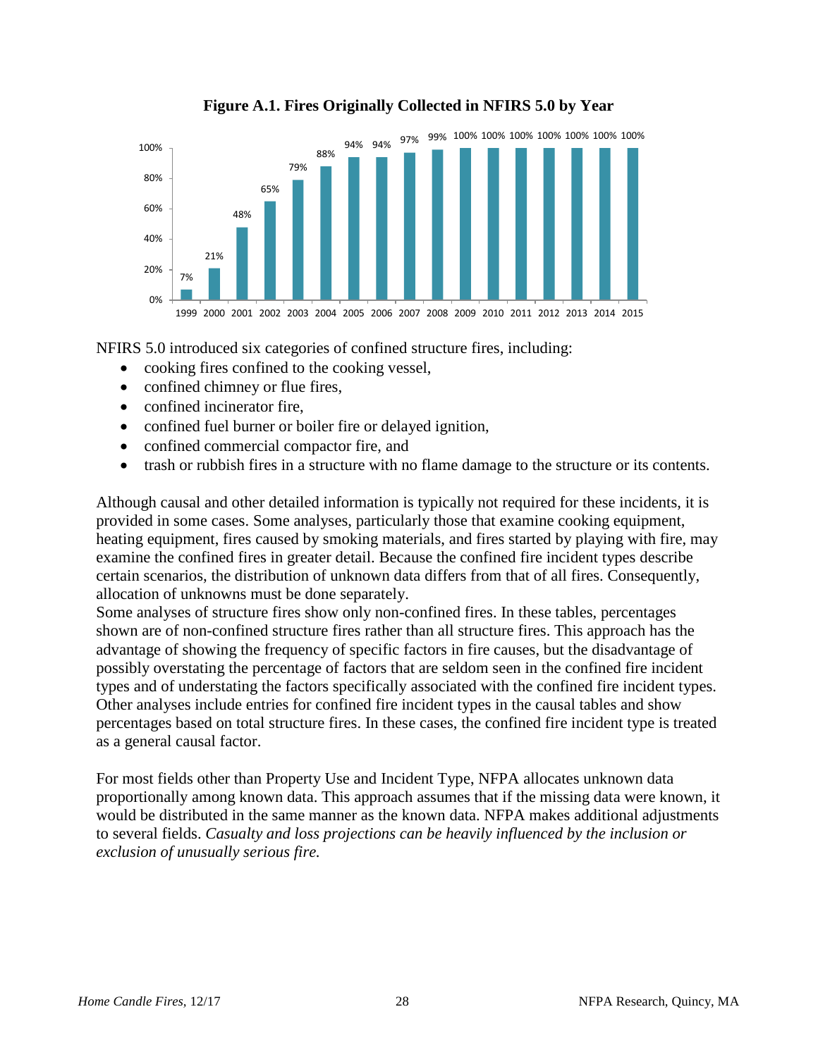**Figure A.1. Fires Originally Collected in NFIRS 5.0 by Year**

| Year | Percent |
|---|---|
| 1999 | 7% |
| 2000 | 21% |
| 2001 | 48% |
| 2002 | 65% |
| 2003 | 79% |
| 2004 | 88% |
| 2005 | 94% |
| 2006 | 94% |
| 2007 | 97% |
| 2008 | 99% |
| 2009 | 100% |
| 2010 | 100% |
| 2011 | 100% |
| 2012 | 100% |
| 2013 | 100% |
| 2014 | 100% |
| 2015 | 100% |

NFIRS 5.0 introduced six categories of confined structure fires, including:

- cooking fires confined to the cooking vessel,
- confined chimney or flue fires,
- confined incinerator fire,
- confined fuel burner or boiler fire or delayed ignition,
- confined commercial compactor fire, and
- trash or rubbish fires in a structure with no flame damage to the structure or its contents.

Although causal and other detailed information is typically not required for these incidents, it is provided in some cases. Some analyses, particularly those that examine cooking equipment, heating equipment, fires caused by smoking materials, and fires started by playing with fire, may examine the confined fires in greater detail. Because the confined fire incident types describe certain scenarios, the distribution of unknown data differs from that of all fires. Consequently, allocation of unknowns must be done separately.

Some analyses of structure fires show only non-confined fires. In these tables, percentages shown are of non-confined structure fires rather than all structure fires. This approach has the advantage of showing the frequency of specific factors in fire causes, but the disadvantage of possibly overstating the percentage of factors that are seldom seen in the confined fire incident types and of understating the factors specifically associated with the confined fire incident types. Other analyses include entries for confined fire incident types in the causal tables and show percentages based on total structure fires. In these cases, the confined fire incident type is treated as a general causal factor.

For most fields other than Property Use and Incident Type, NFPA allocates unknown data proportionally among known data. This approach assumes that if the missing data were known, it would be distributed in the same manner as the known data. NFPA makes additional adjustments to several fields. *Casualty and loss projections can be heavily influenced by the inclusion or exclusion of unusually serious fire.*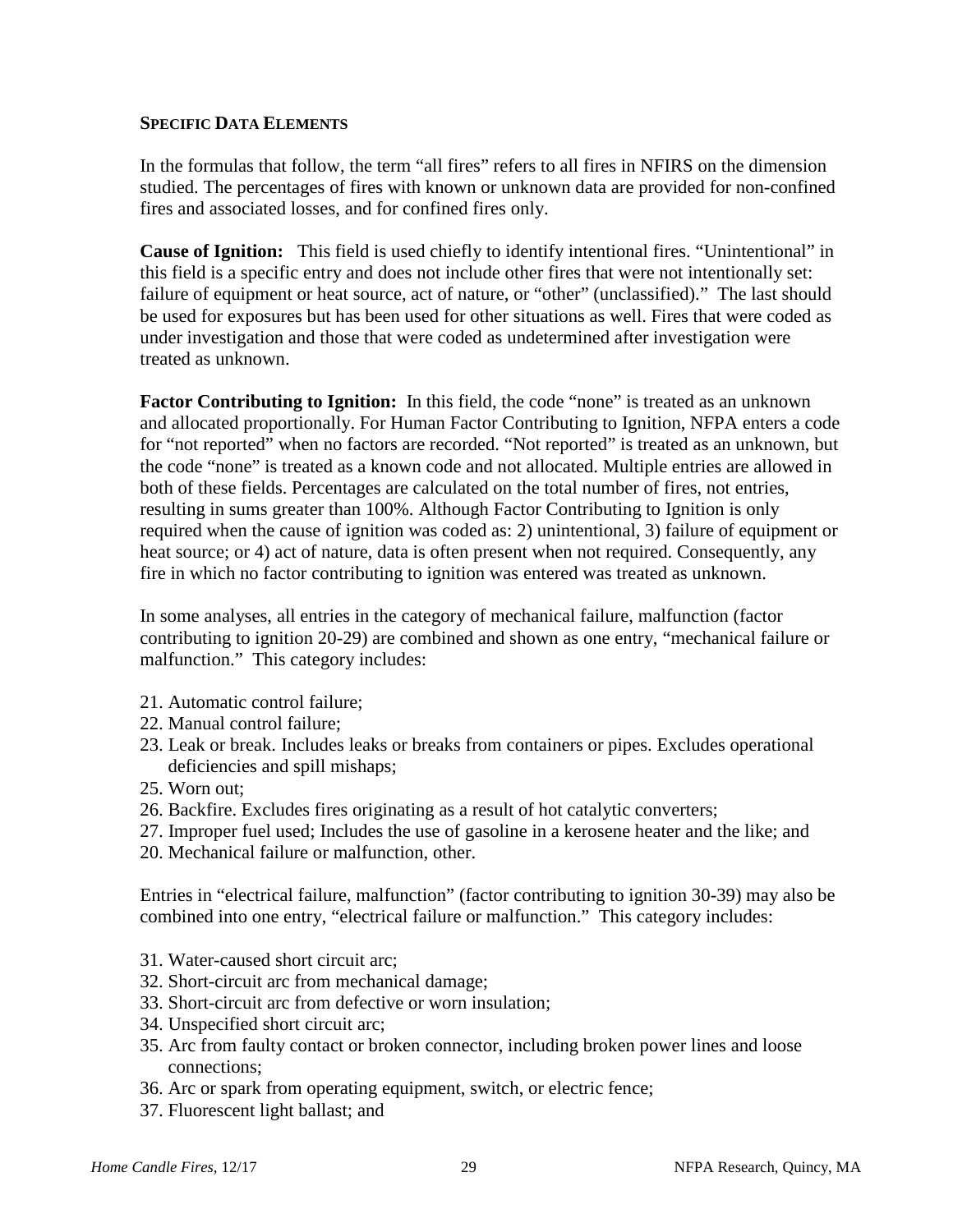## Specific Data Elements

In the formulas that follow, the term "all fires" refers to all fires in NFIRS on the dimension studied. The percentages of fires with known or unknown data are provided for non-confined fires and associated losses, and for confined fires only.

**Cause of Ignition:** This field is used chiefly to identify intentional fires. "Unintentional" in this field is a specific entry and does not include other fires that were not intentionally set: failure of equipment or heat source, act of nature, or "other" (unclassified)." The last should be used for exposures but has been used for other situations as well. Fires that were coded as under investigation and those that were coded as undetermined after investigation were treated as unknown.

**Factor Contributing to Ignition:** In this field, the code "none" is treated as an unknown and allocated proportionally. For Human Factor Contributing to Ignition, NFPA enters a code for "not reported" when no factors are recorded. "Not reported" is treated as an unknown, but the code "none" is treated as a known code and not allocated. Multiple entries are allowed in both of these fields. Percentages are calculated on the total number of fires, not entries, resulting in sums greater than 100%. Although Factor Contributing to Ignition is only required when the cause of ignition was coded as: 2) unintentional, 3) failure of equipment or heat source; or 4) act of nature, data is often present when not required. Consequently, any fire in which no factor contributing to ignition was entered was treated as unknown.

In some analyses, all entries in the category of mechanical failure, malfunction (factor contributing to ignition 20-29) are combined and shown as one entry, "mechanical failure or malfunction." This category includes:

- 21. Automatic control failure;
- 22. Manual control failure;
- 23. Leak or break. Includes leaks or breaks from containers or pipes. Excludes operational deficiencies and spill mishaps;
- 25. Worn out;
- 26. Backfire. Excludes fires originating as a result of hot catalytic converters;
- 27. Improper fuel used; Includes the use of gasoline in a kerosene heater and the like; and
- 20. Mechanical failure or malfunction, other.

Entries in "electrical failure, malfunction" (factor contributing to ignition 30-39) may also be combined into one entry, "electrical failure or malfunction." This category includes:

- 31. Water-caused short circuit arc;
- 32. Short-circuit arc from mechanical damage;
- 33. Short-circuit arc from defective or worn insulation;
- 34. Unspecified short circuit arc;
- 35. Arc from faulty contact or broken connector, including broken power lines and loose connections;
- 36. Arc or spark from operating equipment, switch, or electric fence;
- 37. Fluorescent light ballast; and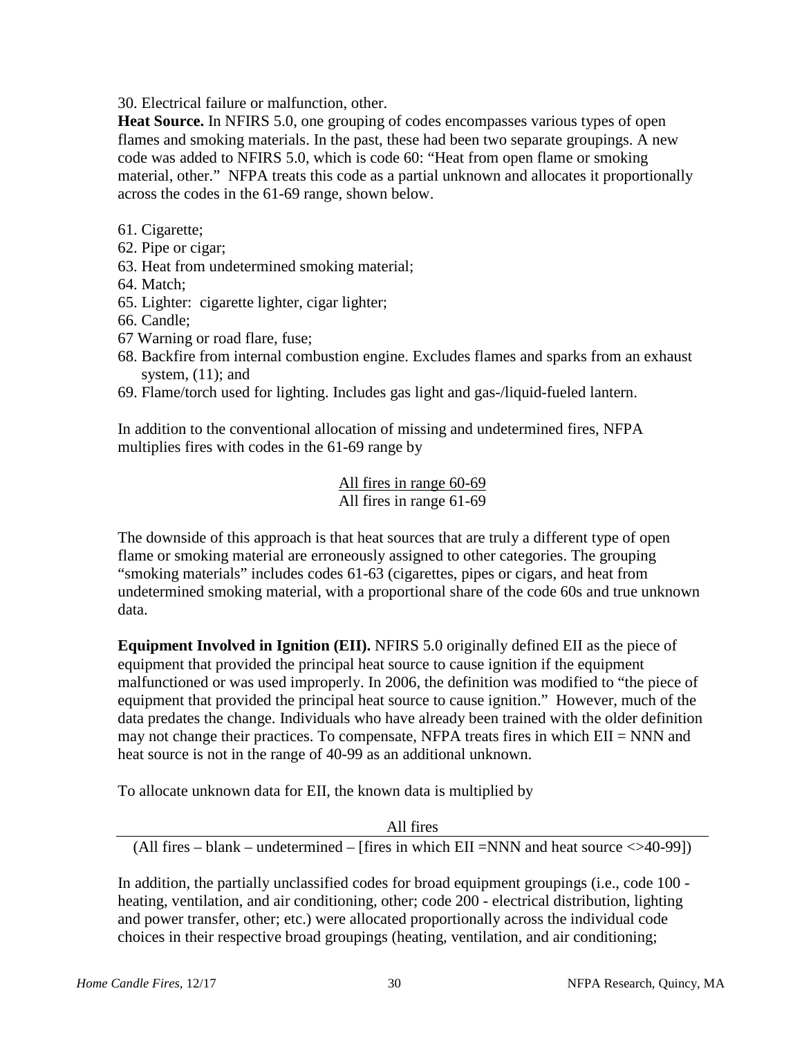30. Electrical failure or malfunction, other.

**Heat Source.** In NFIRS 5.0, one grouping of codes encompasses various types of open flames and smoking materials. In the past, these had been two separate groupings. A new code was added to NFIRS 5.0, which is code 60: "Heat from open flame or smoking material, other." NFPA treats this code as a partial unknown and allocates it proportionally across the codes in the 61-69 range, shown below.

61. Cigarette;
62. Pipe or cigar;
63. Heat from undetermined smoking material;
64. Match;
65. Lighter: cigarette lighter, cigar lighter;
66. Candle;
67 Warning or road flare, fuse;
68. Backfire from internal combustion engine. Excludes flames and sparks from an exhaust system, (11); and
69. Flame/torch used for lighting. Includes gas light and gas-/liquid-fueled lantern.

In addition to the conventional allocation of missing and undetermined fires, NFPA multiplies fires with codes in the 61-69 range by

$$\frac{\text{All fires in range 60-69}}{\text{All fires in range 61-69}}$$

The downside of this approach is that heat sources that are truly a different type of open flame or smoking material are erroneously assigned to other categories. The grouping "smoking materials" includes codes 61-63 (cigarettes, pipes or cigars, and heat from undetermined smoking material, with a proportional share of the code 60s and true unknown data.

**Equipment Involved in Ignition (EII).** NFIRS 5.0 originally defined EII as the piece of equipment that provided the principal heat source to cause ignition if the equipment malfunctioned or was used improperly. In 2006, the definition was modified to "the piece of equipment that provided the principal heat source to cause ignition." However, much of the data predates the change. Individuals who have already been trained with the older definition may not change their practices. To compensate, NFPA treats fires in which EII = NNN and heat source is not in the range of 40-99 as an additional unknown.

To allocate unknown data for EII, the known data is multiplied by

$$\frac{\text{All fires}}{\text{(All fires – blank – undetermined – [fires in which EII =NNN and heat source <>40-99])}}$$

In addition, the partially unclassified codes for broad equipment groupings (i.e., code 100 - heating, ventilation, and air conditioning, other; code 200 - electrical distribution, lighting and power transfer, other; etc.) were allocated proportionally across the individual code choices in their respective broad groupings (heating, ventilation, and air conditioning;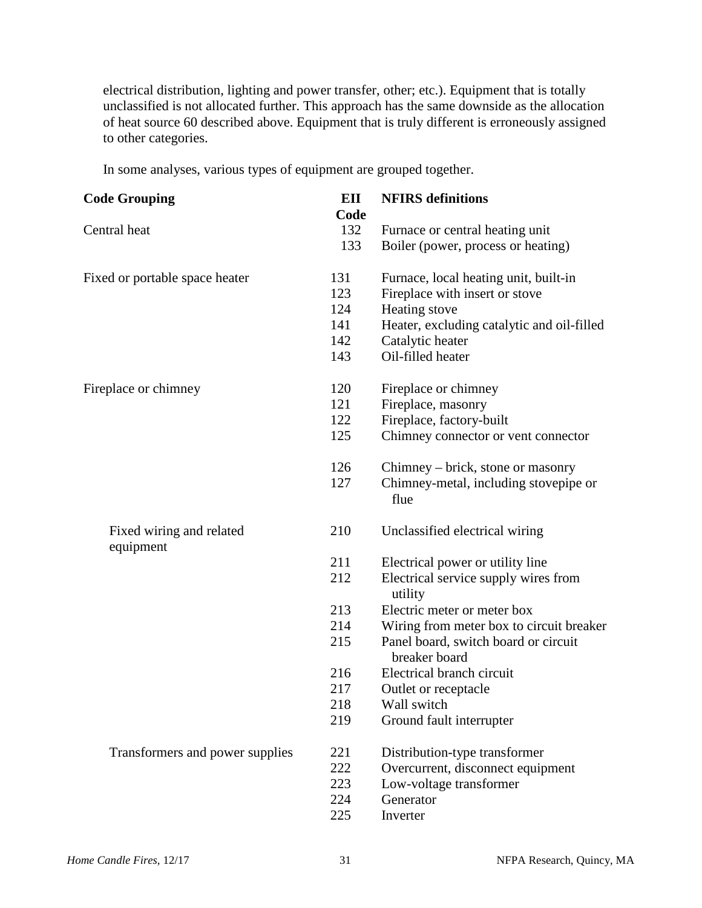electrical distribution, lighting and power transfer, other; etc.). Equipment that is totally unclassified is not allocated further. This approach has the same downside as the allocation of heat source 60 described above. Equipment that is truly different is erroneously assigned to other categories.

In some analyses, various types of equipment are grouped together.

| Code Grouping | EII Code | NFIRS definitions |
|---|---|---|
| Central heat | 132 | Furnace or central heating unit |
| | 133 | Boiler (power, process or heating) |
| Fixed or portable space heater | 131 | Furnace, local heating unit, built-in |
| | 123 | Fireplace with insert or stove |
| | 124 | Heating stove |
| | 141 | Heater, excluding catalytic and oil-filled |
| | 142 | Catalytic heater |
| | 143 | Oil-filled heater |
| Fireplace or chimney | 120 | Fireplace or chimney |
| | 121 | Fireplace, masonry |
| | 122 | Fireplace, factory-built |
| | 125 | Chimney connector or vent connector |
| | 126 | Chimney – brick, stone or masonry |
| | 127 | Chimney-metal, including stovepipe or flue |
| Fixed wiring and related equipment | 210 | Unclassified electrical wiring |
| | 211 | Electrical power or utility line |
| | 212 | Electrical service supply wires from utility |
| | 213 | Electric meter or meter box |
| | 214 | Wiring from meter box to circuit breaker |
| | 215 | Panel board, switch board or circuit breaker board |
| | 216 | Electrical branch circuit |
| | 217 | Outlet or receptacle |
| | 218 | Wall switch |
| | 219 | Ground fault interrupter |
| Transformers and power supplies | 221 | Distribution-type transformer |
| | 222 | Overcurrent, disconnect equipment |
| | 223 | Low-voltage transformer |
| | 224 | Generator |
| | 225 | Inverter |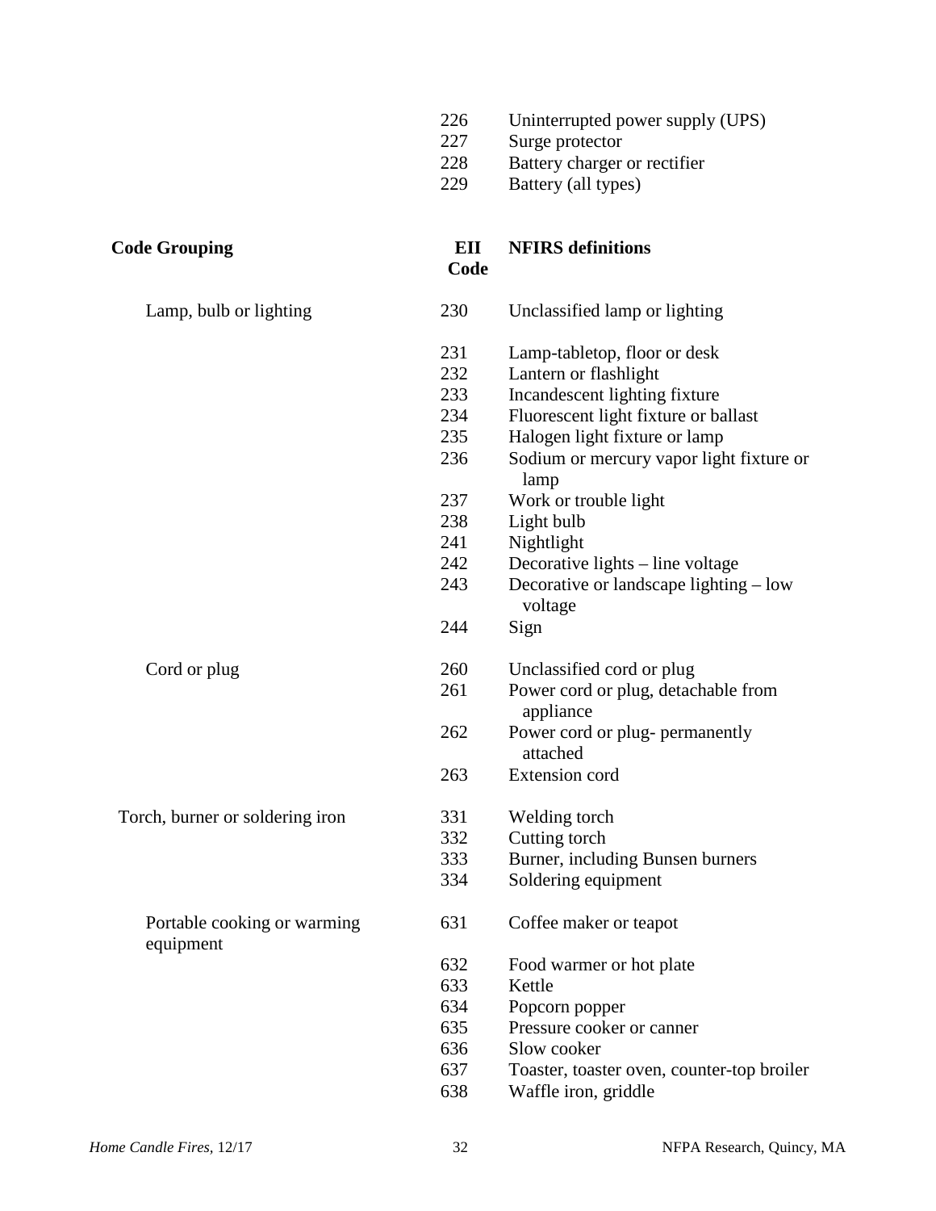| Code Grouping | EII Code | NFIRS definitions |
|---|---|---|
| | 226 | Uninterrupted power supply (UPS) |
| | 227 | Surge protector |
| | 228 | Battery charger or rectifier |
| | 229 | Battery (all types) |

| Code Grouping | EII Code | NFIRS definitions |
|---|---|---|
| Lamp, bulb or lighting | 230 | Unclassified lamp or lighting |
| | 231 | Lamp-tabletop, floor or desk |
| | 232 | Lantern or flashlight |
| | 233 | Incandescent lighting fixture |
| | 234 | Fluorescent light fixture or ballast |
| | 235 | Halogen light fixture or lamp |
| | 236 | Sodium or mercury vapor light fixture or lamp |
| | 237 | Work or trouble light |
| | 238 | Light bulb |
| | 241 | Nightlight |
| | 242 | Decorative lights – line voltage |
| | 243 | Decorative or landscape lighting – low voltage |
| | 244 | Sign |
| Cord or plug | 260 | Unclassified cord or plug |
| | 261 | Power cord or plug, detachable from appliance |
| | 262 | Power cord or plug- permanently attached |
| | 263 | Extension cord |
| Torch, burner or soldering iron | 331 | Welding torch |
| | 332 | Cutting torch |
| | 333 | Burner, including Bunsen burners |
| | 334 | Soldering equipment |
| Portable cooking or warming equipment | 631 | Coffee maker or teapot |
| | 632 | Food warmer or hot plate |
| | 633 | Kettle |
| | 634 | Popcorn popper |
| | 635 | Pressure cooker or canner |
| | 636 | Slow cooker |
| | 637 | Toaster, toaster oven, counter-top broiler |
| | 638 | Waffle iron, griddle |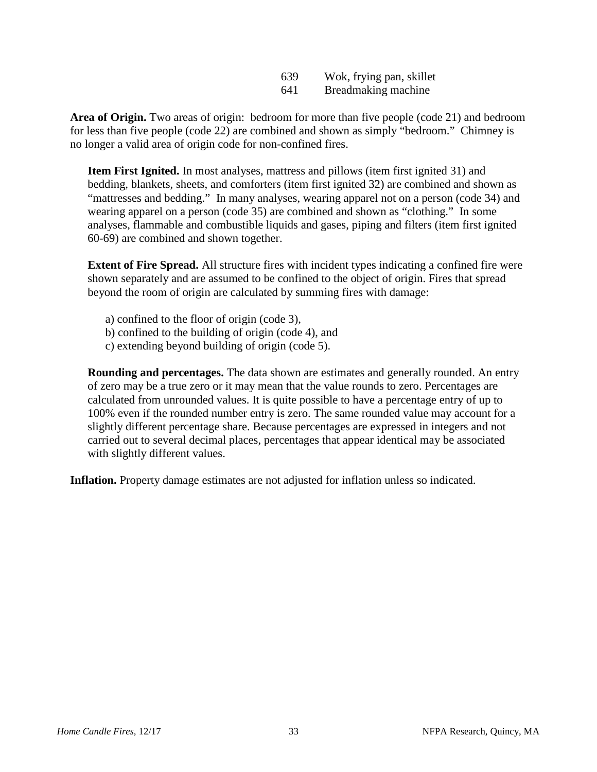| | |
|---|---|
| 639 | Wok, frying pan, skillet |
| 641 | Breadmaking machine |

**Area of Origin.** Two areas of origin: bedroom for more than five people (code 21) and bedroom for less than five people (code 22) are combined and shown as simply "bedroom." Chimney is no longer a valid area of origin code for non-confined fires.

**Item First Ignited.** In most analyses, mattress and pillows (item first ignited 31) and bedding, blankets, sheets, and comforters (item first ignited 32) are combined and shown as "mattresses and bedding." In many analyses, wearing apparel not on a person (code 34) and wearing apparel on a person (code 35) are combined and shown as "clothing." In some analyses, flammable and combustible liquids and gases, piping and filters (item first ignited 60-69) are combined and shown together.

**Extent of Fire Spread.** All structure fires with incident types indicating a confined fire were shown separately and are assumed to be confined to the object of origin. Fires that spread beyond the room of origin are calculated by summing fires with damage:

a) confined to the floor of origin (code 3),
b) confined to the building of origin (code 4), and
c) extending beyond building of origin (code 5).

**Rounding and percentages.** The data shown are estimates and generally rounded. An entry of zero may be a true zero or it may mean that the value rounds to zero. Percentages are calculated from unrounded values. It is quite possible to have a percentage entry of up to 100% even if the rounded number entry is zero. The same rounded value may account for a slightly different percentage share. Because percentages are expressed in integers and not carried out to several decimal places, percentages that appear identical may be associated with slightly different values.

**Inflation.** Property damage estimates are not adjusted for inflation unless so indicated.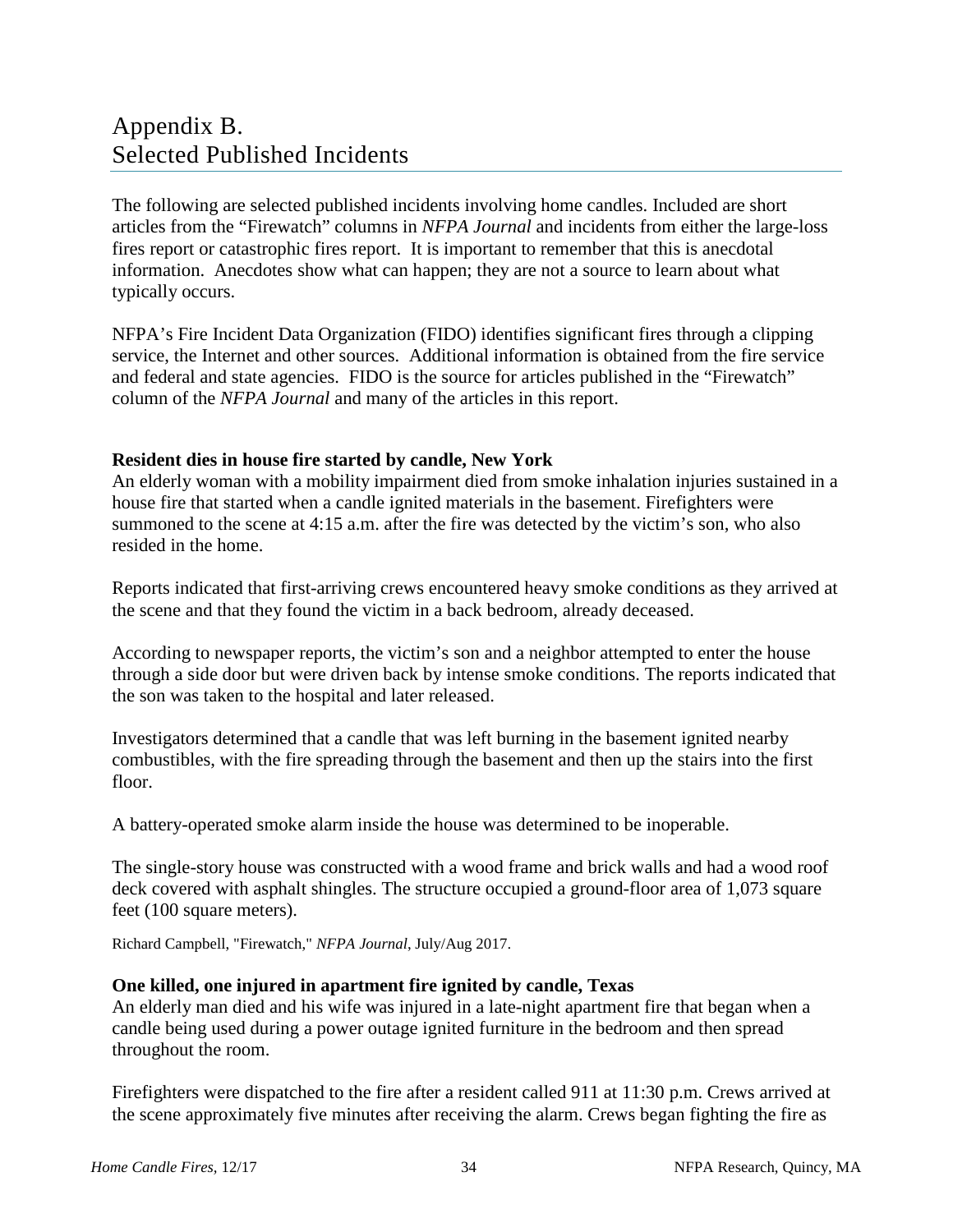# Appendix B. Selected Published Incidents

The following are selected published incidents involving home candles. Included are short articles from the "Firewatch" columns in *NFPA Journal* and incidents from either the large-loss fires report or catastrophic fires report. It is important to remember that this is anecdotal information. Anecdotes show what can happen; they are not a source to learn about what typically occurs.

NFPA's Fire Incident Data Organization (FIDO) identifies significant fires through a clipping service, the Internet and other sources. Additional information is obtained from the fire service and federal and state agencies. FIDO is the source for articles published in the "Firewatch" column of the *NFPA Journal* and many of the articles in this report.

**Resident dies in house fire started by candle, New York**

An elderly woman with a mobility impairment died from smoke inhalation injuries sustained in a house fire that started when a candle ignited materials in the basement. Firefighters were summoned to the scene at 4:15 a.m. after the fire was detected by the victim's son, who also resided in the home.

Reports indicated that first-arriving crews encountered heavy smoke conditions as they arrived at the scene and that they found the victim in a back bedroom, already deceased.

According to newspaper reports, the victim's son and a neighbor attempted to enter the house through a side door but were driven back by intense smoke conditions. The reports indicated that the son was taken to the hospital and later released.

Investigators determined that a candle that was left burning in the basement ignited nearby combustibles, with the fire spreading through the basement and then up the stairs into the first floor.

A battery-operated smoke alarm inside the house was determined to be inoperable.

The single-story house was constructed with a wood frame and brick walls and had a wood roof deck covered with asphalt shingles. The structure occupied a ground-floor area of 1,073 square feet (100 square meters).

Richard Campbell, "Firewatch," *NFPA Journal*, July/Aug 2017.

**One killed, one injured in apartment fire ignited by candle, Texas**

An elderly man died and his wife was injured in a late-night apartment fire that began when a candle being used during a power outage ignited furniture in the bedroom and then spread throughout the room.

Firefighters were dispatched to the fire after a resident called 911 at 11:30 p.m. Crews arrived at the scene approximately five minutes after receiving the alarm. Crews began fighting the fire as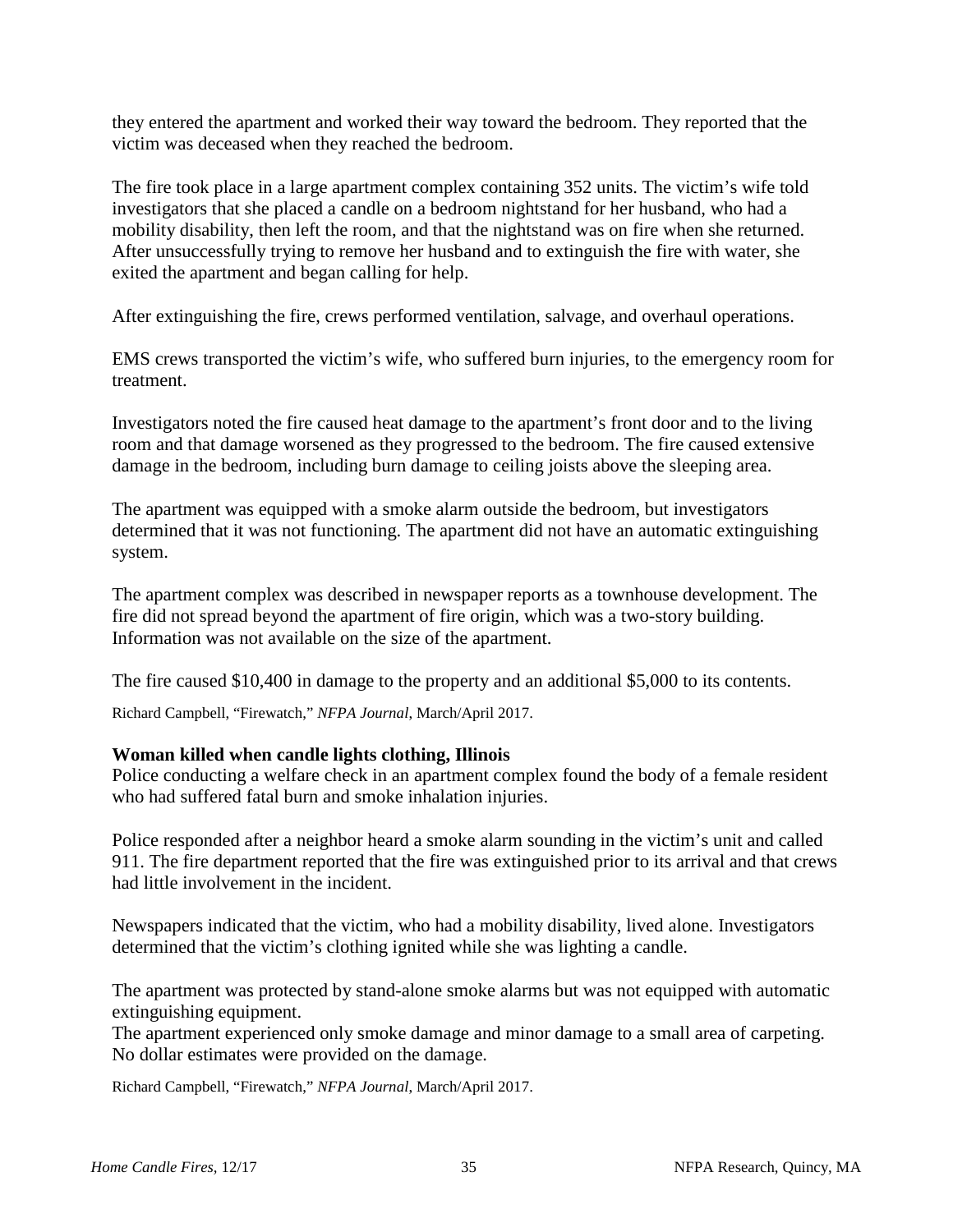they entered the apartment and worked their way toward the bedroom. They reported that the victim was deceased when they reached the bedroom.

The fire took place in a large apartment complex containing 352 units. The victim's wife told investigators that she placed a candle on a bedroom nightstand for her husband, who had a mobility disability, then left the room, and that the nightstand was on fire when she returned. After unsuccessfully trying to remove her husband and to extinguish the fire with water, she exited the apartment and began calling for help.

After extinguishing the fire, crews performed ventilation, salvage, and overhaul operations.

EMS crews transported the victim's wife, who suffered burn injuries, to the emergency room for treatment.

Investigators noted the fire caused heat damage to the apartment's front door and to the living room and that damage worsened as they progressed to the bedroom. The fire caused extensive damage in the bedroom, including burn damage to ceiling joists above the sleeping area.

The apartment was equipped with a smoke alarm outside the bedroom, but investigators determined that it was not functioning. The apartment did not have an automatic extinguishing system.

The apartment complex was described in newspaper reports as a townhouse development. The fire did not spread beyond the apartment of fire origin, which was a two-story building. Information was not available on the size of the apartment.

The fire caused $10,400 in damage to the property and an additional $5,000 to its contents.

Richard Campbell, "Firewatch," *NFPA Journal*, March/April 2017.

**Woman killed when candle lights clothing, Illinois**

Police conducting a welfare check in an apartment complex found the body of a female resident who had suffered fatal burn and smoke inhalation injuries.

Police responded after a neighbor heard a smoke alarm sounding in the victim's unit and called 911. The fire department reported that the fire was extinguished prior to its arrival and that crews had little involvement in the incident.

Newspapers indicated that the victim, who had a mobility disability, lived alone. Investigators determined that the victim's clothing ignited while she was lighting a candle.

The apartment was protected by stand-alone smoke alarms but was not equipped with automatic extinguishing equipment.

The apartment experienced only smoke damage and minor damage to a small area of carpeting. No dollar estimates were provided on the damage.

Richard Campbell, "Firewatch," *NFPA Journal*, March/April 2017.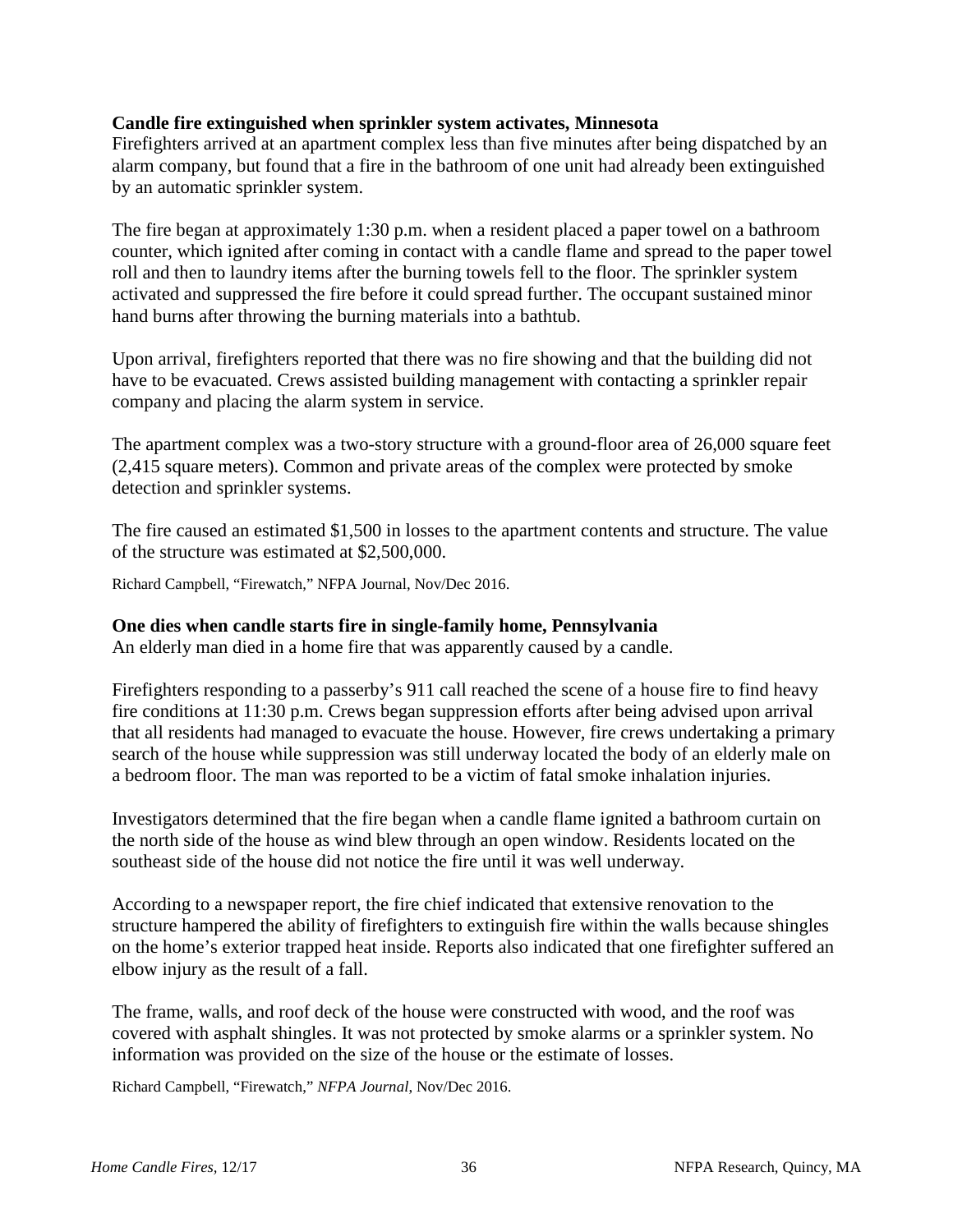**Candle fire extinguished when sprinkler system activates, Minnesota**

Firefighters arrived at an apartment complex less than five minutes after being dispatched by an alarm company, but found that a fire in the bathroom of one unit had already been extinguished by an automatic sprinkler system.

The fire began at approximately 1:30 p.m. when a resident placed a paper towel on a bathroom counter, which ignited after coming in contact with a candle flame and spread to the paper towel roll and then to laundry items after the burning towels fell to the floor. The sprinkler system activated and suppressed the fire before it could spread further. The occupant sustained minor hand burns after throwing the burning materials into a bathtub.

Upon arrival, firefighters reported that there was no fire showing and that the building did not have to be evacuated. Crews assisted building management with contacting a sprinkler repair company and placing the alarm system in service.

The apartment complex was a two-story structure with a ground-floor area of 26,000 square feet (2,415 square meters). Common and private areas of the complex were protected by smoke detection and sprinkler systems.

The fire caused an estimated $1,500 in losses to the apartment contents and structure. The value of the structure was estimated at $2,500,000.

Richard Campbell, "Firewatch," NFPA Journal, Nov/Dec 2016.

**One dies when candle starts fire in single-family home, Pennsylvania**

An elderly man died in a home fire that was apparently caused by a candle.

Firefighters responding to a passerby's 911 call reached the scene of a house fire to find heavy fire conditions at 11:30 p.m. Crews began suppression efforts after being advised upon arrival that all residents had managed to evacuate the house. However, fire crews undertaking a primary search of the house while suppression was still underway located the body of an elderly male on a bedroom floor. The man was reported to be a victim of fatal smoke inhalation injuries.

Investigators determined that the fire began when a candle flame ignited a bathroom curtain on the north side of the house as wind blew through an open window. Residents located on the southeast side of the house did not notice the fire until it was well underway.

According to a newspaper report, the fire chief indicated that extensive renovation to the structure hampered the ability of firefighters to extinguish fire within the walls because shingles on the home's exterior trapped heat inside. Reports also indicated that one firefighter suffered an elbow injury as the result of a fall.

The frame, walls, and roof deck of the house were constructed with wood, and the roof was covered with asphalt shingles. It was not protected by smoke alarms or a sprinkler system. No information was provided on the size of the house or the estimate of losses.

Richard Campbell, "Firewatch," *NFPA Journal*, Nov/Dec 2016.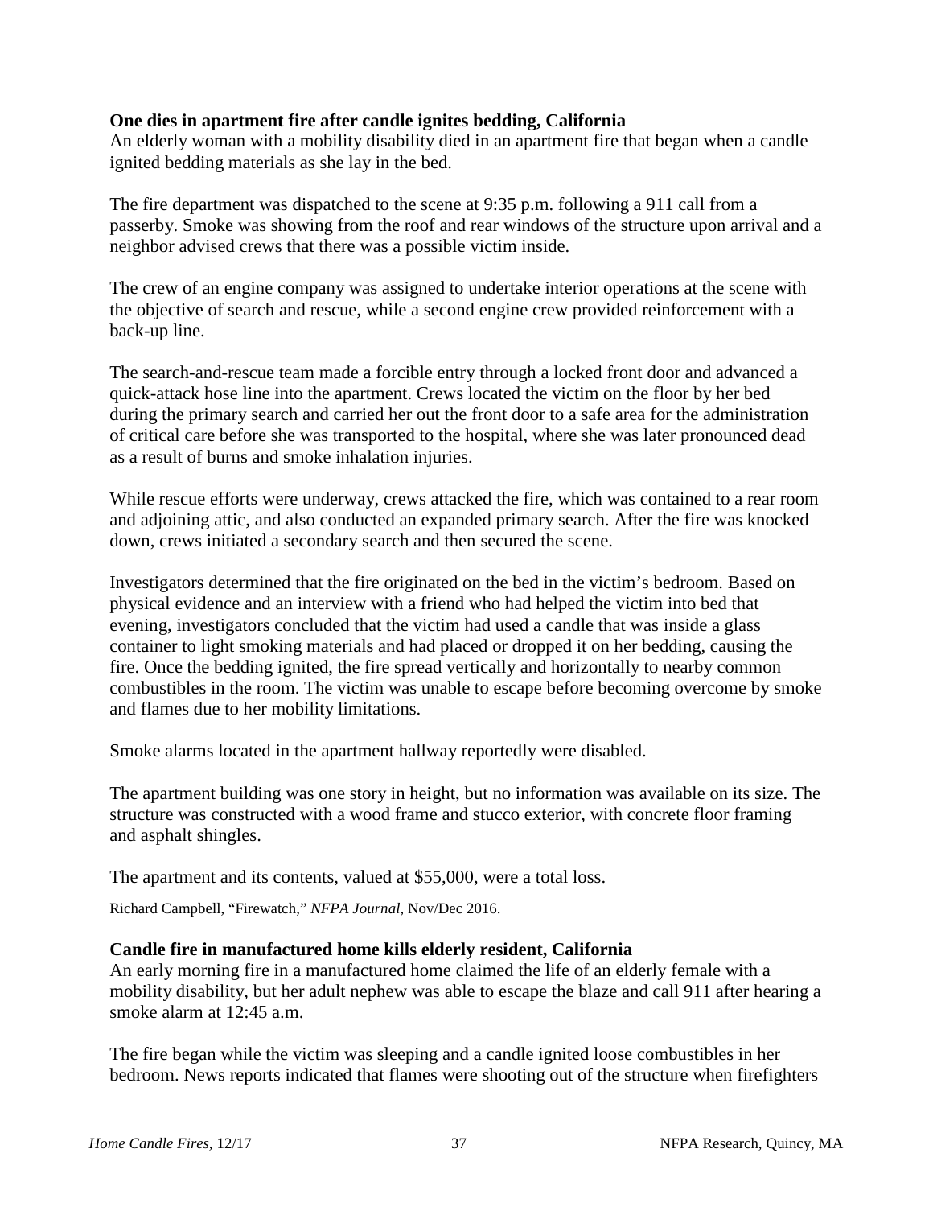**One dies in apartment fire after candle ignites bedding, California**
An elderly woman with a mobility disability died in an apartment fire that began when a candle ignited bedding materials as she lay in the bed.

The fire department was dispatched to the scene at 9:35 p.m. following a 911 call from a passerby. Smoke was showing from the roof and rear windows of the structure upon arrival and a neighbor advised crews that there was a possible victim inside.

The crew of an engine company was assigned to undertake interior operations at the scene with the objective of search and rescue, while a second engine crew provided reinforcement with a back-up line.

The search-and-rescue team made a forcible entry through a locked front door and advanced a quick-attack hose line into the apartment. Crews located the victim on the floor by her bed during the primary search and carried her out the front door to a safe area for the administration of critical care before she was transported to the hospital, where she was later pronounced dead as a result of burns and smoke inhalation injuries.

While rescue efforts were underway, crews attacked the fire, which was contained to a rear room and adjoining attic, and also conducted an expanded primary search. After the fire was knocked down, crews initiated a secondary search and then secured the scene.

Investigators determined that the fire originated on the bed in the victim's bedroom. Based on physical evidence and an interview with a friend who had helped the victim into bed that evening, investigators concluded that the victim had used a candle that was inside a glass container to light smoking materials and had placed or dropped it on her bedding, causing the fire. Once the bedding ignited, the fire spread vertically and horizontally to nearby common combustibles in the room. The victim was unable to escape before becoming overcome by smoke and flames due to her mobility limitations.

Smoke alarms located in the apartment hallway reportedly were disabled.

The apartment building was one story in height, but no information was available on its size. The structure was constructed with a wood frame and stucco exterior, with concrete floor framing and asphalt shingles.

The apartment and its contents, valued at $55,000, were a total loss.

Richard Campbell, "Firewatch," *NFPA Journal*, Nov/Dec 2016.

**Candle fire in manufactured home kills elderly resident, California**
An early morning fire in a manufactured home claimed the life of an elderly female with a mobility disability, but her adult nephew was able to escape the blaze and call 911 after hearing a smoke alarm at 12:45 a.m.

The fire began while the victim was sleeping and a candle ignited loose combustibles in her bedroom. News reports indicated that flames were shooting out of the structure when firefighters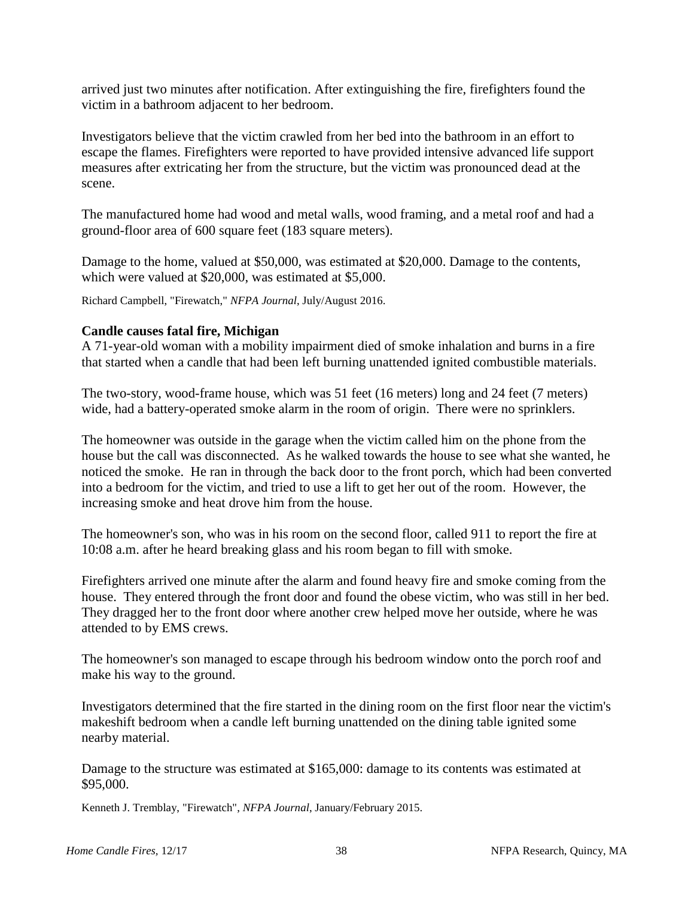arrived just two minutes after notification. After extinguishing the fire, firefighters found the victim in a bathroom adjacent to her bedroom.

Investigators believe that the victim crawled from her bed into the bathroom in an effort to escape the flames. Firefighters were reported to have provided intensive advanced life support measures after extricating her from the structure, but the victim was pronounced dead at the scene.

The manufactured home had wood and metal walls, wood framing, and a metal roof and had a ground-floor area of 600 square feet (183 square meters).

Damage to the home, valued at $50,000, was estimated at $20,000. Damage to the contents, which were valued at $20,000, was estimated at $5,000.

Richard Campbell, "Firewatch," *NFPA Journal*, July/August 2016.

**Candle causes fatal fire, Michigan**

A 71-year-old woman with a mobility impairment died of smoke inhalation and burns in a fire that started when a candle that had been left burning unattended ignited combustible materials.

The two-story, wood-frame house, which was 51 feet (16 meters) long and 24 feet (7 meters) wide, had a battery-operated smoke alarm in the room of origin. There were no sprinklers.

The homeowner was outside in the garage when the victim called him on the phone from the house but the call was disconnected. As he walked towards the house to see what she wanted, he noticed the smoke. He ran in through the back door to the front porch, which had been converted into a bedroom for the victim, and tried to use a lift to get her out of the room. However, the increasing smoke and heat drove him from the house.

The homeowner's son, who was in his room on the second floor, called 911 to report the fire at 10:08 a.m. after he heard breaking glass and his room began to fill with smoke.

Firefighters arrived one minute after the alarm and found heavy fire and smoke coming from the house. They entered through the front door and found the obese victim, who was still in her bed. They dragged her to the front door where another crew helped move her outside, where he was attended to by EMS crews.

The homeowner's son managed to escape through his bedroom window onto the porch roof and make his way to the ground.

Investigators determined that the fire started in the dining room on the first floor near the victim's makeshift bedroom when a candle left burning unattended on the dining table ignited some nearby material.

Damage to the structure was estimated at $165,000: damage to its contents was estimated at $95,000.

Kenneth J. Tremblay, "Firewatch", *NFPA Journal*, January/February 2015.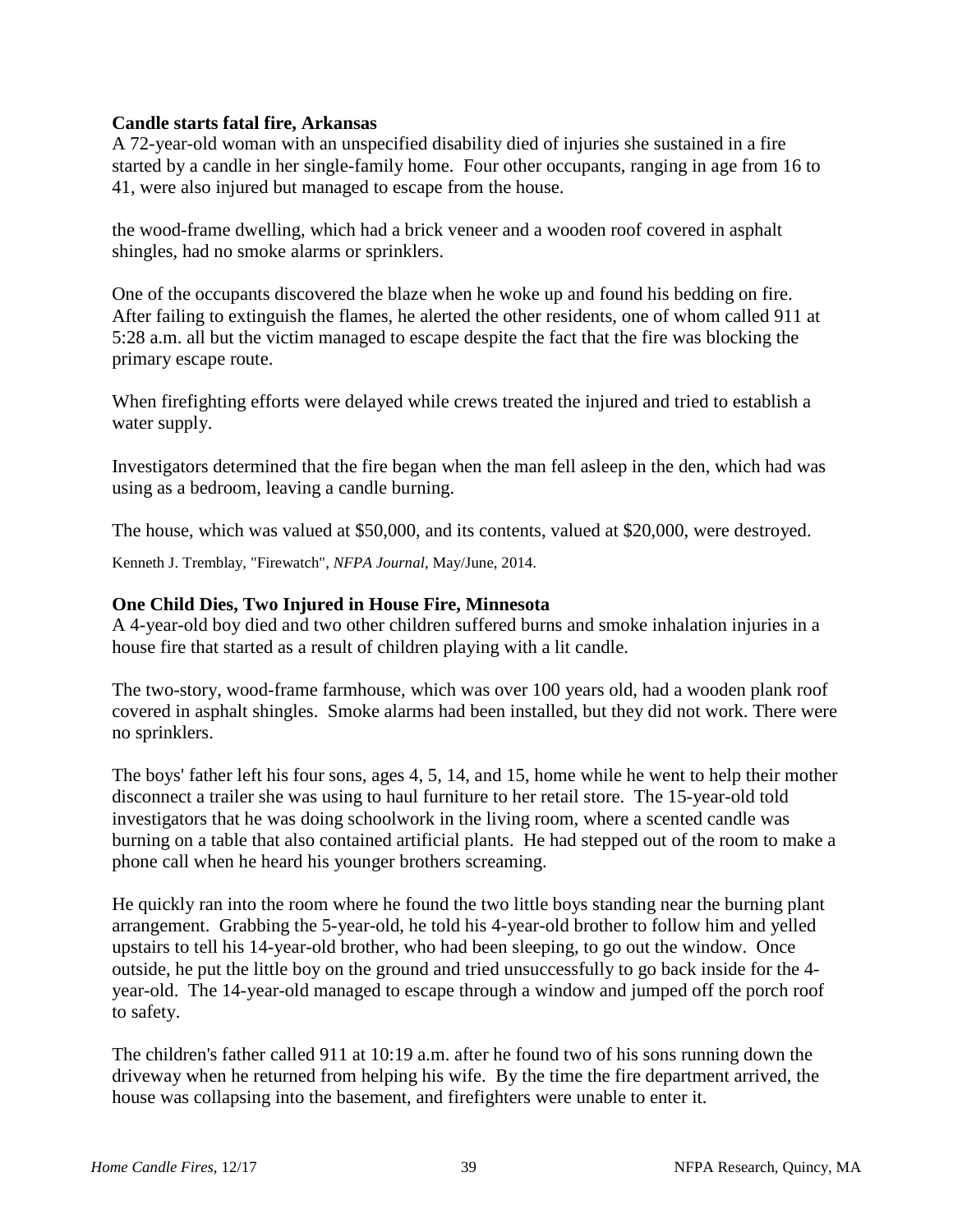**Candle starts fatal fire, Arkansas**

A 72-year-old woman with an unspecified disability died of injuries she sustained in a fire started by a candle in her single-family home. Four other occupants, ranging in age from 16 to 41, were also injured but managed to escape from the house.

the wood-frame dwelling, which had a brick veneer and a wooden roof covered in asphalt shingles, had no smoke alarms or sprinklers.

One of the occupants discovered the blaze when he woke up and found his bedding on fire. After failing to extinguish the flames, he alerted the other residents, one of whom called 911 at 5:28 a.m. all but the victim managed to escape despite the fact that the fire was blocking the primary escape route.

When firefighting efforts were delayed while crews treated the injured and tried to establish a water supply.

Investigators determined that the fire began when the man fell asleep in the den, which had was using as a bedroom, leaving a candle burning.

The house, which was valued at $50,000, and its contents, valued at $20,000, were destroyed.

Kenneth J. Tremblay, "Firewatch", *NFPA Journal*, May/June, 2014.

**One Child Dies, Two Injured in House Fire, Minnesota**

A 4-year-old boy died and two other children suffered burns and smoke inhalation injuries in a house fire that started as a result of children playing with a lit candle.

The two-story, wood-frame farmhouse, which was over 100 years old, had a wooden plank roof covered in asphalt shingles. Smoke alarms had been installed, but they did not work. There were no sprinklers.

The boys' father left his four sons, ages 4, 5, 14, and 15, home while he went to help their mother disconnect a trailer she was using to haul furniture to her retail store. The 15-year-old told investigators that he was doing schoolwork in the living room, where a scented candle was burning on a table that also contained artificial plants. He had stepped out of the room to make a phone call when he heard his younger brothers screaming.

He quickly ran into the room where he found the two little boys standing near the burning plant arrangement. Grabbing the 5-year-old, he told his 4-year-old brother to follow him and yelled upstairs to tell his 14-year-old brother, who had been sleeping, to go out the window. Once outside, he put the little boy on the ground and tried unsuccessfully to go back inside for the 4-year-old. The 14-year-old managed to escape through a window and jumped off the porch roof to safety.

The children's father called 911 at 10:19 a.m. after he found two of his sons running down the driveway when he returned from helping his wife. By the time the fire department arrived, the house was collapsing into the basement, and firefighters were unable to enter it.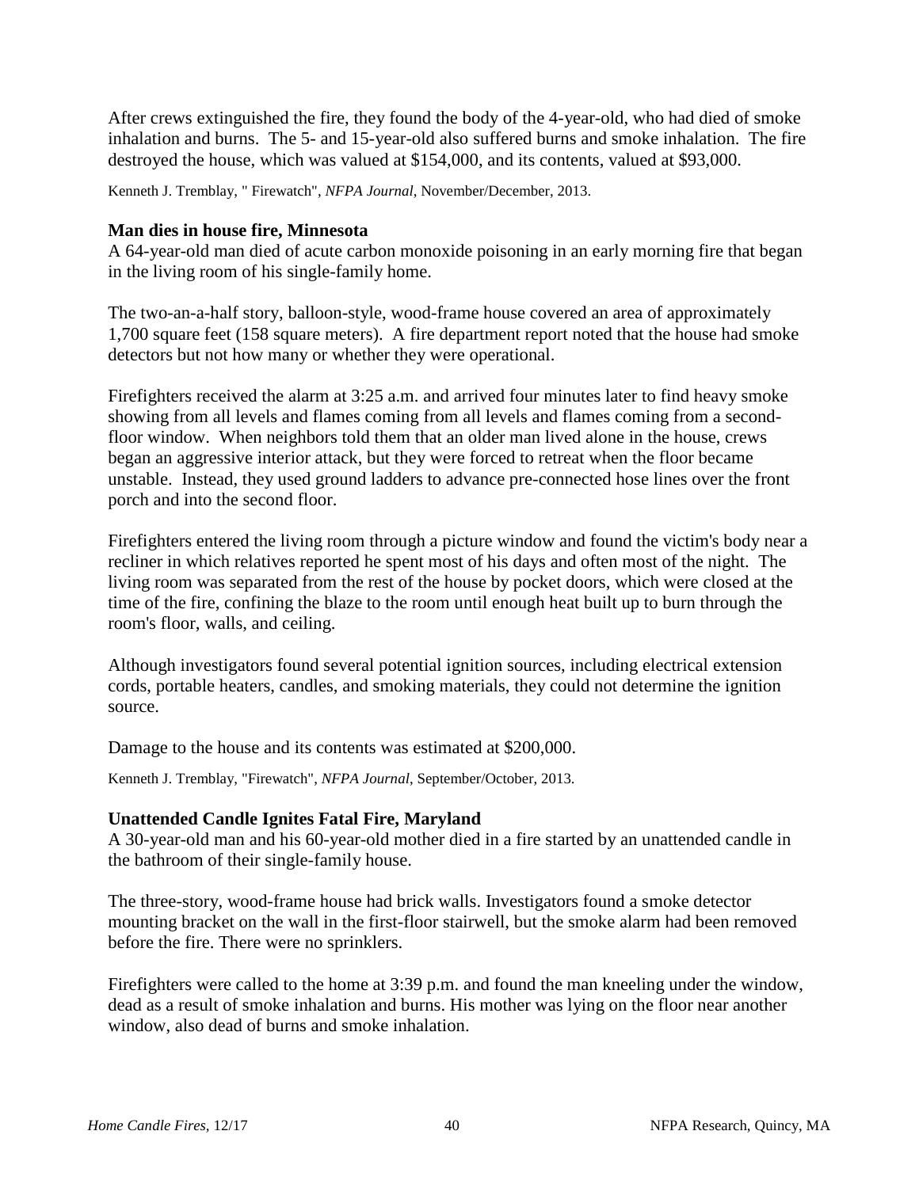After crews extinguished the fire, they found the body of the 4-year-old, who had died of smoke inhalation and burns. The 5- and 15-year-old also suffered burns and smoke inhalation. The fire destroyed the house, which was valued at $154,000, and its contents, valued at $93,000.

Kenneth J. Tremblay, " Firewatch", *NFPA Journal*, November/December, 2013.

**Man dies in house fire, Minnesota**

A 64-year-old man died of acute carbon monoxide poisoning in an early morning fire that began in the living room of his single-family home.

The two-an-a-half story, balloon-style, wood-frame house covered an area of approximately 1,700 square feet (158 square meters). A fire department report noted that the house had smoke detectors but not how many or whether they were operational.

Firefighters received the alarm at 3:25 a.m. and arrived four minutes later to find heavy smoke showing from all levels and flames coming from all levels and flames coming from a second-floor window. When neighbors told them that an older man lived alone in the house, crews began an aggressive interior attack, but they were forced to retreat when the floor became unstable. Instead, they used ground ladders to advance pre-connected hose lines over the front porch and into the second floor.

Firefighters entered the living room through a picture window and found the victim's body near a recliner in which relatives reported he spent most of his days and often most of the night. The living room was separated from the rest of the house by pocket doors, which were closed at the time of the fire, confining the blaze to the room until enough heat built up to burn through the room's floor, walls, and ceiling.

Although investigators found several potential ignition sources, including electrical extension cords, portable heaters, candles, and smoking materials, they could not determine the ignition source.

Damage to the house and its contents was estimated at $200,000.

Kenneth J. Tremblay, "Firewatch", *NFPA Journal*, September/October, 2013.

**Unattended Candle Ignites Fatal Fire, Maryland**

A 30-year-old man and his 60-year-old mother died in a fire started by an unattended candle in the bathroom of their single-family house.

The three-story, wood-frame house had brick walls. Investigators found a smoke detector mounting bracket on the wall in the first-floor stairwell, but the smoke alarm had been removed before the fire. There were no sprinklers.

Firefighters were called to the home at 3:39 p.m. and found the man kneeling under the window, dead as a result of smoke inhalation and burns. His mother was lying on the floor near another window, also dead of burns and smoke inhalation.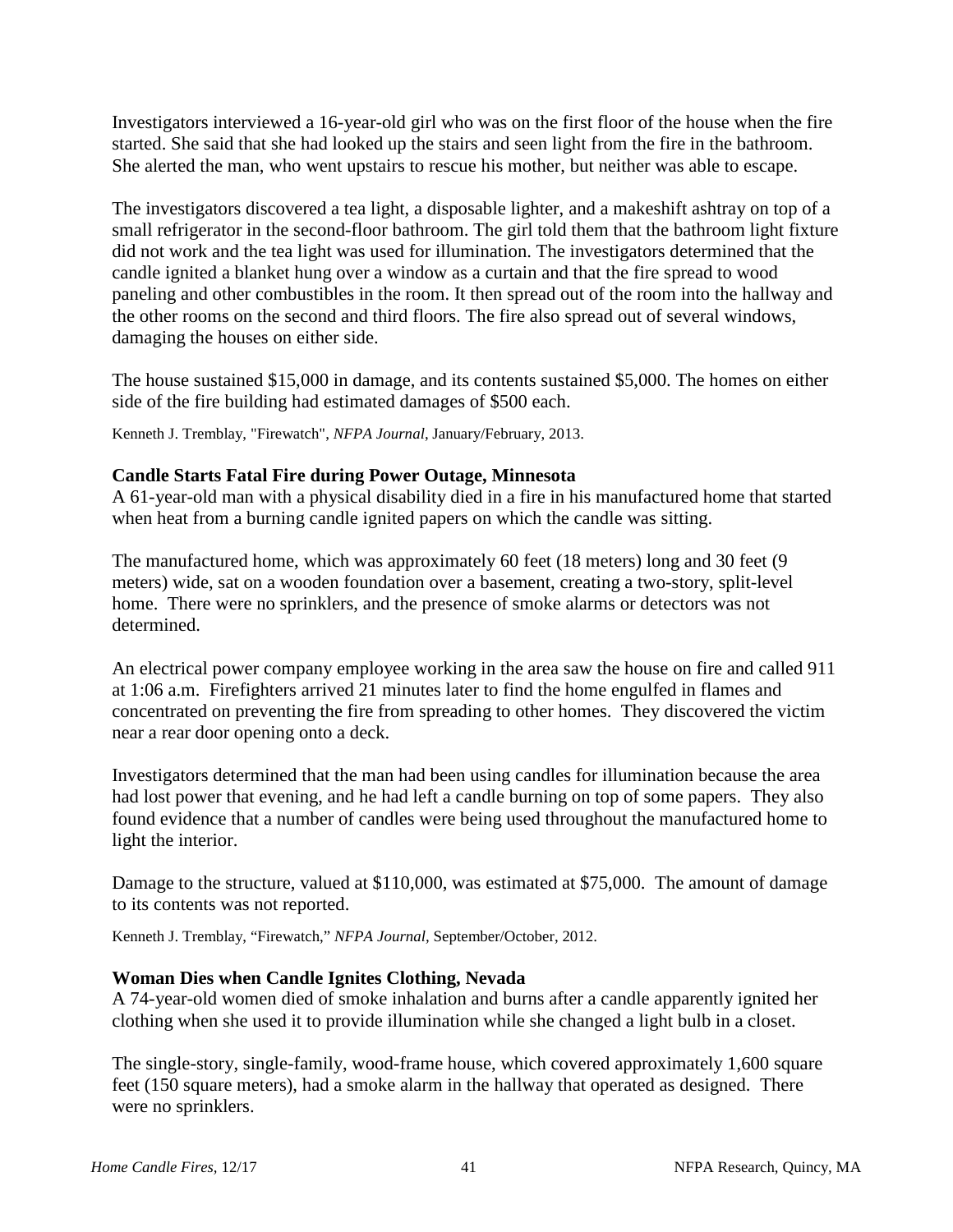Investigators interviewed a 16-year-old girl who was on the first floor of the house when the fire started. She said that she had looked up the stairs and seen light from the fire in the bathroom. She alerted the man, who went upstairs to rescue his mother, but neither was able to escape.

The investigators discovered a tea light, a disposable lighter, and a makeshift ashtray on top of a small refrigerator in the second-floor bathroom. The girl told them that the bathroom light fixture did not work and the tea light was used for illumination. The investigators determined that the candle ignited a blanket hung over a window as a curtain and that the fire spread to wood paneling and other combustibles in the room. It then spread out of the room into the hallway and the other rooms on the second and third floors. The fire also spread out of several windows, damaging the houses on either side.

The house sustained $15,000 in damage, and its contents sustained $5,000. The homes on either side of the fire building had estimated damages of $500 each.

Kenneth J. Tremblay, "Firewatch", *NFPA Journal*, January/February, 2013.

### Candle Starts Fatal Fire during Power Outage, Minnesota

A 61-year-old man with a physical disability died in a fire in his manufactured home that started when heat from a burning candle ignited papers on which the candle was sitting.

The manufactured home, which was approximately 60 feet (18 meters) long and 30 feet (9 meters) wide, sat on a wooden foundation over a basement, creating a two-story, split-level home. There were no sprinklers, and the presence of smoke alarms or detectors was not determined.

An electrical power company employee working in the area saw the house on fire and called 911 at 1:06 a.m. Firefighters arrived 21 minutes later to find the home engulfed in flames and concentrated on preventing the fire from spreading to other homes. They discovered the victim near a rear door opening onto a deck.

Investigators determined that the man had been using candles for illumination because the area had lost power that evening, and he had left a candle burning on top of some papers. They also found evidence that a number of candles were being used throughout the manufactured home to light the interior.

Damage to the structure, valued at $110,000, was estimated at $75,000. The amount of damage to its contents was not reported.

Kenneth J. Tremblay, "Firewatch," *NFPA Journal*, September/October, 2012.

### Woman Dies when Candle Ignites Clothing, Nevada

A 74-year-old women died of smoke inhalation and burns after a candle apparently ignited her clothing when she used it to provide illumination while she changed a light bulb in a closet.

The single-story, single-family, wood-frame house, which covered approximately 1,600 square feet (150 square meters), had a smoke alarm in the hallway that operated as designed. There were no sprinklers.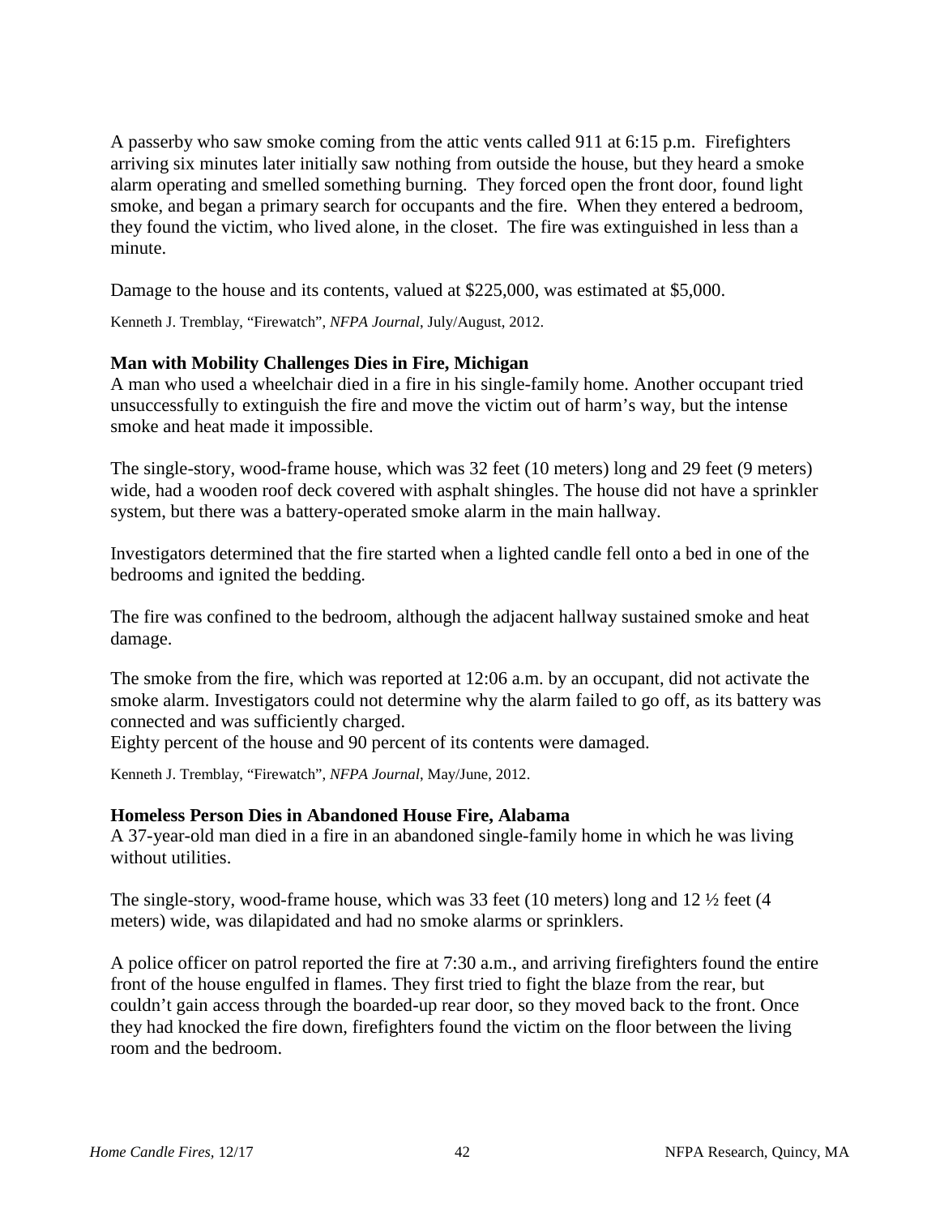A passerby who saw smoke coming from the attic vents called 911 at 6:15 p.m. Firefighters arriving six minutes later initially saw nothing from outside the house, but they heard a smoke alarm operating and smelled something burning. They forced open the front door, found light smoke, and began a primary search for occupants and the fire. When they entered a bedroom, they found the victim, who lived alone, in the closet. The fire was extinguished in less than a minute.

Damage to the house and its contents, valued at $225,000, was estimated at $5,000.

Kenneth J. Tremblay, "Firewatch", *NFPA Journal*, July/August, 2012.

**Man with Mobility Challenges Dies in Fire, Michigan**

A man who used a wheelchair died in a fire in his single-family home. Another occupant tried unsuccessfully to extinguish the fire and move the victim out of harm's way, but the intense smoke and heat made it impossible.

The single-story, wood-frame house, which was 32 feet (10 meters) long and 29 feet (9 meters) wide, had a wooden roof deck covered with asphalt shingles. The house did not have a sprinkler system, but there was a battery-operated smoke alarm in the main hallway.

Investigators determined that the fire started when a lighted candle fell onto a bed in one of the bedrooms and ignited the bedding.

The fire was confined to the bedroom, although the adjacent hallway sustained smoke and heat damage.

The smoke from the fire, which was reported at 12:06 a.m. by an occupant, did not activate the smoke alarm. Investigators could not determine why the alarm failed to go off, as its battery was connected and was sufficiently charged.

Eighty percent of the house and 90 percent of its contents were damaged.

Kenneth J. Tremblay, "Firewatch", *NFPA Journal*, May/June, 2012.

**Homeless Person Dies in Abandoned House Fire, Alabama**

A 37-year-old man died in a fire in an abandoned single-family home in which he was living without utilities.

The single-story, wood-frame house, which was 33 feet (10 meters) long and 12 ½ feet (4 meters) wide, was dilapidated and had no smoke alarms or sprinklers.

A police officer on patrol reported the fire at 7:30 a.m., and arriving firefighters found the entire front of the house engulfed in flames. They first tried to fight the blaze from the rear, but couldn't gain access through the boarded-up rear door, so they moved back to the front. Once they had knocked the fire down, firefighters found the victim on the floor between the living room and the bedroom.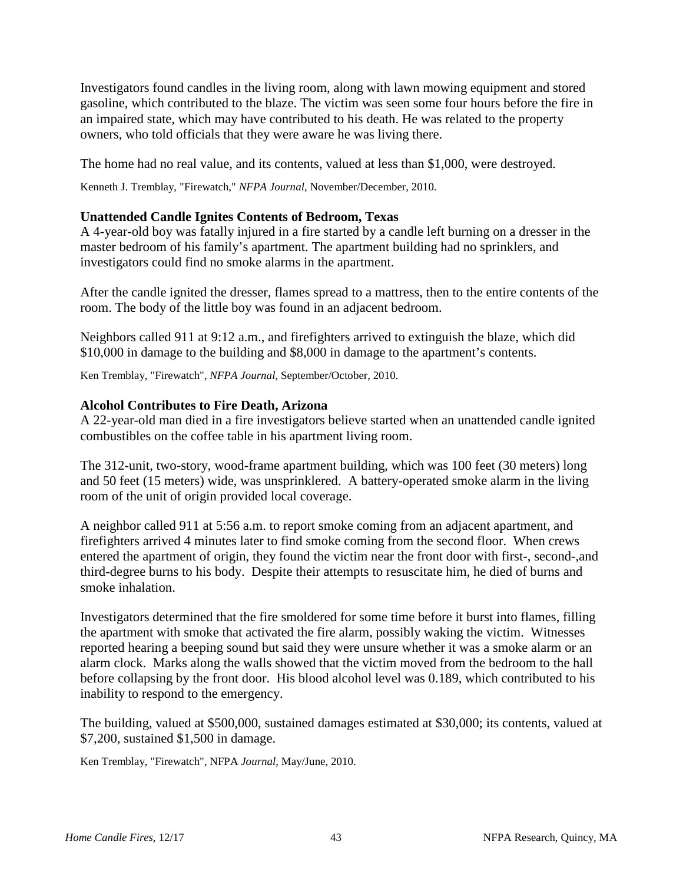Investigators found candles in the living room, along with lawn mowing equipment and stored gasoline, which contributed to the blaze. The victim was seen some four hours before the fire in an impaired state, which may have contributed to his death. He was related to the property owners, who told officials that they were aware he was living there.

The home had no real value, and its contents, valued at less than $1,000, were destroyed.

Kenneth J. Tremblay, "Firewatch," *NFPA Journal*, November/December, 2010.

**Unattended Candle Ignites Contents of Bedroom, Texas**

A 4-year-old boy was fatally injured in a fire started by a candle left burning on a dresser in the master bedroom of his family's apartment. The apartment building had no sprinklers, and investigators could find no smoke alarms in the apartment.

After the candle ignited the dresser, flames spread to a mattress, then to the entire contents of the room. The body of the little boy was found in an adjacent bedroom.

Neighbors called 911 at 9:12 a.m., and firefighters arrived to extinguish the blaze, which did $10,000 in damage to the building and $8,000 in damage to the apartment's contents.

Ken Tremblay, "Firewatch", *NFPA Journal*, September/October, 2010.

**Alcohol Contributes to Fire Death, Arizona**

A 22-year-old man died in a fire investigators believe started when an unattended candle ignited combustibles on the coffee table in his apartment living room.

The 312-unit, two-story, wood-frame apartment building, which was 100 feet (30 meters) long and 50 feet (15 meters) wide, was unsprinklered. A battery-operated smoke alarm in the living room of the unit of origin provided local coverage.

A neighbor called 911 at 5:56 a.m. to report smoke coming from an adjacent apartment, and firefighters arrived 4 minutes later to find smoke coming from the second floor. When crews entered the apartment of origin, they found the victim near the front door with first-, second-,and third-degree burns to his body. Despite their attempts to resuscitate him, he died of burns and smoke inhalation.

Investigators determined that the fire smoldered for some time before it burst into flames, filling the apartment with smoke that activated the fire alarm, possibly waking the victim. Witnesses reported hearing a beeping sound but said they were unsure whether it was a smoke alarm or an alarm clock. Marks along the walls showed that the victim moved from the bedroom to the hall before collapsing by the front door. His blood alcohol level was 0.189, which contributed to his inability to respond to the emergency.

The building, valued at $500,000, sustained damages estimated at $30,000; its contents, valued at $7,200, sustained $1,500 in damage.

Ken Tremblay, "Firewatch", NFPA *Journal*, May/June, 2010.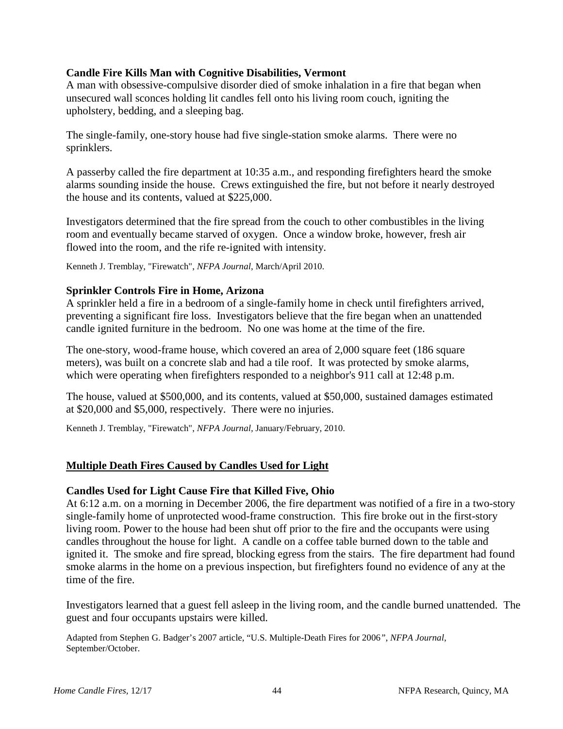### Candle Fire Kills Man with Cognitive Disabilities, Vermont

A man with obsessive-compulsive disorder died of smoke inhalation in a fire that began when unsecured wall sconces holding lit candles fell onto his living room couch, igniting the upholstery, bedding, and a sleeping bag.

The single-family, one-story house had five single-station smoke alarms. There were no sprinklers.

A passerby called the fire department at 10:35 a.m., and responding firefighters heard the smoke alarms sounding inside the house. Crews extinguished the fire, but not before it nearly destroyed the house and its contents, valued at $225,000.

Investigators determined that the fire spread from the couch to other combustibles in the living room and eventually became starved of oxygen. Once a window broke, however, fresh air flowed into the room, and the rife re-ignited with intensity.

Kenneth J. Tremblay, "Firewatch", *NFPA Journal*, March/April 2010.

### Sprinkler Controls Fire in Home, Arizona

A sprinkler held a fire in a bedroom of a single-family home in check until firefighters arrived, preventing a significant fire loss. Investigators believe that the fire began when an unattended candle ignited furniture in the bedroom. No one was home at the time of the fire.

The one-story, wood-frame house, which covered an area of 2,000 square feet (186 square meters), was built on a concrete slab and had a tile roof. It was protected by smoke alarms, which were operating when firefighters responded to a neighbor's 911 call at 12:48 p.m.

The house, valued at $500,000, and its contents, valued at $50,000, sustained damages estimated at $20,000 and $5,000, respectively. There were no injuries.

Kenneth J. Tremblay, "Firewatch", *NFPA Journal*, January/February, 2010.

## Multiple Death Fires Caused by Candles Used for Light

### Candles Used for Light Cause Fire that Killed Five, Ohio

At 6:12 a.m. on a morning in December 2006, the fire department was notified of a fire in a two-story single-family home of unprotected wood-frame construction. This fire broke out in the first-story living room. Power to the house had been shut off prior to the fire and the occupants were using candles throughout the house for light. A candle on a coffee table burned down to the table and ignited it. The smoke and fire spread, blocking egress from the stairs. The fire department had found smoke alarms in the home on a previous inspection, but firefighters found no evidence of any at the time of the fire.

Investigators learned that a guest fell asleep in the living room, and the candle burned unattended. The guest and four occupants upstairs were killed.

Adapted from Stephen G. Badger's 2007 article, "U.S. Multiple-Death Fires for 2006", *NFPA Journal*, September/October.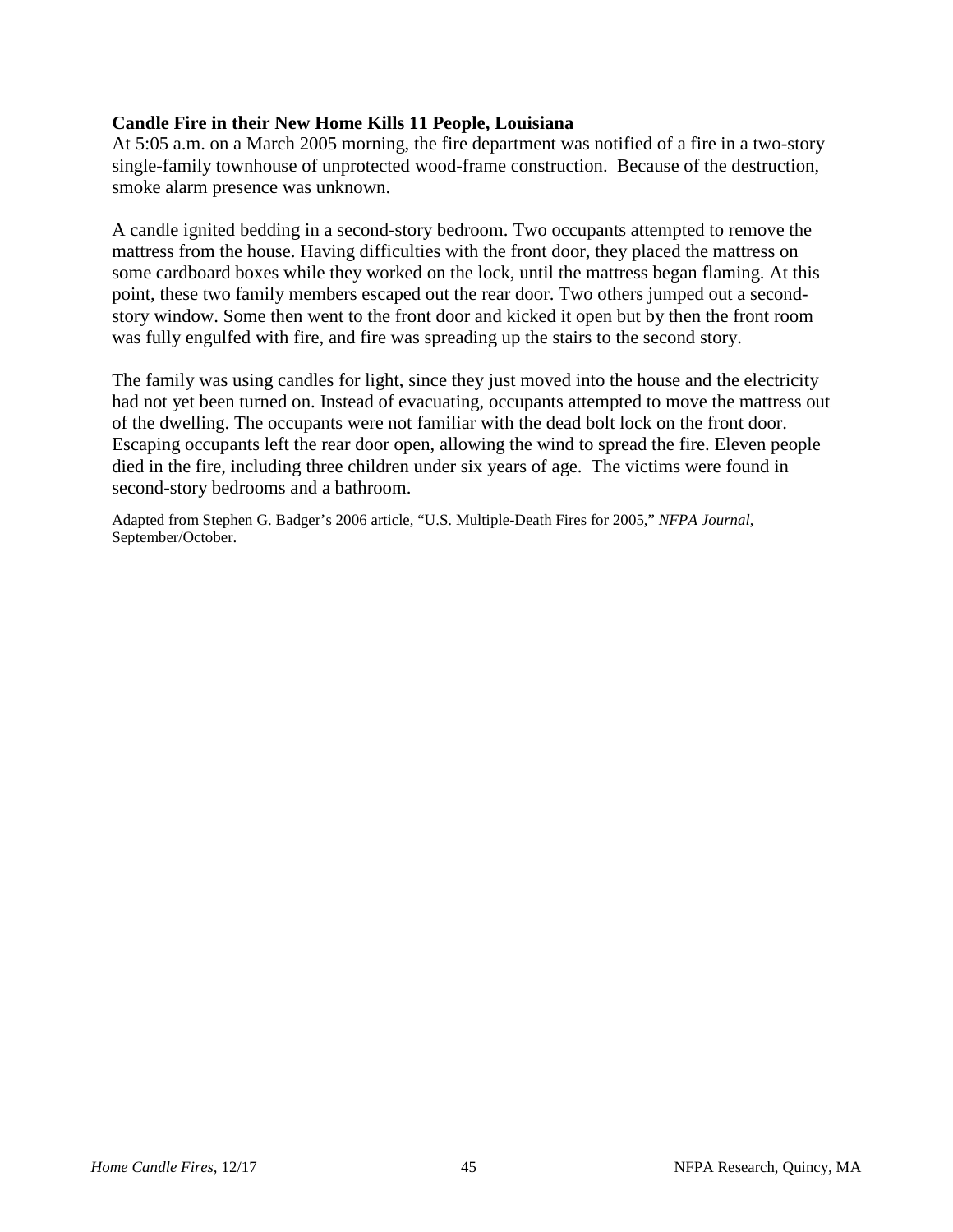**Candle Fire in their New Home Kills 11 People, Louisiana**

At 5:05 a.m. on a March 2005 morning, the fire department was notified of a fire in a two-story single-family townhouse of unprotected wood-frame construction. Because of the destruction, smoke alarm presence was unknown.

A candle ignited bedding in a second-story bedroom. Two occupants attempted to remove the mattress from the house. Having difficulties with the front door, they placed the mattress on some cardboard boxes while they worked on the lock, until the mattress began flaming. At this point, these two family members escaped out the rear door. Two others jumped out a second-story window. Some then went to the front door and kicked it open but by then the front room was fully engulfed with fire, and fire was spreading up the stairs to the second story.

The family was using candles for light, since they just moved into the house and the electricity had not yet been turned on. Instead of evacuating, occupants attempted to move the mattress out of the dwelling. The occupants were not familiar with the dead bolt lock on the front door. Escaping occupants left the rear door open, allowing the wind to spread the fire. Eleven people died in the fire, including three children under six years of age. The victims were found in second-story bedrooms and a bathroom.

Adapted from Stephen G. Badger's 2006 article, "U.S. Multiple-Death Fires for 2005," *NFPA Journal*, September/October.